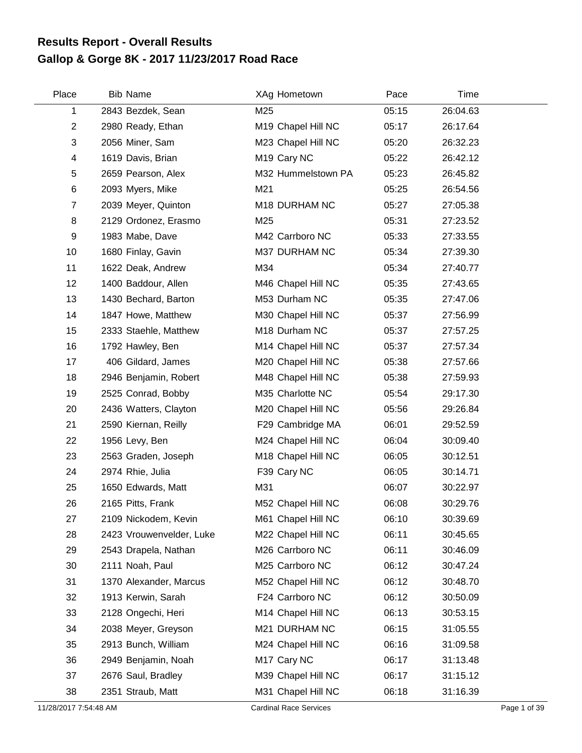# Results Report - Overall Results
## Gallop & Gorge 8K - 2017 11/23/2017 Road Race

| Place | Bib | Name | XAg | Hometown | Pace | Time |
|---|---|---|---|---|---|---|
| 1 | 2843 | Bezdek, Sean | M25 | | 05:15 | 26:04.63 |
| 2 | 2980 | Ready, Ethan | M19 | Chapel Hill NC | 05:17 | 26:17.64 |
| 3 | 2056 | Miner, Sam | M23 | Chapel Hill NC | 05:20 | 26:32.23 |
| 4 | 1619 | Davis, Brian | M19 | Cary NC | 05:22 | 26:42.12 |
| 5 | 2659 | Pearson, Alex | M32 | Hummelstown PA | 05:23 | 26:45.82 |
| 6 | 2093 | Myers, Mike | M21 | | 05:25 | 26:54.56 |
| 7 | 2039 | Meyer, Quinton | M18 | DURHAM NC | 05:27 | 27:05.38 |
| 8 | 2129 | Ordonez, Erasmo | M25 | | 05:31 | 27:23.52 |
| 9 | 1983 | Mabe, Dave | M42 | Carrboro NC | 05:33 | 27:33.55 |
| 10 | 1680 | Finlay, Gavin | M37 | DURHAM NC | 05:34 | 27:39.30 |
| 11 | 1622 | Deak, Andrew | M34 | | 05:34 | 27:40.77 |
| 12 | 1400 | Baddour, Allen | M46 | Chapel Hill NC | 05:35 | 27:43.65 |
| 13 | 1430 | Bechard, Barton | M53 | Durham NC | 05:35 | 27:47.06 |
| 14 | 1847 | Howe, Matthew | M30 | Chapel Hill NC | 05:37 | 27:56.99 |
| 15 | 2333 | Staehle, Matthew | M18 | Durham NC | 05:37 | 27:57.25 |
| 16 | 1792 | Hawley, Ben | M14 | Chapel Hill NC | 05:37 | 27:57.34 |
| 17 | 406 | Gildard, James | M20 | Chapel Hill NC | 05:38 | 27:57.66 |
| 18 | 2946 | Benjamin, Robert | M48 | Chapel Hill NC | 05:38 | 27:59.93 |
| 19 | 2525 | Conrad, Bobby | M35 | Charlotte NC | 05:54 | 29:17.30 |
| 20 | 2436 | Watters, Clayton | M20 | Chapel Hill NC | 05:56 | 29:26.84 |
| 21 | 2590 | Kiernan, Reilly | F29 | Cambridge MA | 06:01 | 29:52.59 |
| 22 | 1956 | Levy, Ben | M24 | Chapel Hill NC | 06:04 | 30:09.40 |
| 23 | 2563 | Graden, Joseph | M18 | Chapel Hill NC | 06:05 | 30:12.51 |
| 24 | 2974 | Rhie, Julia | F39 | Cary NC | 06:05 | 30:14.71 |
| 25 | 1650 | Edwards, Matt | M31 | | 06:07 | 30:22.97 |
| 26 | 2165 | Pitts, Frank | M52 | Chapel Hill NC | 06:08 | 30:29.76 |
| 27 | 2109 | Nickodem, Kevin | M61 | Chapel Hill NC | 06:10 | 30:39.69 |
| 28 | 2423 | Vrouwenvelder, Luke | M22 | Chapel Hill NC | 06:11 | 30:45.65 |
| 29 | 2543 | Drapela, Nathan | M26 | Carrboro NC | 06:11 | 30:46.09 |
| 30 | 2111 | Noah, Paul | M25 | Carrboro NC | 06:12 | 30:47.24 |
| 31 | 1370 | Alexander, Marcus | M52 | Chapel Hill NC | 06:12 | 30:48.70 |
| 32 | 1913 | Kerwin, Sarah | F24 | Carrboro NC | 06:12 | 30:50.09 |
| 33 | 2128 | Ongechi, Heri | M14 | Chapel Hill NC | 06:13 | 30:53.15 |
| 34 | 2038 | Meyer, Greyson | M21 | DURHAM NC | 06:15 | 31:05.55 |
| 35 | 2913 | Bunch, William | M24 | Chapel Hill NC | 06:16 | 31:09.58 |
| 36 | 2949 | Benjamin, Noah | M17 | Cary NC | 06:17 | 31:13.48 |
| 37 | 2676 | Saul, Bradley | M39 | Chapel Hill NC | 06:17 | 31:15.12 |
| 38 | 2351 | Straub, Matt | M31 | Chapel Hill NC | 06:18 | 31:16.39 |

11/28/2017 7:54:48 AM — Cardinal Race Services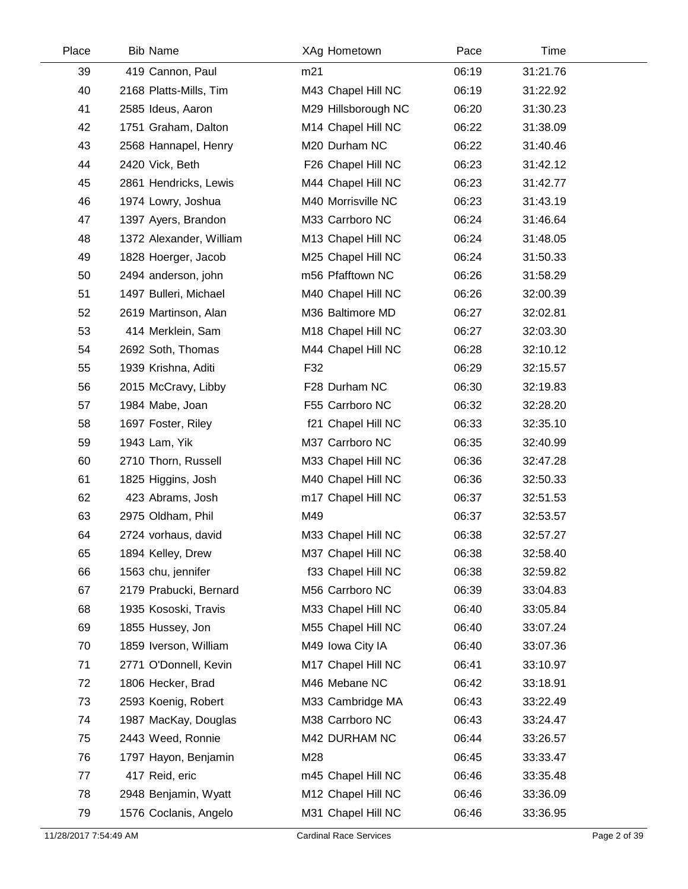| Place | Bib | Name | XAg | Hometown | Pace | Time |
|---|---|---|---|---|---|---|
| 39 | 419 | Cannon, Paul | m21 | | 06:19 | 31:21.76 |
| 40 | 2168 | Platts-Mills, Tim | M43 | Chapel Hill NC | 06:19 | 31:22.92 |
| 41 | 2585 | Ideus, Aaron | M29 | Hillsborough NC | 06:20 | 31:30.23 |
| 42 | 1751 | Graham, Dalton | M14 | Chapel Hill NC | 06:22 | 31:38.09 |
| 43 | 2568 | Hannapel, Henry | M20 | Durham NC | 06:22 | 31:40.46 |
| 44 | 2420 | Vick, Beth | F26 | Chapel Hill NC | 06:23 | 31:42.12 |
| 45 | 2861 | Hendricks, Lewis | M44 | Chapel Hill NC | 06:23 | 31:42.77 |
| 46 | 1974 | Lowry, Joshua | M40 | Morrisville NC | 06:23 | 31:43.19 |
| 47 | 1397 | Ayers, Brandon | M33 | Carrboro NC | 06:24 | 31:46.64 |
| 48 | 1372 | Alexander, William | M13 | Chapel Hill NC | 06:24 | 31:48.05 |
| 49 | 1828 | Hoerger, Jacob | M25 | Chapel Hill NC | 06:24 | 31:50.33 |
| 50 | 2494 | anderson, john | m56 | Pfafftown NC | 06:26 | 31:58.29 |
| 51 | 1497 | Bulleri, Michael | M40 | Chapel Hill NC | 06:26 | 32:00.39 |
| 52 | 2619 | Martinson, Alan | M36 | Baltimore MD | 06:27 | 32:02.81 |
| 53 | 414 | Merklein, Sam | M18 | Chapel Hill NC | 06:27 | 32:03.30 |
| 54 | 2692 | Soth, Thomas | M44 | Chapel Hill NC | 06:28 | 32:10.12 |
| 55 | 1939 | Krishna, Aditi | F32 | | 06:29 | 32:15.57 |
| 56 | 2015 | McCravy, Libby | F28 | Durham NC | 06:30 | 32:19.83 |
| 57 | 1984 | Mabe, Joan | F55 | Carrboro NC | 06:32 | 32:28.20 |
| 58 | 1697 | Foster, Riley | f21 | Chapel Hill NC | 06:33 | 32:35.10 |
| 59 | 1943 | Lam, Yik | M37 | Carrboro NC | 06:35 | 32:40.99 |
| 60 | 2710 | Thorn, Russell | M33 | Chapel Hill NC | 06:36 | 32:47.28 |
| 61 | 1825 | Higgins, Josh | M40 | Chapel Hill NC | 06:36 | 32:50.33 |
| 62 | 423 | Abrams, Josh | m17 | Chapel Hill NC | 06:37 | 32:51.53 |
| 63 | 2975 | Oldham, Phil | M49 | | 06:37 | 32:53.57 |
| 64 | 2724 | vorhaus, david | M33 | Chapel Hill NC | 06:38 | 32:57.27 |
| 65 | 1894 | Kelley, Drew | M37 | Chapel Hill NC | 06:38 | 32:58.40 |
| 66 | 1563 | chu, jennifer | f33 | Chapel Hill NC | 06:38 | 32:59.82 |
| 67 | 2179 | Prabucki, Bernard | M56 | Carrboro NC | 06:39 | 33:04.83 |
| 68 | 1935 | Kososki, Travis | M33 | Chapel Hill NC | 06:40 | 33:05.84 |
| 69 | 1855 | Hussey, Jon | M55 | Chapel Hill NC | 06:40 | 33:07.24 |
| 70 | 1859 | Iverson, William | M49 | Iowa City IA | 06:40 | 33:07.36 |
| 71 | 2771 | O'Donnell, Kevin | M17 | Chapel Hill NC | 06:41 | 33:10.97 |
| 72 | 1806 | Hecker, Brad | M46 | Mebane NC | 06:42 | 33:18.91 |
| 73 | 2593 | Koenig, Robert | M33 | Cambridge MA | 06:43 | 33:22.49 |
| 74 | 1987 | MacKay, Douglas | M38 | Carrboro NC | 06:43 | 33:24.47 |
| 75 | 2443 | Weed, Ronnie | M42 | DURHAM NC | 06:44 | 33:26.57 |
| 76 | 1797 | Hayon, Benjamin | M28 | | 06:45 | 33:33.47 |
| 77 | 417 | Reid, eric | m45 | Chapel Hill NC | 06:46 | 33:35.48 |
| 78 | 2948 | Benjamin, Wyatt | M12 | Chapel Hill NC | 06:46 | 33:36.09 |
| 79 | 1576 | Coclanis, Angelo | M31 | Chapel Hill NC | 06:46 | 33:36.95 |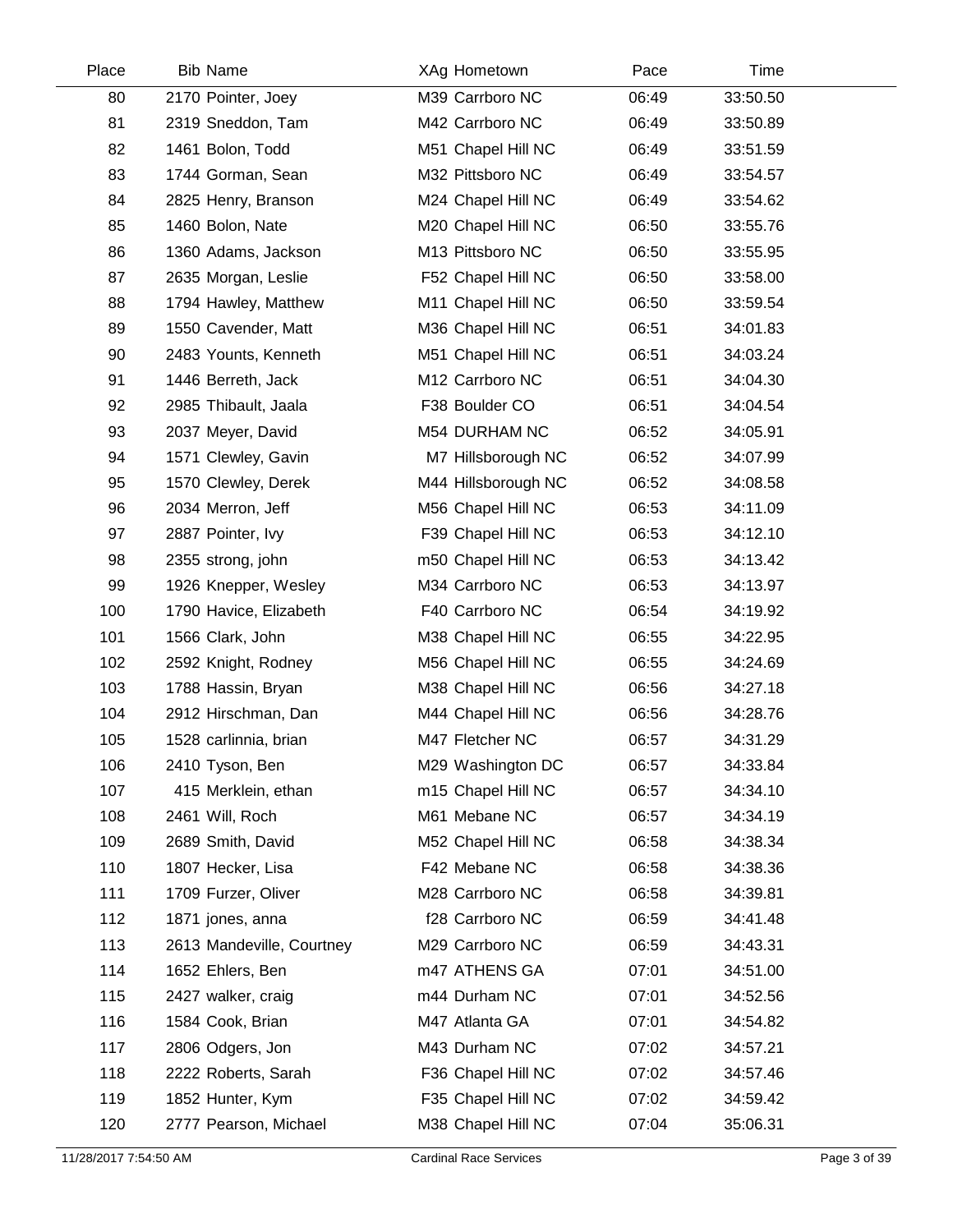| Place | Bib | Name | XAg | Hometown | Pace | Time |
|---|---|---|---|---|---|---|
| 80 | 2170 | Pointer, Joey | M39 | Carrboro NC | 06:49 | 33:50.50 |
| 81 | 2319 | Sneddon, Tam | M42 | Carrboro NC | 06:49 | 33:50.89 |
| 82 | 1461 | Bolon, Todd | M51 | Chapel Hill NC | 06:49 | 33:51.59 |
| 83 | 1744 | Gorman, Sean | M32 | Pittsboro NC | 06:49 | 33:54.57 |
| 84 | 2825 | Henry, Branson | M24 | Chapel Hill NC | 06:49 | 33:54.62 |
| 85 | 1460 | Bolon, Nate | M20 | Chapel Hill NC | 06:50 | 33:55.76 |
| 86 | 1360 | Adams, Jackson | M13 | Pittsboro NC | 06:50 | 33:55.95 |
| 87 | 2635 | Morgan, Leslie | F52 | Chapel Hill NC | 06:50 | 33:58.00 |
| 88 | 1794 | Hawley, Matthew | M11 | Chapel Hill NC | 06:50 | 33:59.54 |
| 89 | 1550 | Cavender, Matt | M36 | Chapel Hill NC | 06:51 | 34:01.83 |
| 90 | 2483 | Younts, Kenneth | M51 | Chapel Hill NC | 06:51 | 34:03.24 |
| 91 | 1446 | Berreth, Jack | M12 | Carrboro NC | 06:51 | 34:04.30 |
| 92 | 2985 | Thibault, Jaala | F38 | Boulder CO | 06:51 | 34:04.54 |
| 93 | 2037 | Meyer, David | M54 | DURHAM NC | 06:52 | 34:05.91 |
| 94 | 1571 | Clewley, Gavin | M7 | Hillsborough NC | 06:52 | 34:07.99 |
| 95 | 1570 | Clewley, Derek | M44 | Hillsborough NC | 06:52 | 34:08.58 |
| 96 | 2034 | Merron, Jeff | M56 | Chapel Hill NC | 06:53 | 34:11.09 |
| 97 | 2887 | Pointer, Ivy | F39 | Chapel Hill NC | 06:53 | 34:12.10 |
| 98 | 2355 | strong, john | m50 | Chapel Hill NC | 06:53 | 34:13.42 |
| 99 | 1926 | Knepper, Wesley | M34 | Carrboro NC | 06:53 | 34:13.97 |
| 100 | 1790 | Havice, Elizabeth | F40 | Carrboro NC | 06:54 | 34:19.92 |
| 101 | 1566 | Clark, John | M38 | Chapel Hill NC | 06:55 | 34:22.95 |
| 102 | 2592 | Knight, Rodney | M56 | Chapel Hill NC | 06:55 | 34:24.69 |
| 103 | 1788 | Hassin, Bryan | M38 | Chapel Hill NC | 06:56 | 34:27.18 |
| 104 | 2912 | Hirschman, Dan | M44 | Chapel Hill NC | 06:56 | 34:28.76 |
| 105 | 1528 | carlinnia, brian | M47 | Fletcher NC | 06:57 | 34:31.29 |
| 106 | 2410 | Tyson, Ben | M29 | Washington DC | 06:57 | 34:33.84 |
| 107 | 415 | Merklein, ethan | m15 | Chapel Hill NC | 06:57 | 34:34.10 |
| 108 | 2461 | Will, Roch | M61 | Mebane NC | 06:57 | 34:34.19 |
| 109 | 2689 | Smith, David | M52 | Chapel Hill NC | 06:58 | 34:38.34 |
| 110 | 1807 | Hecker, Lisa | F42 | Mebane NC | 06:58 | 34:38.36 |
| 111 | 1709 | Furzer, Oliver | M28 | Carrboro NC | 06:58 | 34:39.81 |
| 112 | 1871 | jones, anna | f28 | Carrboro NC | 06:59 | 34:41.48 |
| 113 | 2613 | Mandeville, Courtney | M29 | Carrboro NC | 06:59 | 34:43.31 |
| 114 | 1652 | Ehlers, Ben | m47 | ATHENS GA | 07:01 | 34:51.00 |
| 115 | 2427 | walker, craig | m44 | Durham NC | 07:01 | 34:52.56 |
| 116 | 1584 | Cook, Brian | M47 | Atlanta GA | 07:01 | 34:54.82 |
| 117 | 2806 | Odgers, Jon | M43 | Durham NC | 07:02 | 34:57.21 |
| 118 | 2222 | Roberts, Sarah | F36 | Chapel Hill NC | 07:02 | 34:57.46 |
| 119 | 1852 | Hunter, Kym | F35 | Chapel Hill NC | 07:02 | 34:59.42 |
| 120 | 2777 | Pearson, Michael | M38 | Chapel Hill NC | 07:04 | 35:06.31 |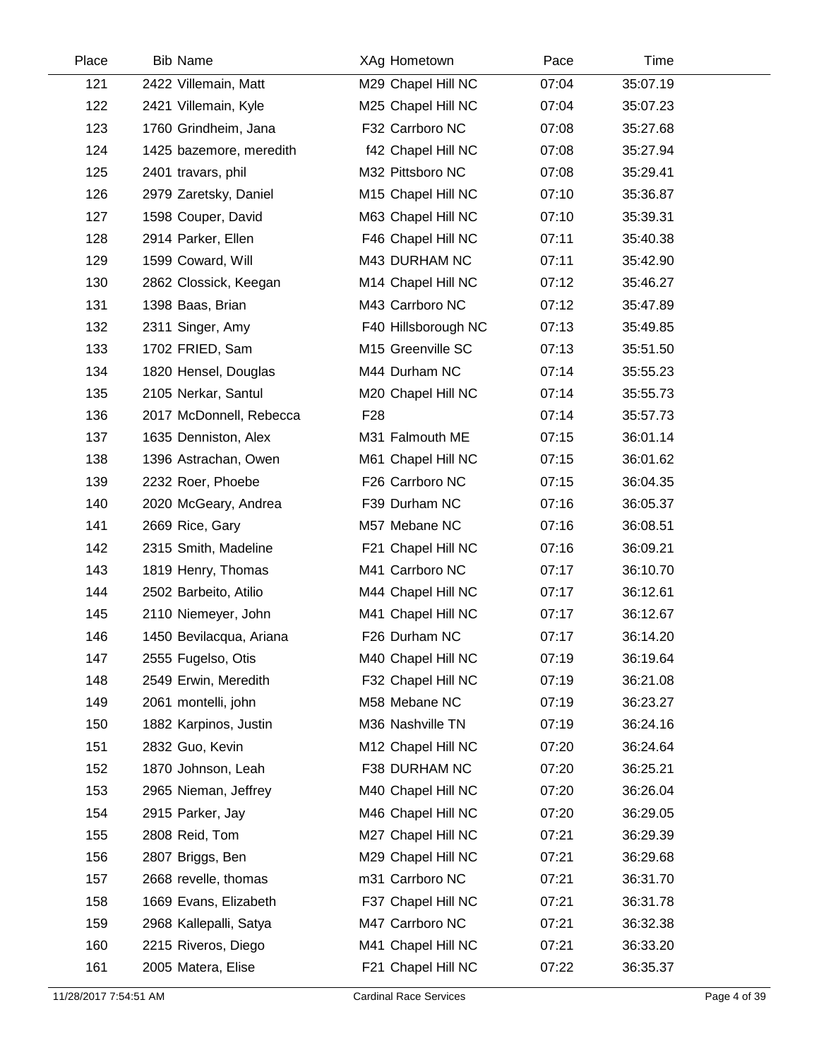| Place | Bib | Name | XAg | Hometown | Pace | Time |
|---|---|---|---|---|---|---|
| 121 | 2422 | Villemain, Matt | M29 | Chapel Hill NC | 07:04 | 35:07.19 |
| 122 | 2421 | Villemain, Kyle | M25 | Chapel Hill NC | 07:04 | 35:07.23 |
| 123 | 1760 | Grindheim, Jana | F32 | Carrboro NC | 07:08 | 35:27.68 |
| 124 | 1425 | bazemore, meredith | f42 | Chapel Hill NC | 07:08 | 35:27.94 |
| 125 | 2401 | travars, phil | M32 | Pittsboro NC | 07:08 | 35:29.41 |
| 126 | 2979 | Zaretsky, Daniel | M15 | Chapel Hill NC | 07:10 | 35:36.87 |
| 127 | 1598 | Couper, David | M63 | Chapel Hill NC | 07:10 | 35:39.31 |
| 128 | 2914 | Parker, Ellen | F46 | Chapel Hill NC | 07:11 | 35:40.38 |
| 129 | 1599 | Coward, Will | M43 | DURHAM NC | 07:11 | 35:42.90 |
| 130 | 2862 | Clossick, Keegan | M14 | Chapel Hill NC | 07:12 | 35:46.27 |
| 131 | 1398 | Baas, Brian | M43 | Carrboro NC | 07:12 | 35:47.89 |
| 132 | 2311 | Singer, Amy | F40 | Hillsborough NC | 07:13 | 35:49.85 |
| 133 | 1702 | FRIED, Sam | M15 | Greenville SC | 07:13 | 35:51.50 |
| 134 | 1820 | Hensel, Douglas | M44 | Durham NC | 07:14 | 35:55.23 |
| 135 | 2105 | Nerkar, Santul | M20 | Chapel Hill NC | 07:14 | 35:55.73 |
| 136 | 2017 | McDonnell, Rebecca | F28 | | 07:14 | 35:57.73 |
| 137 | 1635 | Denniston, Alex | M31 | Falmouth ME | 07:15 | 36:01.14 |
| 138 | 1396 | Astrachan, Owen | M61 | Chapel Hill NC | 07:15 | 36:01.62 |
| 139 | 2232 | Roer, Phoebe | F26 | Carrboro NC | 07:15 | 36:04.35 |
| 140 | 2020 | McGeary, Andrea | F39 | Durham NC | 07:16 | 36:05.37 |
| 141 | 2669 | Rice, Gary | M57 | Mebane NC | 07:16 | 36:08.51 |
| 142 | 2315 | Smith, Madeline | F21 | Chapel Hill NC | 07:16 | 36:09.21 |
| 143 | 1819 | Henry, Thomas | M41 | Carrboro NC | 07:17 | 36:10.70 |
| 144 | 2502 | Barbeito, Atilio | M44 | Chapel Hill NC | 07:17 | 36:12.61 |
| 145 | 2110 | Niemeyer, John | M41 | Chapel Hill NC | 07:17 | 36:12.67 |
| 146 | 1450 | Bevilacqua, Ariana | F26 | Durham NC | 07:17 | 36:14.20 |
| 147 | 2555 | Fugelso, Otis | M40 | Chapel Hill NC | 07:19 | 36:19.64 |
| 148 | 2549 | Erwin, Meredith | F32 | Chapel Hill NC | 07:19 | 36:21.08 |
| 149 | 2061 | montelli, john | M58 | Mebane NC | 07:19 | 36:23.27 |
| 150 | 1882 | Karpinos, Justin | M36 | Nashville TN | 07:19 | 36:24.16 |
| 151 | 2832 | Guo, Kevin | M12 | Chapel Hill NC | 07:20 | 36:24.64 |
| 152 | 1870 | Johnson, Leah | F38 | DURHAM NC | 07:20 | 36:25.21 |
| 153 | 2965 | Nieman, Jeffrey | M40 | Chapel Hill NC | 07:20 | 36:26.04 |
| 154 | 2915 | Parker, Jay | M46 | Chapel Hill NC | 07:20 | 36:29.05 |
| 155 | 2808 | Reid, Tom | M27 | Chapel Hill NC | 07:21 | 36:29.39 |
| 156 | 2807 | Briggs, Ben | M29 | Chapel Hill NC | 07:21 | 36:29.68 |
| 157 | 2668 | revelle, thomas | m31 | Carrboro NC | 07:21 | 36:31.70 |
| 158 | 1669 | Evans, Elizabeth | F37 | Chapel Hill NC | 07:21 | 36:31.78 |
| 159 | 2968 | Kallepalli, Satya | M47 | Carrboro NC | 07:21 | 36:32.38 |
| 160 | 2215 | Riveros, Diego | M41 | Chapel Hill NC | 07:21 | 36:33.20 |
| 161 | 2005 | Matera, Elise | F21 | Chapel Hill NC | 07:22 | 36:35.37 |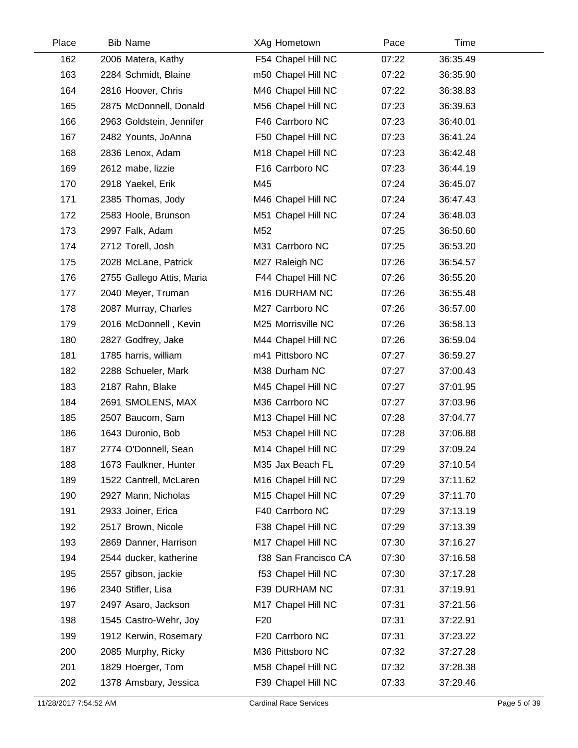| Place | Bib | Name | XAg | Hometown | Pace | Time |
|---|---|---|---|---|---|---|
| 162 | 2006 | Matera, Kathy | F54 | Chapel Hill NC | 07:22 | 36:35.49 |
| 163 | 2284 | Schmidt, Blaine | m50 | Chapel Hill NC | 07:22 | 36:35.90 |
| 164 | 2816 | Hoover, Chris | M46 | Chapel Hill NC | 07:22 | 36:38.83 |
| 165 | 2875 | McDonnell, Donald | M56 | Chapel Hill NC | 07:23 | 36:39.63 |
| 166 | 2963 | Goldstein, Jennifer | F46 | Carrboro NC | 07:23 | 36:40.01 |
| 167 | 2482 | Younts, JoAnna | F50 | Chapel Hill NC | 07:23 | 36:41.24 |
| 168 | 2836 | Lenox, Adam | M18 | Chapel Hill NC | 07:23 | 36:42.48 |
| 169 | 2612 | mabe, lizzie | F16 | Carrboro NC | 07:23 | 36:44.19 |
| 170 | 2918 | Yaekel, Erik | M45 | | 07:24 | 36:45.07 |
| 171 | 2385 | Thomas, Jody | M46 | Chapel Hill NC | 07:24 | 36:47.43 |
| 172 | 2583 | Hoole, Brunson | M51 | Chapel Hill NC | 07:24 | 36:48.03 |
| 173 | 2997 | Falk, Adam | M52 | | 07:25 | 36:50.60 |
| 174 | 2712 | Torell, Josh | M31 | Carrboro NC | 07:25 | 36:53.20 |
| 175 | 2028 | McLane, Patrick | M27 | Raleigh NC | 07:26 | 36:54.57 |
| 176 | 2755 | Gallego Attis, Maria | F44 | Chapel Hill NC | 07:26 | 36:55.20 |
| 177 | 2040 | Meyer, Truman | M16 | DURHAM NC | 07:26 | 36:55.48 |
| 178 | 2087 | Murray, Charles | M27 | Carrboro NC | 07:26 | 36:57.00 |
| 179 | 2016 | McDonnell , Kevin | M25 | Morrisville NC | 07:26 | 36:58.13 |
| 180 | 2827 | Godfrey, Jake | M44 | Chapel Hill NC | 07:26 | 36:59.04 |
| 181 | 1785 | harris, william | m41 | Pittsboro NC | 07:27 | 36:59.27 |
| 182 | 2288 | Schueler, Mark | M38 | Durham NC | 07:27 | 37:00.43 |
| 183 | 2187 | Rahn, Blake | M45 | Chapel Hill NC | 07:27 | 37:01.95 |
| 184 | 2691 | SMOLENS, MAX | M36 | Carrboro NC | 07:27 | 37:03.96 |
| 185 | 2507 | Baucom, Sam | M13 | Chapel Hill NC | 07:28 | 37:04.77 |
| 186 | 1643 | Duronio, Bob | M53 | Chapel Hill NC | 07:28 | 37:06.88 |
| 187 | 2774 | O'Donnell, Sean | M14 | Chapel Hill NC | 07:29 | 37:09.24 |
| 188 | 1673 | Faulkner, Hunter | M35 | Jax Beach FL | 07:29 | 37:10.54 |
| 189 | 1522 | Cantrell, McLaren | M16 | Chapel Hill NC | 07:29 | 37:11.62 |
| 190 | 2927 | Mann, Nicholas | M15 | Chapel Hill NC | 07:29 | 37:11.70 |
| 191 | 2933 | Joiner, Erica | F40 | Carrboro NC | 07:29 | 37:13.19 |
| 192 | 2517 | Brown, Nicole | F38 | Chapel Hill NC | 07:29 | 37:13.39 |
| 193 | 2869 | Danner, Harrison | M17 | Chapel Hill NC | 07:30 | 37:16.27 |
| 194 | 2544 | ducker, katherine | f38 | San Francisco CA | 07:30 | 37:16.58 |
| 195 | 2557 | gibson, jackie | f53 | Chapel Hill NC | 07:30 | 37:17.28 |
| 196 | 2340 | Stifler, Lisa | F39 | DURHAM NC | 07:31 | 37:19.91 |
| 197 | 2497 | Asaro, Jackson | M17 | Chapel Hill NC | 07:31 | 37:21.56 |
| 198 | 1545 | Castro-Wehr, Joy | F20 | | 07:31 | 37:22.91 |
| 199 | 1912 | Kerwin, Rosemary | F20 | Carrboro NC | 07:31 | 37:23.22 |
| 200 | 2085 | Murphy, Ricky | M36 | Pittsboro NC | 07:32 | 37:27.28 |
| 201 | 1829 | Hoerger, Tom | M58 | Chapel Hill NC | 07:32 | 37:28.38 |
| 202 | 1378 | Amsbary, Jessica | F39 | Chapel Hill NC | 07:33 | 37:29.46 |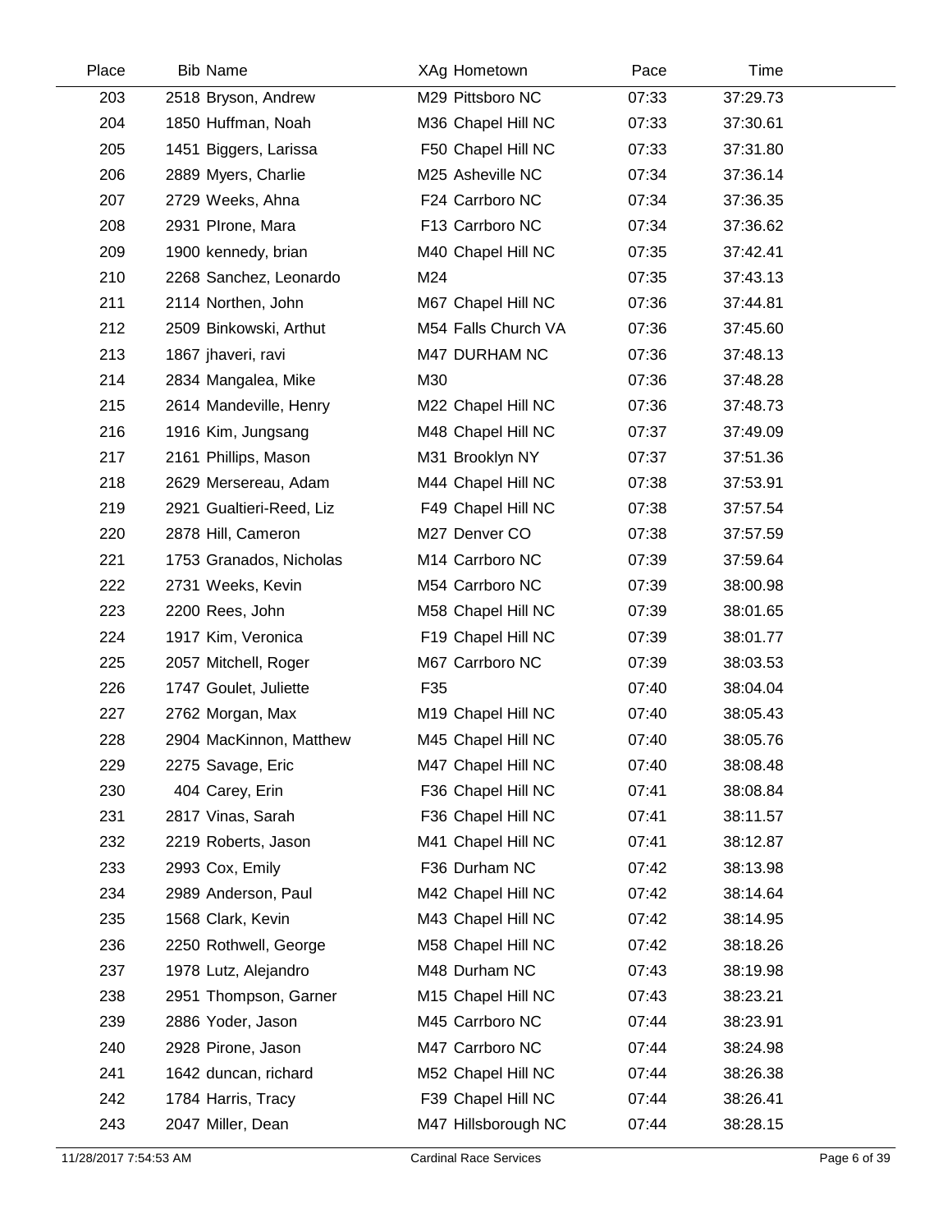| Place | Bib | Name | XAg | Hometown | Pace | Time |
|---|---|---|---|---|---|---|
| 203 | 2518 | Bryson, Andrew | M29 | Pittsboro NC | 07:33 | 37:29.73 |
| 204 | 1850 | Huffman, Noah | M36 | Chapel Hill NC | 07:33 | 37:30.61 |
| 205 | 1451 | Biggers, Larissa | F50 | Chapel Hill NC | 07:33 | 37:31.80 |
| 206 | 2889 | Myers, Charlie | M25 | Asheville NC | 07:34 | 37:36.14 |
| 207 | 2729 | Weeks, Ahna | F24 | Carrboro NC | 07:34 | 37:36.35 |
| 208 | 2931 | PIrone, Mara | F13 | Carrboro NC | 07:34 | 37:36.62 |
| 209 | 1900 | kennedy, brian | M40 | Chapel Hill NC | 07:35 | 37:42.41 |
| 210 | 2268 | Sanchez, Leonardo | M24 | | 07:35 | 37:43.13 |
| 211 | 2114 | Northen, John | M67 | Chapel Hill NC | 07:36 | 37:44.81 |
| 212 | 2509 | Binkowski, Arthut | M54 | Falls Church VA | 07:36 | 37:45.60 |
| 213 | 1867 | jhaveri, ravi | M47 | DURHAM NC | 07:36 | 37:48.13 |
| 214 | 2834 | Mangalea, Mike | M30 | | 07:36 | 37:48.28 |
| 215 | 2614 | Mandeville, Henry | M22 | Chapel Hill NC | 07:36 | 37:48.73 |
| 216 | 1916 | Kim, Jungsang | M48 | Chapel Hill NC | 07:37 | 37:49.09 |
| 217 | 2161 | Phillips, Mason | M31 | Brooklyn NY | 07:37 | 37:51.36 |
| 218 | 2629 | Mersereau, Adam | M44 | Chapel Hill NC | 07:38 | 37:53.91 |
| 219 | 2921 | Gualtieri-Reed, Liz | F49 | Chapel Hill NC | 07:38 | 37:57.54 |
| 220 | 2878 | Hill, Cameron | M27 | Denver CO | 07:38 | 37:57.59 |
| 221 | 1753 | Granados, Nicholas | M14 | Carrboro NC | 07:39 | 37:59.64 |
| 222 | 2731 | Weeks, Kevin | M54 | Carrboro NC | 07:39 | 38:00.98 |
| 223 | 2200 | Rees, John | M58 | Chapel Hill NC | 07:39 | 38:01.65 |
| 224 | 1917 | Kim, Veronica | F19 | Chapel Hill NC | 07:39 | 38:01.77 |
| 225 | 2057 | Mitchell, Roger | M67 | Carrboro NC | 07:39 | 38:03.53 |
| 226 | 1747 | Goulet, Juliette | F35 | | 07:40 | 38:04.04 |
| 227 | 2762 | Morgan, Max | M19 | Chapel Hill NC | 07:40 | 38:05.43 |
| 228 | 2904 | MacKinnon, Matthew | M45 | Chapel Hill NC | 07:40 | 38:05.76 |
| 229 | 2275 | Savage, Eric | M47 | Chapel Hill NC | 07:40 | 38:08.48 |
| 230 | 404 | Carey, Erin | F36 | Chapel Hill NC | 07:41 | 38:08.84 |
| 231 | 2817 | Vinas, Sarah | F36 | Chapel Hill NC | 07:41 | 38:11.57 |
| 232 | 2219 | Roberts, Jason | M41 | Chapel Hill NC | 07:41 | 38:12.87 |
| 233 | 2993 | Cox, Emily | F36 | Durham NC | 07:42 | 38:13.98 |
| 234 | 2989 | Anderson, Paul | M42 | Chapel Hill NC | 07:42 | 38:14.64 |
| 235 | 1568 | Clark, Kevin | M43 | Chapel Hill NC | 07:42 | 38:14.95 |
| 236 | 2250 | Rothwell, George | M58 | Chapel Hill NC | 07:42 | 38:18.26 |
| 237 | 1978 | Lutz, Alejandro | M48 | Durham NC | 07:43 | 38:19.98 |
| 238 | 2951 | Thompson, Garner | M15 | Chapel Hill NC | 07:43 | 38:23.21 |
| 239 | 2886 | Yoder, Jason | M45 | Carrboro NC | 07:44 | 38:23.91 |
| 240 | 2928 | Pirone, Jason | M47 | Carrboro NC | 07:44 | 38:24.98 |
| 241 | 1642 | duncan, richard | M52 | Chapel Hill NC | 07:44 | 38:26.38 |
| 242 | 1784 | Harris, Tracy | F39 | Chapel Hill NC | 07:44 | 38:26.41 |
| 243 | 2047 | Miller, Dean | M47 | Hillsborough NC | 07:44 | 38:28.15 |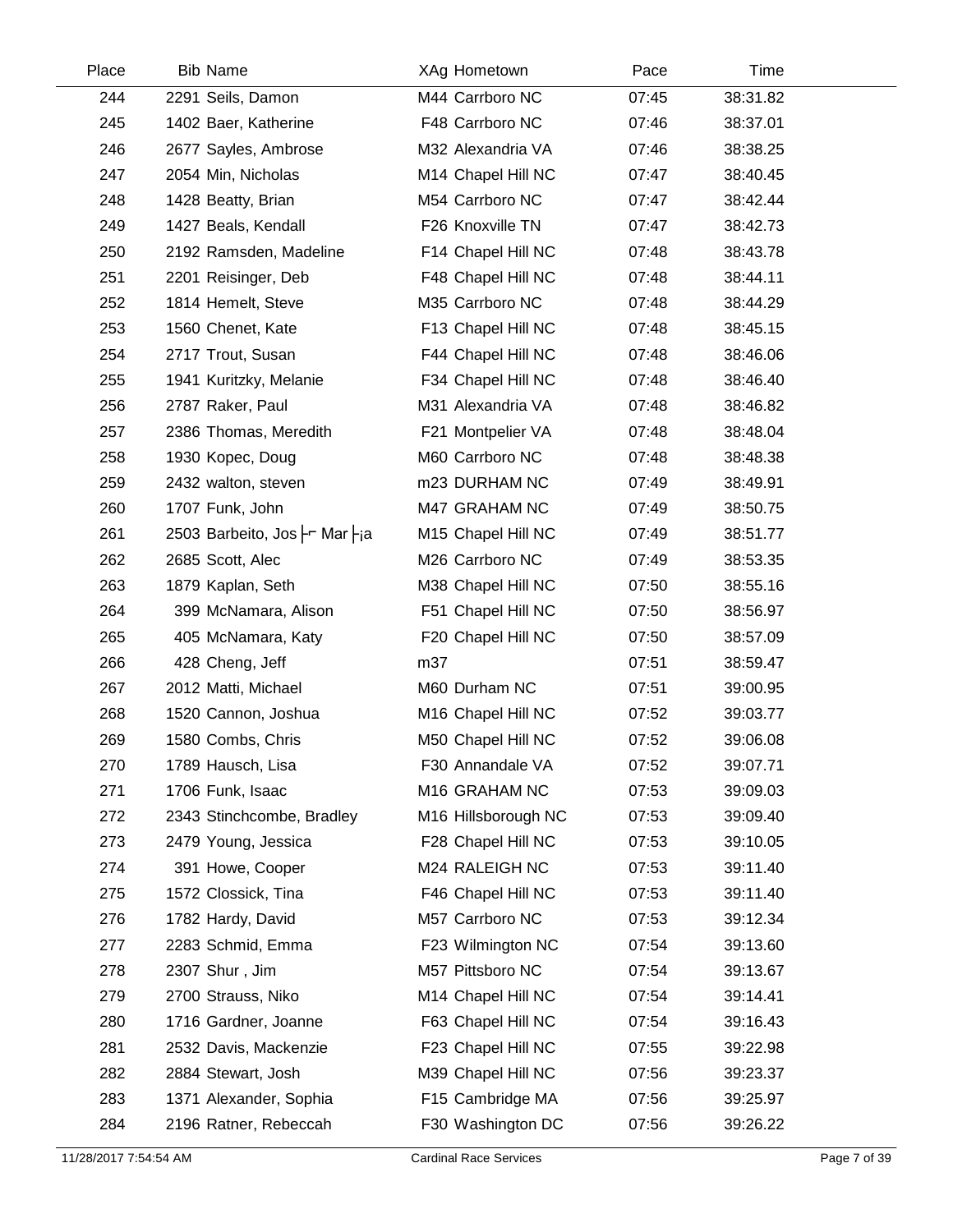| Place | Bib | Name | XAg | Hometown | Pace | Time |
|---|---|---|---|---|---|---|
| 244 | 2291 | Seils, Damon | M44 | Carrboro NC | 07:45 | 38:31.82 |
| 245 | 1402 | Baer, Katherine | F48 | Carrboro NC | 07:46 | 38:37.01 |
| 246 | 2677 | Sayles, Ambrose | M32 | Alexandria VA | 07:46 | 38:38.25 |
| 247 | 2054 | Min, Nicholas | M14 | Chapel Hill NC | 07:47 | 38:40.45 |
| 248 | 1428 | Beatty, Brian | M54 | Carrboro NC | 07:47 | 38:42.44 |
| 249 | 1427 | Beals, Kendall | F26 | Knoxville TN | 07:47 | 38:42.73 |
| 250 | 2192 | Ramsden, Madeline | F14 | Chapel Hill NC | 07:48 | 38:43.78 |
| 251 | 2201 | Reisinger, Deb | F48 | Chapel Hill NC | 07:48 | 38:44.11 |
| 252 | 1814 | Hemelt, Steve | M35 | Carrboro NC | 07:48 | 38:44.29 |
| 253 | 1560 | Chenet, Kate | F13 | Chapel Hill NC | 07:48 | 38:45.15 |
| 254 | 2717 | Trout, Susan | F44 | Chapel Hill NC | 07:48 | 38:46.06 |
| 255 | 1941 | Kuritzky, Melanie | F34 | Chapel Hill NC | 07:48 | 38:46.40 |
| 256 | 2787 | Raker, Paul | M31 | Alexandria VA | 07:48 | 38:46.82 |
| 257 | 2386 | Thomas, Meredith | F21 | Montpelier VA | 07:48 | 38:48.04 |
| 258 | 1930 | Kopec, Doug | M60 | Carrboro NC | 07:48 | 38:48.38 |
| 259 | 2432 | walton, steven | m23 | DURHAM NC | 07:49 | 38:49.91 |
| 260 | 1707 | Funk, John | M47 | GRAHAM NC | 07:49 | 38:50.75 |
| 261 | 2503 | Barbeito, Jos├ Mar├¡a | M15 | Chapel Hill NC | 07:49 | 38:51.77 |
| 262 | 2685 | Scott, Alec | M26 | Carrboro NC | 07:49 | 38:53.35 |
| 263 | 1879 | Kaplan, Seth | M38 | Chapel Hill NC | 07:50 | 38:55.16 |
| 264 | 399 | McNamara, Alison | F51 | Chapel Hill NC | 07:50 | 38:56.97 |
| 265 | 405 | McNamara, Katy | F20 | Chapel Hill NC | 07:50 | 38:57.09 |
| 266 | 428 | Cheng, Jeff | m37 | | 07:51 | 38:59.47 |
| 267 | 2012 | Matti, Michael | M60 | Durham NC | 07:51 | 39:00.95 |
| 268 | 1520 | Cannon, Joshua | M16 | Chapel Hill NC | 07:52 | 39:03.77 |
| 269 | 1580 | Combs, Chris | M50 | Chapel Hill NC | 07:52 | 39:06.08 |
| 270 | 1789 | Hausch, Lisa | F30 | Annandale VA | 07:52 | 39:07.71 |
| 271 | 1706 | Funk, Isaac | M16 | GRAHAM NC | 07:53 | 39:09.03 |
| 272 | 2343 | Stinchcombe, Bradley | M16 | Hillsborough NC | 07:53 | 39:09.40 |
| 273 | 2479 | Young, Jessica | F28 | Chapel Hill NC | 07:53 | 39:10.05 |
| 274 | 391 | Howe, Cooper | M24 | RALEIGH NC | 07:53 | 39:11.40 |
| 275 | 1572 | Clossick, Tina | F46 | Chapel Hill NC | 07:53 | 39:11.40 |
| 276 | 1782 | Hardy, David | M57 | Carrboro NC | 07:53 | 39:12.34 |
| 277 | 2283 | Schmid, Emma | F23 | Wilmington NC | 07:54 | 39:13.60 |
| 278 | 2307 | Shur , Jim | M57 | Pittsboro NC | 07:54 | 39:13.67 |
| 279 | 2700 | Strauss, Niko | M14 | Chapel Hill NC | 07:54 | 39:14.41 |
| 280 | 1716 | Gardner, Joanne | F63 | Chapel Hill NC | 07:54 | 39:16.43 |
| 281 | 2532 | Davis, Mackenzie | F23 | Chapel Hill NC | 07:55 | 39:22.98 |
| 282 | 2884 | Stewart, Josh | M39 | Chapel Hill NC | 07:56 | 39:23.37 |
| 283 | 1371 | Alexander, Sophia | F15 | Cambridge MA | 07:56 | 39:25.97 |
| 284 | 2196 | Ratner, Rebeccah | F30 | Washington DC | 07:56 | 39:26.22 |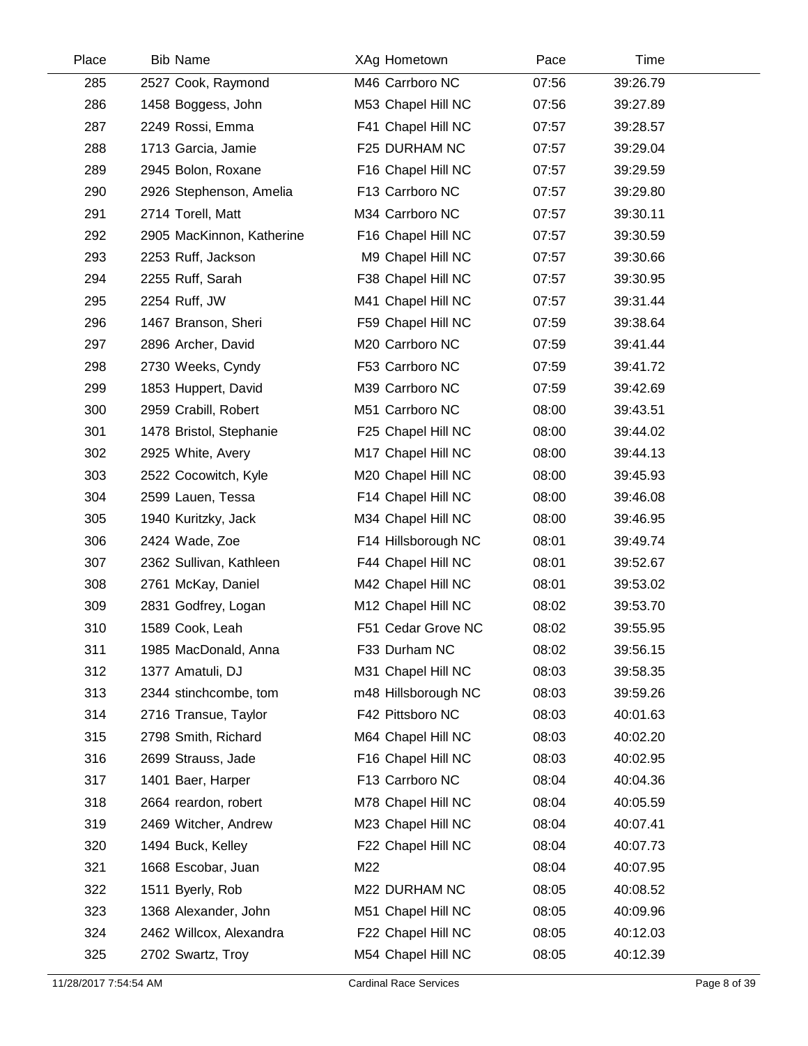| Place | Bib | Name | XAg | Hometown | Pace | Time |
|---|---|---|---|---|---|---|
| 285 | 2527 | Cook, Raymond | M46 | Carrboro NC | 07:56 | 39:26.79 |
| 286 | 1458 | Boggess, John | M53 | Chapel Hill NC | 07:56 | 39:27.89 |
| 287 | 2249 | Rossi, Emma | F41 | Chapel Hill NC | 07:57 | 39:28.57 |
| 288 | 1713 | Garcia, Jamie | F25 | DURHAM NC | 07:57 | 39:29.04 |
| 289 | 2945 | Bolon, Roxane | F16 | Chapel Hill NC | 07:57 | 39:29.59 |
| 290 | 2926 | Stephenson, Amelia | F13 | Carrboro NC | 07:57 | 39:29.80 |
| 291 | 2714 | Torell, Matt | M34 | Carrboro NC | 07:57 | 39:30.11 |
| 292 | 2905 | MacKinnon, Katherine | F16 | Chapel Hill NC | 07:57 | 39:30.59 |
| 293 | 2253 | Ruff, Jackson | M9 | Chapel Hill NC | 07:57 | 39:30.66 |
| 294 | 2255 | Ruff, Sarah | F38 | Chapel Hill NC | 07:57 | 39:30.95 |
| 295 | 2254 | Ruff, JW | M41 | Chapel Hill NC | 07:57 | 39:31.44 |
| 296 | 1467 | Branson, Sheri | F59 | Chapel Hill NC | 07:59 | 39:38.64 |
| 297 | 2896 | Archer, David | M20 | Carrboro NC | 07:59 | 39:41.44 |
| 298 | 2730 | Weeks, Cyndy | F53 | Carrboro NC | 07:59 | 39:41.72 |
| 299 | 1853 | Huppert, David | M39 | Carrboro NC | 07:59 | 39:42.69 |
| 300 | 2959 | Crabill, Robert | M51 | Carrboro NC | 08:00 | 39:43.51 |
| 301 | 1478 | Bristol, Stephanie | F25 | Chapel Hill NC | 08:00 | 39:44.02 |
| 302 | 2925 | White, Avery | M17 | Chapel Hill NC | 08:00 | 39:44.13 |
| 303 | 2522 | Cocowitch, Kyle | M20 | Chapel Hill NC | 08:00 | 39:45.93 |
| 304 | 2599 | Lauen, Tessa | F14 | Chapel Hill NC | 08:00 | 39:46.08 |
| 305 | 1940 | Kuritzky, Jack | M34 | Chapel Hill NC | 08:00 | 39:46.95 |
| 306 | 2424 | Wade, Zoe | F14 | Hillsborough NC | 08:01 | 39:49.74 |
| 307 | 2362 | Sullivan, Kathleen | F44 | Chapel Hill NC | 08:01 | 39:52.67 |
| 308 | 2761 | McKay, Daniel | M42 | Chapel Hill NC | 08:01 | 39:53.02 |
| 309 | 2831 | Godfrey, Logan | M12 | Chapel Hill NC | 08:02 | 39:53.70 |
| 310 | 1589 | Cook, Leah | F51 | Cedar Grove NC | 08:02 | 39:55.95 |
| 311 | 1985 | MacDonald, Anna | F33 | Durham NC | 08:02 | 39:56.15 |
| 312 | 1377 | Amatuli, DJ | M31 | Chapel Hill NC | 08:03 | 39:58.35 |
| 313 | 2344 | stinchcombe, tom | m48 | Hillsborough NC | 08:03 | 39:59.26 |
| 314 | 2716 | Transue, Taylor | F42 | Pittsboro NC | 08:03 | 40:01.63 |
| 315 | 2798 | Smith, Richard | M64 | Chapel Hill NC | 08:03 | 40:02.20 |
| 316 | 2699 | Strauss, Jade | F16 | Chapel Hill NC | 08:03 | 40:02.95 |
| 317 | 1401 | Baer, Harper | F13 | Carrboro NC | 08:04 | 40:04.36 |
| 318 | 2664 | reardon, robert | M78 | Chapel Hill NC | 08:04 | 40:05.59 |
| 319 | 2469 | Witcher, Andrew | M23 | Chapel Hill NC | 08:04 | 40:07.41 |
| 320 | 1494 | Buck, Kelley | F22 | Chapel Hill NC | 08:04 | 40:07.73 |
| 321 | 1668 | Escobar, Juan | M22 | | 08:04 | 40:07.95 |
| 322 | 1511 | Byerly, Rob | M22 | DURHAM NC | 08:05 | 40:08.52 |
| 323 | 1368 | Alexander, John | M51 | Chapel Hill NC | 08:05 | 40:09.96 |
| 324 | 2462 | Willcox, Alexandra | F22 | Chapel Hill NC | 08:05 | 40:12.03 |
| 325 | 2702 | Swartz, Troy | M54 | Chapel Hill NC | 08:05 | 40:12.39 |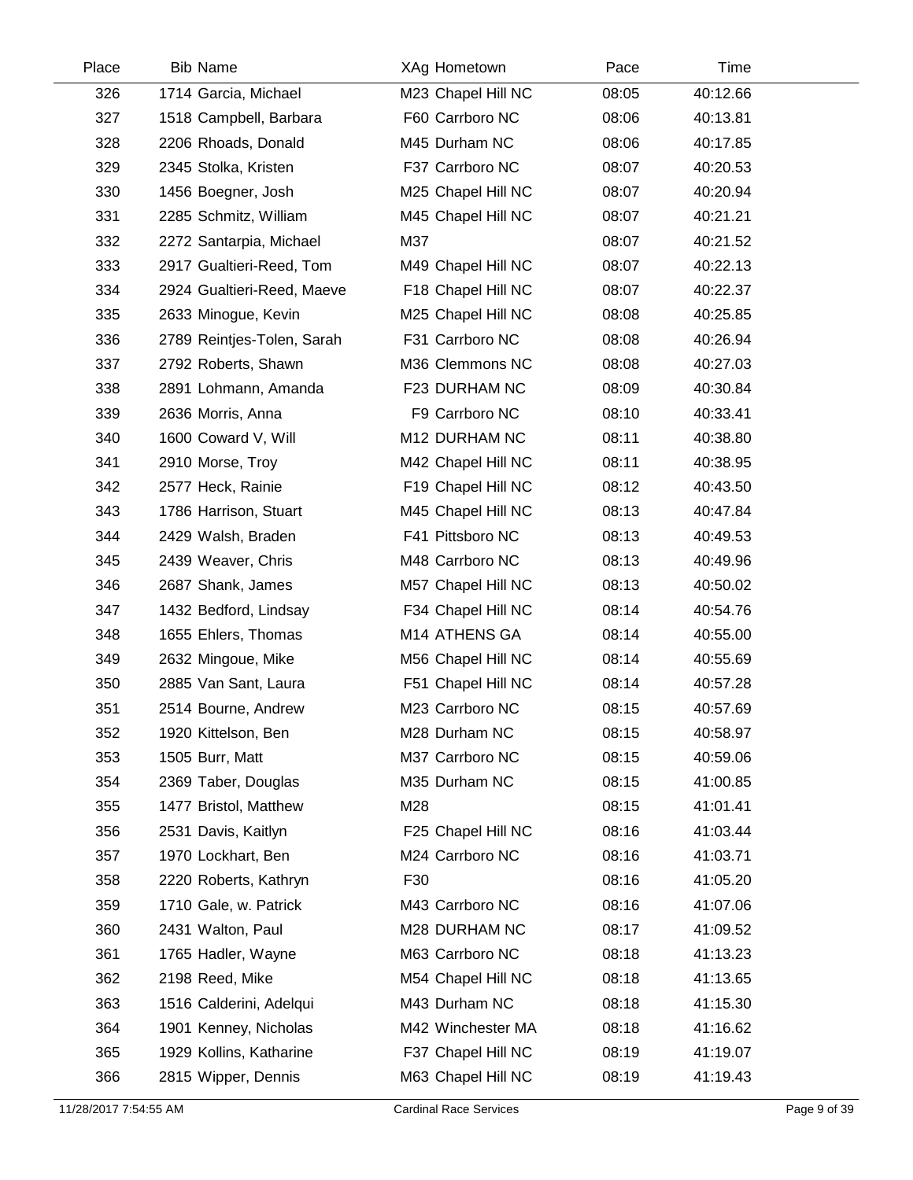| Place | Bib | Name | XAg | Hometown | Pace | Time |
|---|---|---|---|---|---|---|
| 326 | 1714 | Garcia, Michael | M23 | Chapel Hill NC | 08:05 | 40:12.66 |
| 327 | 1518 | Campbell, Barbara | F60 | Carrboro NC | 08:06 | 40:13.81 |
| 328 | 2206 | Rhoads, Donald | M45 | Durham NC | 08:06 | 40:17.85 |
| 329 | 2345 | Stolka, Kristen | F37 | Carrboro NC | 08:07 | 40:20.53 |
| 330 | 1456 | Boegner, Josh | M25 | Chapel Hill NC | 08:07 | 40:20.94 |
| 331 | 2285 | Schmitz, William | M45 | Chapel Hill NC | 08:07 | 40:21.21 |
| 332 | 2272 | Santarpia, Michael | M37 | | 08:07 | 40:21.52 |
| 333 | 2917 | Gualtieri-Reed, Tom | M49 | Chapel Hill NC | 08:07 | 40:22.13 |
| 334 | 2924 | Gualtieri-Reed, Maeve | F18 | Chapel Hill NC | 08:07 | 40:22.37 |
| 335 | 2633 | Minogue, Kevin | M25 | Chapel Hill NC | 08:08 | 40:25.85 |
| 336 | 2789 | Reintjes-Tolen, Sarah | F31 | Carrboro NC | 08:08 | 40:26.94 |
| 337 | 2792 | Roberts, Shawn | M36 | Clemmons NC | 08:08 | 40:27.03 |
| 338 | 2891 | Lohmann, Amanda | F23 | DURHAM NC | 08:09 | 40:30.84 |
| 339 | 2636 | Morris, Anna | F9 | Carrboro NC | 08:10 | 40:33.41 |
| 340 | 1600 | Coward V, Will | M12 | DURHAM NC | 08:11 | 40:38.80 |
| 341 | 2910 | Morse, Troy | M42 | Chapel Hill NC | 08:11 | 40:38.95 |
| 342 | 2577 | Heck, Rainie | F19 | Chapel Hill NC | 08:12 | 40:43.50 |
| 343 | 1786 | Harrison, Stuart | M45 | Chapel Hill NC | 08:13 | 40:47.84 |
| 344 | 2429 | Walsh, Braden | F41 | Pittsboro NC | 08:13 | 40:49.53 |
| 345 | 2439 | Weaver, Chris | M48 | Carrboro NC | 08:13 | 40:49.96 |
| 346 | 2687 | Shank, James | M57 | Chapel Hill NC | 08:13 | 40:50.02 |
| 347 | 1432 | Bedford, Lindsay | F34 | Chapel Hill NC | 08:14 | 40:54.76 |
| 348 | 1655 | Ehlers, Thomas | M14 | ATHENS GA | 08:14 | 40:55.00 |
| 349 | 2632 | Mingoue, Mike | M56 | Chapel Hill NC | 08:14 | 40:55.69 |
| 350 | 2885 | Van Sant, Laura | F51 | Chapel Hill NC | 08:14 | 40:57.28 |
| 351 | 2514 | Bourne, Andrew | M23 | Carrboro NC | 08:15 | 40:57.69 |
| 352 | 1920 | Kittelson, Ben | M28 | Durham NC | 08:15 | 40:58.97 |
| 353 | 1505 | Burr, Matt | M37 | Carrboro NC | 08:15 | 40:59.06 |
| 354 | 2369 | Taber, Douglas | M35 | Durham NC | 08:15 | 41:00.85 |
| 355 | 1477 | Bristol, Matthew | M28 | | 08:15 | 41:01.41 |
| 356 | 2531 | Davis, Kaitlyn | F25 | Chapel Hill NC | 08:16 | 41:03.44 |
| 357 | 1970 | Lockhart, Ben | M24 | Carrboro NC | 08:16 | 41:03.71 |
| 358 | 2220 | Roberts, Kathryn | F30 | | 08:16 | 41:05.20 |
| 359 | 1710 | Gale, w. Patrick | M43 | Carrboro NC | 08:16 | 41:07.06 |
| 360 | 2431 | Walton, Paul | M28 | DURHAM NC | 08:17 | 41:09.52 |
| 361 | 1765 | Hadler, Wayne | M63 | Carrboro NC | 08:18 | 41:13.23 |
| 362 | 2198 | Reed, Mike | M54 | Chapel Hill NC | 08:18 | 41:13.65 |
| 363 | 1516 | Calderini, Adelqui | M43 | Durham NC | 08:18 | 41:15.30 |
| 364 | 1901 | Kenney, Nicholas | M42 | Winchester MA | 08:18 | 41:16.62 |
| 365 | 1929 | Kollins, Katharine | F37 | Chapel Hill NC | 08:19 | 41:19.07 |
| 366 | 2815 | Wipper, Dennis | M63 | Chapel Hill NC | 08:19 | 41:19.43 |

11/28/2017 7:54:55 AM Cardinal Race Services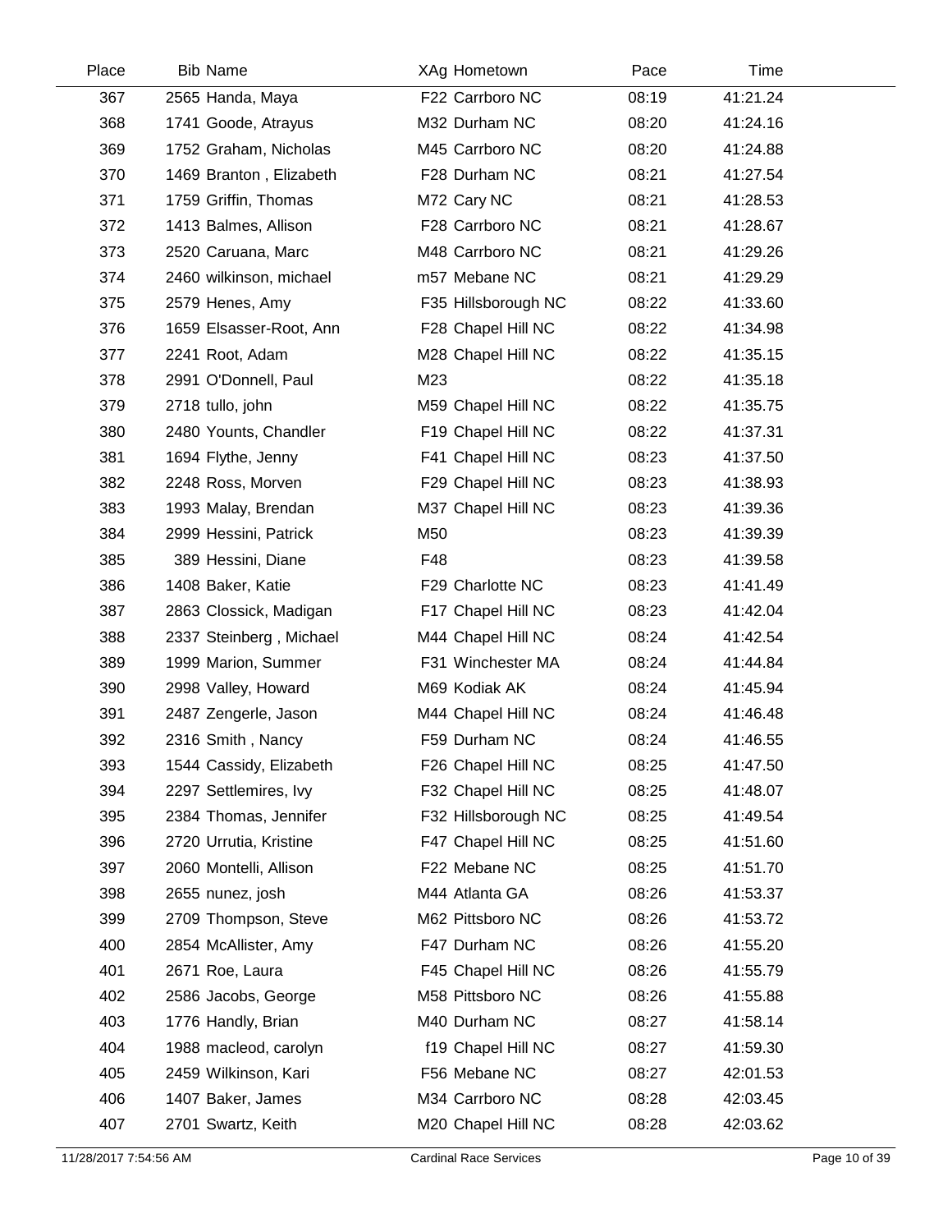| Place | Bib | Name | XAg | Hometown | Pace | Time |
|---|---|---|---|---|---|---|
| 367 | 2565 | Handa, Maya | F22 | Carrboro NC | 08:19 | 41:21.24 |
| 368 | 1741 | Goode, Atrayus | M32 | Durham NC | 08:20 | 41:24.16 |
| 369 | 1752 | Graham, Nicholas | M45 | Carrboro NC | 08:20 | 41:24.88 |
| 370 | 1469 | Branton , Elizabeth | F28 | Durham NC | 08:21 | 41:27.54 |
| 371 | 1759 | Griffin, Thomas | M72 | Cary NC | 08:21 | 41:28.53 |
| 372 | 1413 | Balmes, Allison | F28 | Carrboro NC | 08:21 | 41:28.67 |
| 373 | 2520 | Caruana, Marc | M48 | Carrboro NC | 08:21 | 41:29.26 |
| 374 | 2460 | wilkinson, michael | m57 | Mebane NC | 08:21 | 41:29.29 |
| 375 | 2579 | Henes, Amy | F35 | Hillsborough NC | 08:22 | 41:33.60 |
| 376 | 1659 | Elsasser-Root, Ann | F28 | Chapel Hill NC | 08:22 | 41:34.98 |
| 377 | 2241 | Root, Adam | M28 | Chapel Hill NC | 08:22 | 41:35.15 |
| 378 | 2991 | O'Donnell, Paul | M23 | | 08:22 | 41:35.18 |
| 379 | 2718 | tullo, john | M59 | Chapel Hill NC | 08:22 | 41:35.75 |
| 380 | 2480 | Younts, Chandler | F19 | Chapel Hill NC | 08:22 | 41:37.31 |
| 381 | 1694 | Flythe, Jenny | F41 | Chapel Hill NC | 08:23 | 41:37.50 |
| 382 | 2248 | Ross, Morven | F29 | Chapel Hill NC | 08:23 | 41:38.93 |
| 383 | 1993 | Malay, Brendan | M37 | Chapel Hill NC | 08:23 | 41:39.36 |
| 384 | 2999 | Hessini, Patrick | M50 | | 08:23 | 41:39.39 |
| 385 | 389 | Hessini, Diane | F48 | | 08:23 | 41:39.58 |
| 386 | 1408 | Baker, Katie | F29 | Charlotte NC | 08:23 | 41:41.49 |
| 387 | 2863 | Clossick, Madigan | F17 | Chapel Hill NC | 08:23 | 41:42.04 |
| 388 | 2337 | Steinberg , Michael | M44 | Chapel Hill NC | 08:24 | 41:42.54 |
| 389 | 1999 | Marion, Summer | F31 | Winchester MA | 08:24 | 41:44.84 |
| 390 | 2998 | Valley, Howard | M69 | Kodiak AK | 08:24 | 41:45.94 |
| 391 | 2487 | Zengerle, Jason | M44 | Chapel Hill NC | 08:24 | 41:46.48 |
| 392 | 2316 | Smith , Nancy | F59 | Durham NC | 08:24 | 41:46.55 |
| 393 | 1544 | Cassidy, Elizabeth | F26 | Chapel Hill NC | 08:25 | 41:47.50 |
| 394 | 2297 | Settlemires, Ivy | F32 | Chapel Hill NC | 08:25 | 41:48.07 |
| 395 | 2384 | Thomas, Jennifer | F32 | Hillsborough NC | 08:25 | 41:49.54 |
| 396 | 2720 | Urrutia, Kristine | F47 | Chapel Hill NC | 08:25 | 41:51.60 |
| 397 | 2060 | Montelli, Allison | F22 | Mebane NC | 08:25 | 41:51.70 |
| 398 | 2655 | nunez, josh | M44 | Atlanta GA | 08:26 | 41:53.37 |
| 399 | 2709 | Thompson, Steve | M62 | Pittsboro NC | 08:26 | 41:53.72 |
| 400 | 2854 | McAllister, Amy | F47 | Durham NC | 08:26 | 41:55.20 |
| 401 | 2671 | Roe, Laura | F45 | Chapel Hill NC | 08:26 | 41:55.79 |
| 402 | 2586 | Jacobs, George | M58 | Pittsboro NC | 08:26 | 41:55.88 |
| 403 | 1776 | Handly, Brian | M40 | Durham NC | 08:27 | 41:58.14 |
| 404 | 1988 | macleod, carolyn | f19 | Chapel Hill NC | 08:27 | 41:59.30 |
| 405 | 2459 | Wilkinson, Kari | F56 | Mebane NC | 08:27 | 42:01.53 |
| 406 | 1407 | Baker, James | M34 | Carrboro NC | 08:28 | 42:03.45 |
| 407 | 2701 | Swartz, Keith | M20 | Chapel Hill NC | 08:28 | 42:03.62 |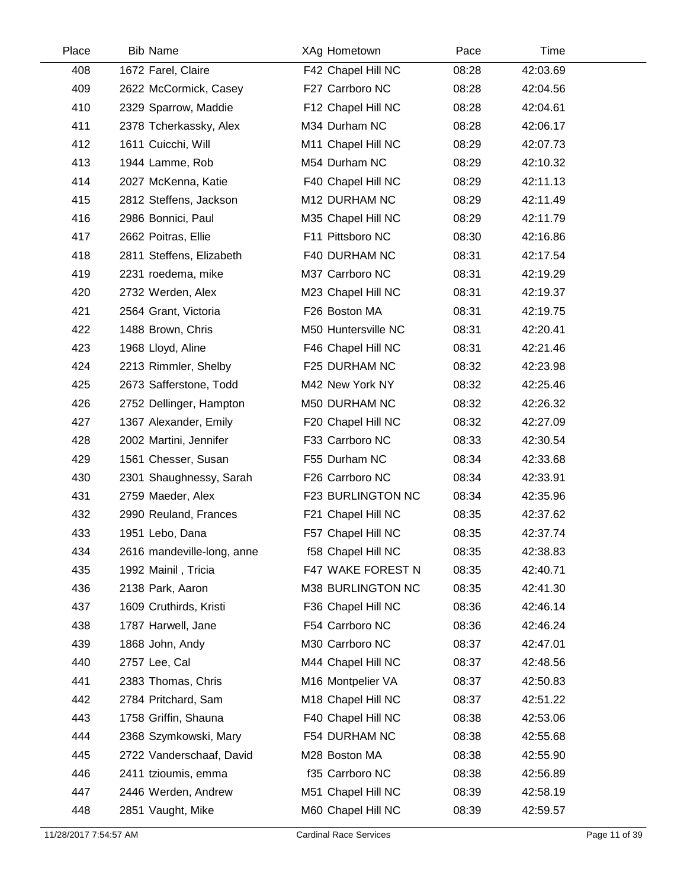| Place | Bib | Name | XAg | Hometown | Pace | Time |
|---|---|---|---|---|---|---|
| 408 | 1672 | Farel, Claire | F42 | Chapel Hill NC | 08:28 | 42:03.69 |
| 409 | 2622 | McCormick, Casey | F27 | Carrboro NC | 08:28 | 42:04.56 |
| 410 | 2329 | Sparrow, Maddie | F12 | Chapel Hill NC | 08:28 | 42:04.61 |
| 411 | 2378 | Tcherkassky, Alex | M34 | Durham NC | 08:28 | 42:06.17 |
| 412 | 1611 | Cuicchi, Will | M11 | Chapel Hill NC | 08:29 | 42:07.73 |
| 413 | 1944 | Lamme, Rob | M54 | Durham NC | 08:29 | 42:10.32 |
| 414 | 2027 | McKenna, Katie | F40 | Chapel Hill NC | 08:29 | 42:11.13 |
| 415 | 2812 | Steffens, Jackson | M12 | DURHAM NC | 08:29 | 42:11.49 |
| 416 | 2986 | Bonnici, Paul | M35 | Chapel Hill NC | 08:29 | 42:11.79 |
| 417 | 2662 | Poitras, Ellie | F11 | Pittsboro NC | 08:30 | 42:16.86 |
| 418 | 2811 | Steffens, Elizabeth | F40 | DURHAM NC | 08:31 | 42:17.54 |
| 419 | 2231 | roedema, mike | M37 | Carrboro NC | 08:31 | 42:19.29 |
| 420 | 2732 | Werden, Alex | M23 | Chapel Hill NC | 08:31 | 42:19.37 |
| 421 | 2564 | Grant, Victoria | F26 | Boston MA | 08:31 | 42:19.75 |
| 422 | 1488 | Brown, Chris | M50 | Huntersville NC | 08:31 | 42:20.41 |
| 423 | 1968 | Lloyd, Aline | F46 | Chapel Hill NC | 08:31 | 42:21.46 |
| 424 | 2213 | Rimmler, Shelby | F25 | DURHAM NC | 08:32 | 42:23.98 |
| 425 | 2673 | Safferstone, Todd | M42 | New York NY | 08:32 | 42:25.46 |
| 426 | 2752 | Dellinger, Hampton | M50 | DURHAM NC | 08:32 | 42:26.32 |
| 427 | 1367 | Alexander, Emily | F20 | Chapel Hill NC | 08:32 | 42:27.09 |
| 428 | 2002 | Martini, Jennifer | F33 | Carrboro NC | 08:33 | 42:30.54 |
| 429 | 1561 | Chesser, Susan | F55 | Durham NC | 08:34 | 42:33.68 |
| 430 | 2301 | Shaughnessy, Sarah | F26 | Carrboro NC | 08:34 | 42:33.91 |
| 431 | 2759 | Maeder, Alex | F23 | BURLINGTON NC | 08:34 | 42:35.96 |
| 432 | 2990 | Reuland, Frances | F21 | Chapel Hill NC | 08:35 | 42:37.62 |
| 433 | 1951 | Lebo, Dana | F57 | Chapel Hill NC | 08:35 | 42:37.74 |
| 434 | 2616 | mandeville-long, anne | f58 | Chapel Hill NC | 08:35 | 42:38.83 |
| 435 | 1992 | Mainil , Tricia | F47 | WAKE FOREST N | 08:35 | 42:40.71 |
| 436 | 2138 | Park, Aaron | M38 | BURLINGTON NC | 08:35 | 42:41.30 |
| 437 | 1609 | Cruthirds, Kristi | F36 | Chapel Hill NC | 08:36 | 42:46.14 |
| 438 | 1787 | Harwell, Jane | F54 | Carrboro NC | 08:36 | 42:46.24 |
| 439 | 1868 | John, Andy | M30 | Carrboro NC | 08:37 | 42:47.01 |
| 440 | 2757 | Lee, Cal | M44 | Chapel Hill NC | 08:37 | 42:48.56 |
| 441 | 2383 | Thomas, Chris | M16 | Montpelier VA | 08:37 | 42:50.83 |
| 442 | 2784 | Pritchard, Sam | M18 | Chapel Hill NC | 08:37 | 42:51.22 |
| 443 | 1758 | Griffin, Shauna | F40 | Chapel Hill NC | 08:38 | 42:53.06 |
| 444 | 2368 | Szymkowski, Mary | F54 | DURHAM NC | 08:38 | 42:55.68 |
| 445 | 2722 | Vanderschaaf, David | M28 | Boston MA | 08:38 | 42:55.90 |
| 446 | 2411 | tzioumis, emma | f35 | Carrboro NC | 08:38 | 42:56.89 |
| 447 | 2446 | Werden, Andrew | M51 | Chapel Hill NC | 08:39 | 42:58.19 |
| 448 | 2851 | Vaught, Mike | M60 | Chapel Hill NC | 08:39 | 42:59.57 |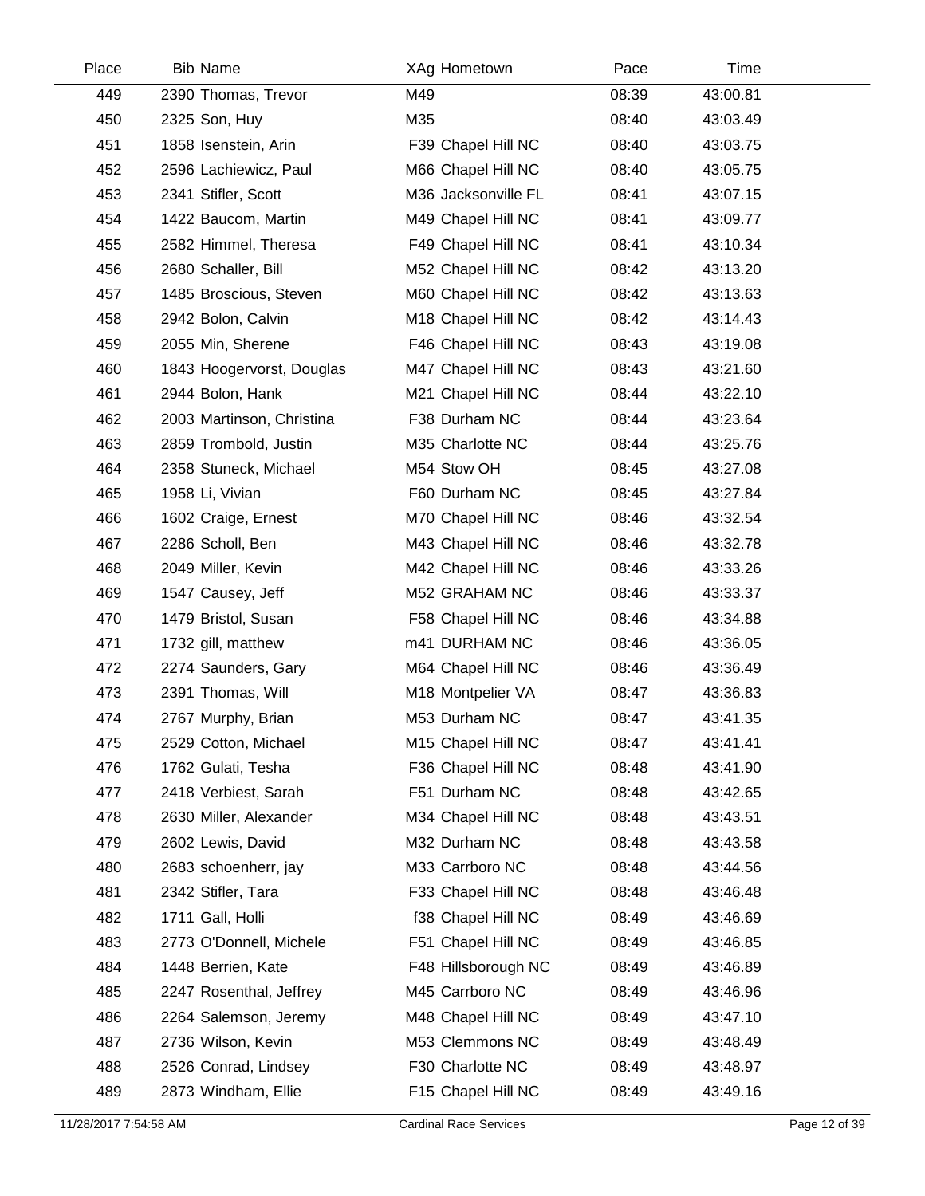| Place | Bib | Name | XAg | Hometown | Pace | Time |
|---|---|---|---|---|---|---|
| 449 | 2390 | Thomas, Trevor | M49 | | 08:39 | 43:00.81 |
| 450 | 2325 | Son, Huy | M35 | | 08:40 | 43:03.49 |
| 451 | 1858 | Isenstein, Arin | F39 | Chapel Hill NC | 08:40 | 43:03.75 |
| 452 | 2596 | Lachiewicz, Paul | M66 | Chapel Hill NC | 08:40 | 43:05.75 |
| 453 | 2341 | Stifler, Scott | M36 | Jacksonville FL | 08:41 | 43:07.15 |
| 454 | 1422 | Baucom, Martin | M49 | Chapel Hill NC | 08:41 | 43:09.77 |
| 455 | 2582 | Himmel, Theresa | F49 | Chapel Hill NC | 08:41 | 43:10.34 |
| 456 | 2680 | Schaller, Bill | M52 | Chapel Hill NC | 08:42 | 43:13.20 |
| 457 | 1485 | Broscious, Steven | M60 | Chapel Hill NC | 08:42 | 43:13.63 |
| 458 | 2942 | Bolon, Calvin | M18 | Chapel Hill NC | 08:42 | 43:14.43 |
| 459 | 2055 | Min, Sherene | F46 | Chapel Hill NC | 08:43 | 43:19.08 |
| 460 | 1843 | Hoogervorst, Douglas | M47 | Chapel Hill NC | 08:43 | 43:21.60 |
| 461 | 2944 | Bolon, Hank | M21 | Chapel Hill NC | 08:44 | 43:22.10 |
| 462 | 2003 | Martinson, Christina | F38 | Durham NC | 08:44 | 43:23.64 |
| 463 | 2859 | Trombold, Justin | M35 | Charlotte NC | 08:44 | 43:25.76 |
| 464 | 2358 | Stuneck, Michael | M54 | Stow OH | 08:45 | 43:27.08 |
| 465 | 1958 | Li, Vivian | F60 | Durham NC | 08:45 | 43:27.84 |
| 466 | 1602 | Craige, Ernest | M70 | Chapel Hill NC | 08:46 | 43:32.54 |
| 467 | 2286 | Scholl, Ben | M43 | Chapel Hill NC | 08:46 | 43:32.78 |
| 468 | 2049 | Miller, Kevin | M42 | Chapel Hill NC | 08:46 | 43:33.26 |
| 469 | 1547 | Causey, Jeff | M52 | GRAHAM NC | 08:46 | 43:33.37 |
| 470 | 1479 | Bristol, Susan | F58 | Chapel Hill NC | 08:46 | 43:34.88 |
| 471 | 1732 | gill, matthew | m41 | DURHAM NC | 08:46 | 43:36.05 |
| 472 | 2274 | Saunders, Gary | M64 | Chapel Hill NC | 08:46 | 43:36.49 |
| 473 | 2391 | Thomas, Will | M18 | Montpelier VA | 08:47 | 43:36.83 |
| 474 | 2767 | Murphy, Brian | M53 | Durham NC | 08:47 | 43:41.35 |
| 475 | 2529 | Cotton, Michael | M15 | Chapel Hill NC | 08:47 | 43:41.41 |
| 476 | 1762 | Gulati, Tesha | F36 | Chapel Hill NC | 08:48 | 43:41.90 |
| 477 | 2418 | Verbiest, Sarah | F51 | Durham NC | 08:48 | 43:42.65 |
| 478 | 2630 | Miller, Alexander | M34 | Chapel Hill NC | 08:48 | 43:43.51 |
| 479 | 2602 | Lewis, David | M32 | Durham NC | 08:48 | 43:43.58 |
| 480 | 2683 | schoenherr, jay | M33 | Carrboro NC | 08:48 | 43:44.56 |
| 481 | 2342 | Stifler, Tara | F33 | Chapel Hill NC | 08:48 | 43:46.48 |
| 482 | 1711 | Gall, Holli | f38 | Chapel Hill NC | 08:49 | 43:46.69 |
| 483 | 2773 | O'Donnell, Michele | F51 | Chapel Hill NC | 08:49 | 43:46.85 |
| 484 | 1448 | Berrien, Kate | F48 | Hillsborough NC | 08:49 | 43:46.89 |
| 485 | 2247 | Rosenthal, Jeffrey | M45 | Carrboro NC | 08:49 | 43:46.96 |
| 486 | 2264 | Salemson, Jeremy | M48 | Chapel Hill NC | 08:49 | 43:47.10 |
| 487 | 2736 | Wilson, Kevin | M53 | Clemmons NC | 08:49 | 43:48.49 |
| 488 | 2526 | Conrad, Lindsey | F30 | Charlotte NC | 08:49 | 43:48.97 |
| 489 | 2873 | Windham, Ellie | F15 | Chapel Hill NC | 08:49 | 43:49.16 |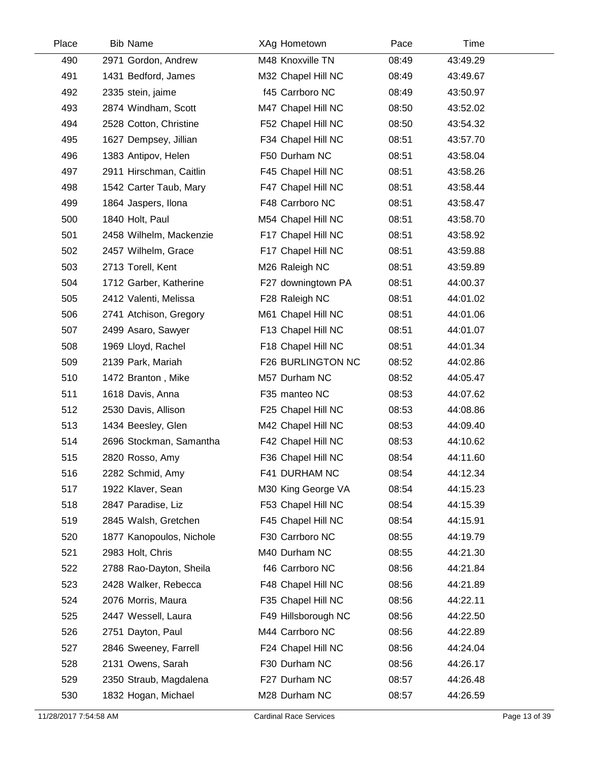| Place | Bib | Name | XAg | Hometown | Pace | Time |
|---|---|---|---|---|---|---|
| 490 | 2971 | Gordon, Andrew | M48 | Knoxville TN | 08:49 | 43:49.29 |
| 491 | 1431 | Bedford, James | M32 | Chapel Hill NC | 08:49 | 43:49.67 |
| 492 | 2335 | stein, jaime | f45 | Carrboro NC | 08:49 | 43:50.97 |
| 493 | 2874 | Windham, Scott | M47 | Chapel Hill NC | 08:50 | 43:52.02 |
| 494 | 2528 | Cotton, Christine | F52 | Chapel Hill NC | 08:50 | 43:54.32 |
| 495 | 1627 | Dempsey, Jillian | F34 | Chapel Hill NC | 08:51 | 43:57.70 |
| 496 | 1383 | Antipov, Helen | F50 | Durham NC | 08:51 | 43:58.04 |
| 497 | 2911 | Hirschman, Caitlin | F45 | Chapel Hill NC | 08:51 | 43:58.26 |
| 498 | 1542 | Carter Taub, Mary | F47 | Chapel Hill NC | 08:51 | 43:58.44 |
| 499 | 1864 | Jaspers, Ilona | F48 | Carrboro NC | 08:51 | 43:58.47 |
| 500 | 1840 | Holt, Paul | M54 | Chapel Hill NC | 08:51 | 43:58.70 |
| 501 | 2458 | Wilhelm, Mackenzie | F17 | Chapel Hill NC | 08:51 | 43:58.92 |
| 502 | 2457 | Wilhelm, Grace | F17 | Chapel Hill NC | 08:51 | 43:59.88 |
| 503 | 2713 | Torell, Kent | M26 | Raleigh NC | 08:51 | 43:59.89 |
| 504 | 1712 | Garber, Katherine | F27 | downingtown PA | 08:51 | 44:00.37 |
| 505 | 2412 | Valenti, Melissa | F28 | Raleigh NC | 08:51 | 44:01.02 |
| 506 | 2741 | Atchison, Gregory | M61 | Chapel Hill NC | 08:51 | 44:01.06 |
| 507 | 2499 | Asaro, Sawyer | F13 | Chapel Hill NC | 08:51 | 44:01.07 |
| 508 | 1969 | Lloyd, Rachel | F18 | Chapel Hill NC | 08:51 | 44:01.34 |
| 509 | 2139 | Park, Mariah | F26 | BURLINGTON NC | 08:52 | 44:02.86 |
| 510 | 1472 | Branton , Mike | M57 | Durham NC | 08:52 | 44:05.47 |
| 511 | 1618 | Davis, Anna | F35 | manteo NC | 08:53 | 44:07.62 |
| 512 | 2530 | Davis, Allison | F25 | Chapel Hill NC | 08:53 | 44:08.86 |
| 513 | 1434 | Beesley, Glen | M42 | Chapel Hill NC | 08:53 | 44:09.40 |
| 514 | 2696 | Stockman, Samantha | F42 | Chapel Hill NC | 08:53 | 44:10.62 |
| 515 | 2820 | Rosso, Amy | F36 | Chapel Hill NC | 08:54 | 44:11.60 |
| 516 | 2282 | Schmid, Amy | F41 | DURHAM NC | 08:54 | 44:12.34 |
| 517 | 1922 | Klaver, Sean | M30 | King George VA | 08:54 | 44:15.23 |
| 518 | 2847 | Paradise, Liz | F53 | Chapel Hill NC | 08:54 | 44:15.39 |
| 519 | 2845 | Walsh, Gretchen | F45 | Chapel Hill NC | 08:54 | 44:15.91 |
| 520 | 1877 | Kanopoulos, Nichole | F30 | Carrboro NC | 08:55 | 44:19.79 |
| 521 | 2983 | Holt, Chris | M40 | Durham NC | 08:55 | 44:21.30 |
| 522 | 2788 | Rao-Dayton, Sheila | f46 | Carrboro NC | 08:56 | 44:21.84 |
| 523 | 2428 | Walker, Rebecca | F48 | Chapel Hill NC | 08:56 | 44:21.89 |
| 524 | 2076 | Morris, Maura | F35 | Chapel Hill NC | 08:56 | 44:22.11 |
| 525 | 2447 | Wessell, Laura | F49 | Hillsborough NC | 08:56 | 44:22.50 |
| 526 | 2751 | Dayton, Paul | M44 | Carrboro NC | 08:56 | 44:22.89 |
| 527 | 2846 | Sweeney, Farrell | F24 | Chapel Hill NC | 08:56 | 44:24.04 |
| 528 | 2131 | Owens, Sarah | F30 | Durham NC | 08:56 | 44:26.17 |
| 529 | 2350 | Straub, Magdalena | F27 | Durham NC | 08:57 | 44:26.48 |
| 530 | 1832 | Hogan, Michael | M28 | Durham NC | 08:57 | 44:26.59 |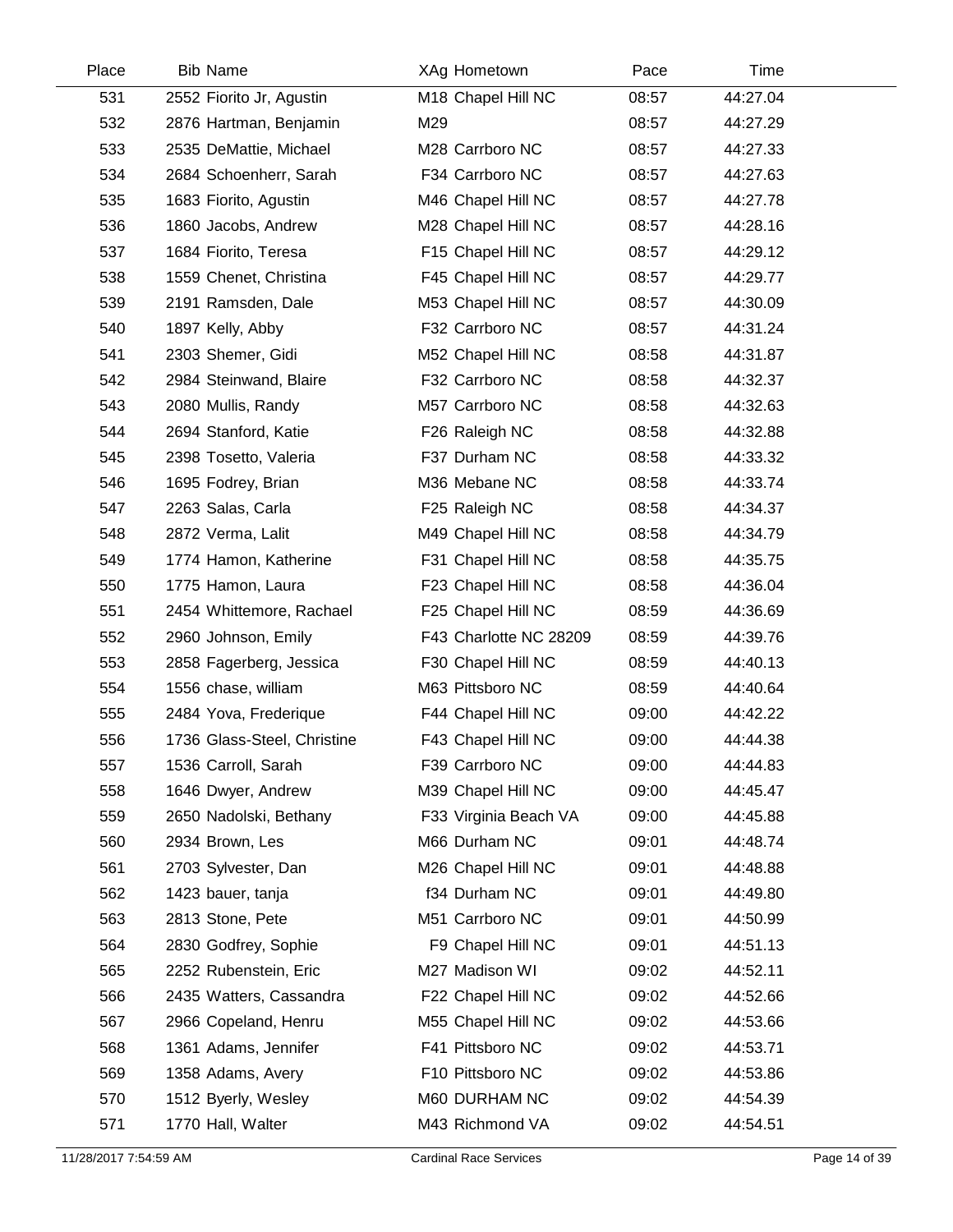| Place | Bib | Name | XAg | Hometown | Pace | Time |
|---|---|---|---|---|---|---|
| 531 | 2552 | Fiorito Jr, Agustin | M18 | Chapel Hill NC | 08:57 | 44:27.04 |
| 532 | 2876 | Hartman, Benjamin | M29 | | 08:57 | 44:27.29 |
| 533 | 2535 | DeMattie, Michael | M28 | Carrboro NC | 08:57 | 44:27.33 |
| 534 | 2684 | Schoenherr, Sarah | F34 | Carrboro NC | 08:57 | 44:27.63 |
| 535 | 1683 | Fiorito, Agustin | M46 | Chapel Hill NC | 08:57 | 44:27.78 |
| 536 | 1860 | Jacobs, Andrew | M28 | Chapel Hill NC | 08:57 | 44:28.16 |
| 537 | 1684 | Fiorito, Teresa | F15 | Chapel Hill NC | 08:57 | 44:29.12 |
| 538 | 1559 | Chenet, Christina | F45 | Chapel Hill NC | 08:57 | 44:29.77 |
| 539 | 2191 | Ramsden, Dale | M53 | Chapel Hill NC | 08:57 | 44:30.09 |
| 540 | 1897 | Kelly, Abby | F32 | Carrboro NC | 08:57 | 44:31.24 |
| 541 | 2303 | Shemer, Gidi | M52 | Chapel Hill NC | 08:58 | 44:31.87 |
| 542 | 2984 | Steinwand, Blaire | F32 | Carrboro NC | 08:58 | 44:32.37 |
| 543 | 2080 | Mullis, Randy | M57 | Carrboro NC | 08:58 | 44:32.63 |
| 544 | 2694 | Stanford, Katie | F26 | Raleigh NC | 08:58 | 44:32.88 |
| 545 | 2398 | Tosetto, Valeria | F37 | Durham NC | 08:58 | 44:33.32 |
| 546 | 1695 | Fodrey, Brian | M36 | Mebane NC | 08:58 | 44:33.74 |
| 547 | 2263 | Salas, Carla | F25 | Raleigh NC | 08:58 | 44:34.37 |
| 548 | 2872 | Verma, Lalit | M49 | Chapel Hill NC | 08:58 | 44:34.79 |
| 549 | 1774 | Hamon, Katherine | F31 | Chapel Hill NC | 08:58 | 44:35.75 |
| 550 | 1775 | Hamon, Laura | F23 | Chapel Hill NC | 08:58 | 44:36.04 |
| 551 | 2454 | Whittemore, Rachael | F25 | Chapel Hill NC | 08:59 | 44:36.69 |
| 552 | 2960 | Johnson, Emily | F43 | Charlotte NC 28209 | 08:59 | 44:39.76 |
| 553 | 2858 | Fagerberg, Jessica | F30 | Chapel Hill NC | 08:59 | 44:40.13 |
| 554 | 1556 | chase, william | M63 | Pittsboro NC | 08:59 | 44:40.64 |
| 555 | 2484 | Yova, Frederique | F44 | Chapel Hill NC | 09:00 | 44:42.22 |
| 556 | 1736 | Glass-Steel, Christine | F43 | Chapel Hill NC | 09:00 | 44:44.38 |
| 557 | 1536 | Carroll, Sarah | F39 | Carrboro NC | 09:00 | 44:44.83 |
| 558 | 1646 | Dwyer, Andrew | M39 | Chapel Hill NC | 09:00 | 44:45.47 |
| 559 | 2650 | Nadolski, Bethany | F33 | Virginia Beach VA | 09:00 | 44:45.88 |
| 560 | 2934 | Brown, Les | M66 | Durham NC | 09:01 | 44:48.74 |
| 561 | 2703 | Sylvester, Dan | M26 | Chapel Hill NC | 09:01 | 44:48.88 |
| 562 | 1423 | bauer, tanja | f34 | Durham NC | 09:01 | 44:49.80 |
| 563 | 2813 | Stone, Pete | M51 | Carrboro NC | 09:01 | 44:50.99 |
| 564 | 2830 | Godfrey, Sophie | F9 | Chapel Hill NC | 09:01 | 44:51.13 |
| 565 | 2252 | Rubenstein, Eric | M27 | Madison WI | 09:02 | 44:52.11 |
| 566 | 2435 | Watters, Cassandra | F22 | Chapel Hill NC | 09:02 | 44:52.66 |
| 567 | 2966 | Copeland, Henru | M55 | Chapel Hill NC | 09:02 | 44:53.66 |
| 568 | 1361 | Adams, Jennifer | F41 | Pittsboro NC | 09:02 | 44:53.71 |
| 569 | 1358 | Adams, Avery | F10 | Pittsboro NC | 09:02 | 44:53.86 |
| 570 | 1512 | Byerly, Wesley | M60 | DURHAM NC | 09:02 | 44:54.39 |
| 571 | 1770 | Hall, Walter | M43 | Richmond VA | 09:02 | 44:54.51 |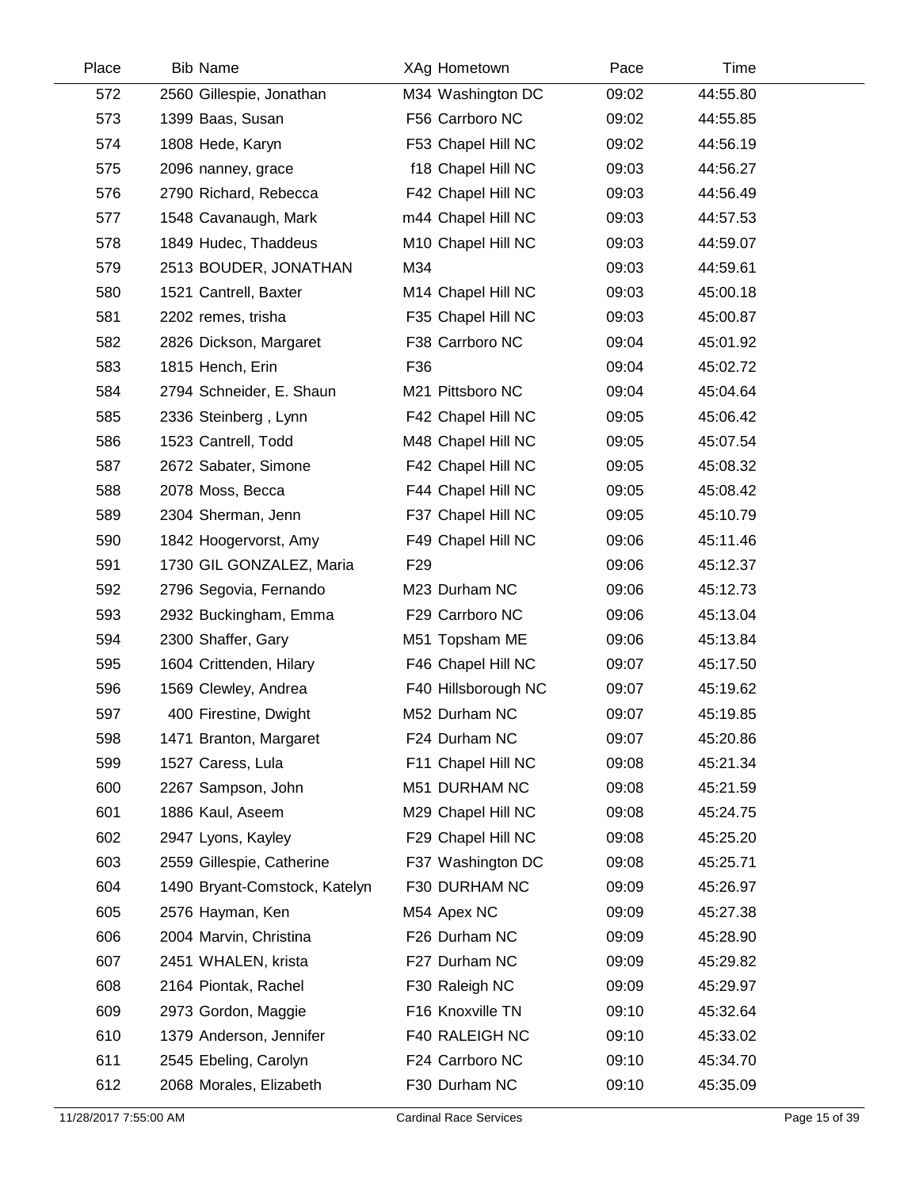| Place | Bib | Name | XAg | Hometown | Pace | Time |
|---|---|---|---|---|---|---|
| 572 | 2560 | Gillespie, Jonathan | M34 | Washington DC | 09:02 | 44:55.80 |
| 573 | 1399 | Baas, Susan | F56 | Carrboro NC | 09:02 | 44:55.85 |
| 574 | 1808 | Hede, Karyn | F53 | Chapel Hill NC | 09:02 | 44:56.19 |
| 575 | 2096 | nanney, grace | f18 | Chapel Hill NC | 09:03 | 44:56.27 |
| 576 | 2790 | Richard, Rebecca | F42 | Chapel Hill NC | 09:03 | 44:56.49 |
| 577 | 1548 | Cavanaugh, Mark | m44 | Chapel Hill NC | 09:03 | 44:57.53 |
| 578 | 1849 | Hudec, Thaddeus | M10 | Chapel Hill NC | 09:03 | 44:59.07 |
| 579 | 2513 | BOUDER, JONATHAN | M34 | | 09:03 | 44:59.61 |
| 580 | 1521 | Cantrell, Baxter | M14 | Chapel Hill NC | 09:03 | 45:00.18 |
| 581 | 2202 | remes, trisha | F35 | Chapel Hill NC | 09:03 | 45:00.87 |
| 582 | 2826 | Dickson, Margaret | F38 | Carrboro NC | 09:04 | 45:01.92 |
| 583 | 1815 | Hench, Erin | F36 | | 09:04 | 45:02.72 |
| 584 | 2794 | Schneider, E. Shaun | M21 | Pittsboro NC | 09:04 | 45:04.64 |
| 585 | 2336 | Steinberg , Lynn | F42 | Chapel Hill NC | 09:05 | 45:06.42 |
| 586 | 1523 | Cantrell, Todd | M48 | Chapel Hill NC | 09:05 | 45:07.54 |
| 587 | 2672 | Sabater, Simone | F42 | Chapel Hill NC | 09:05 | 45:08.32 |
| 588 | 2078 | Moss, Becca | F44 | Chapel Hill NC | 09:05 | 45:08.42 |
| 589 | 2304 | Sherman, Jenn | F37 | Chapel Hill NC | 09:05 | 45:10.79 |
| 590 | 1842 | Hoogervorst, Amy | F49 | Chapel Hill NC | 09:06 | 45:11.46 |
| 591 | 1730 | GIL GONZALEZ, Maria | F29 | | 09:06 | 45:12.37 |
| 592 | 2796 | Segovia, Fernando | M23 | Durham NC | 09:06 | 45:12.73 |
| 593 | 2932 | Buckingham, Emma | F29 | Carrboro NC | 09:06 | 45:13.04 |
| 594 | 2300 | Shaffer, Gary | M51 | Topsham ME | 09:06 | 45:13.84 |
| 595 | 1604 | Crittenden, Hilary | F46 | Chapel Hill NC | 09:07 | 45:17.50 |
| 596 | 1569 | Clewley, Andrea | F40 | Hillsborough NC | 09:07 | 45:19.62 |
| 597 | 400 | Firestine, Dwight | M52 | Durham NC | 09:07 | 45:19.85 |
| 598 | 1471 | Branton, Margaret | F24 | Durham NC | 09:07 | 45:20.86 |
| 599 | 1527 | Caress, Lula | F11 | Chapel Hill NC | 09:08 | 45:21.34 |
| 600 | 2267 | Sampson, John | M51 | DURHAM NC | 09:08 | 45:21.59 |
| 601 | 1886 | Kaul, Aseem | M29 | Chapel Hill NC | 09:08 | 45:24.75 |
| 602 | 2947 | Lyons, Kayley | F29 | Chapel Hill NC | 09:08 | 45:25.20 |
| 603 | 2559 | Gillespie, Catherine | F37 | Washington DC | 09:08 | 45:25.71 |
| 604 | 1490 | Bryant-Comstock, Katelyn | F30 | DURHAM NC | 09:09 | 45:26.97 |
| 605 | 2576 | Hayman, Ken | M54 | Apex NC | 09:09 | 45:27.38 |
| 606 | 2004 | Marvin, Christina | F26 | Durham NC | 09:09 | 45:28.90 |
| 607 | 2451 | WHALEN, krista | F27 | Durham NC | 09:09 | 45:29.82 |
| 608 | 2164 | Piontak, Rachel | F30 | Raleigh NC | 09:09 | 45:29.97 |
| 609 | 2973 | Gordon, Maggie | F16 | Knoxville TN | 09:10 | 45:32.64 |
| 610 | 1379 | Anderson, Jennifer | F40 | RALEIGH NC | 09:10 | 45:33.02 |
| 611 | 2545 | Ebeling, Carolyn | F24 | Carrboro NC | 09:10 | 45:34.70 |
| 612 | 2068 | Morales, Elizabeth | F30 | Durham NC | 09:10 | 45:35.09 |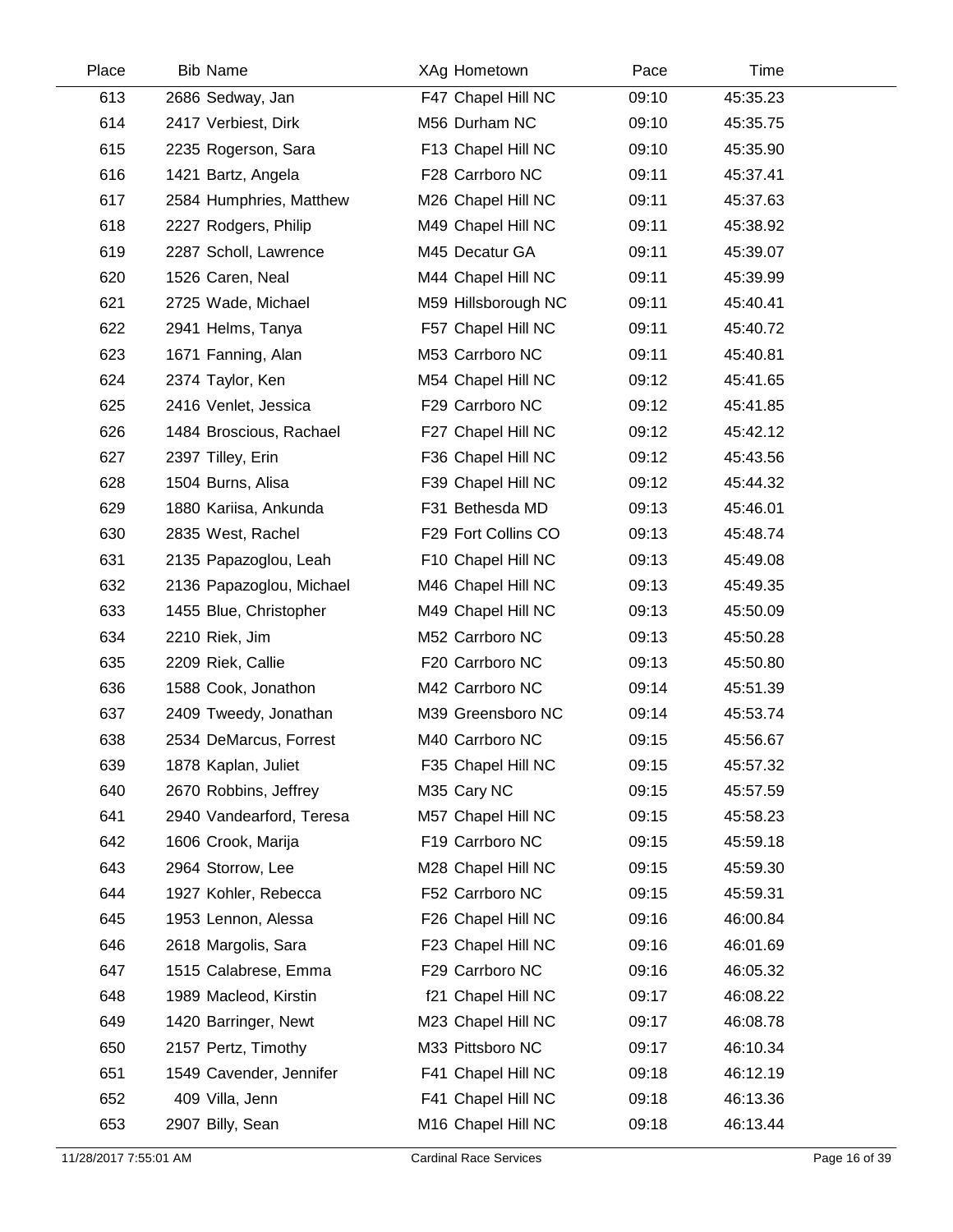| Place | Bib | Name | XAg | Hometown | Pace | Time |
|---|---|---|---|---|---|---|
| 613 | 2686 | Sedway, Jan | F47 | Chapel Hill NC | 09:10 | 45:35.23 |
| 614 | 2417 | Verbiest, Dirk | M56 | Durham NC | 09:10 | 45:35.75 |
| 615 | 2235 | Rogerson, Sara | F13 | Chapel Hill NC | 09:10 | 45:35.90 |
| 616 | 1421 | Bartz, Angela | F28 | Carrboro NC | 09:11 | 45:37.41 |
| 617 | 2584 | Humphries, Matthew | M26 | Chapel Hill NC | 09:11 | 45:37.63 |
| 618 | 2227 | Rodgers, Philip | M49 | Chapel Hill NC | 09:11 | 45:38.92 |
| 619 | 2287 | Scholl, Lawrence | M45 | Decatur GA | 09:11 | 45:39.07 |
| 620 | 1526 | Caren, Neal | M44 | Chapel Hill NC | 09:11 | 45:39.99 |
| 621 | 2725 | Wade, Michael | M59 | Hillsborough NC | 09:11 | 45:40.41 |
| 622 | 2941 | Helms, Tanya | F57 | Chapel Hill NC | 09:11 | 45:40.72 |
| 623 | 1671 | Fanning, Alan | M53 | Carrboro NC | 09:11 | 45:40.81 |
| 624 | 2374 | Taylor, Ken | M54 | Chapel Hill NC | 09:12 | 45:41.65 |
| 625 | 2416 | Venlet, Jessica | F29 | Carrboro NC | 09:12 | 45:41.85 |
| 626 | 1484 | Broscious, Rachael | F27 | Chapel Hill NC | 09:12 | 45:42.12 |
| 627 | 2397 | Tilley, Erin | F36 | Chapel Hill NC | 09:12 | 45:43.56 |
| 628 | 1504 | Burns, Alisa | F39 | Chapel Hill NC | 09:12 | 45:44.32 |
| 629 | 1880 | Kariisa, Ankunda | F31 | Bethesda MD | 09:13 | 45:46.01 |
| 630 | 2835 | West, Rachel | F29 | Fort Collins CO | 09:13 | 45:48.74 |
| 631 | 2135 | Papazoglou, Leah | F10 | Chapel Hill NC | 09:13 | 45:49.08 |
| 632 | 2136 | Papazoglou, Michael | M46 | Chapel Hill NC | 09:13 | 45:49.35 |
| 633 | 1455 | Blue, Christopher | M49 | Chapel Hill NC | 09:13 | 45:50.09 |
| 634 | 2210 | Riek, Jim | M52 | Carrboro NC | 09:13 | 45:50.28 |
| 635 | 2209 | Riek, Callie | F20 | Carrboro NC | 09:13 | 45:50.80 |
| 636 | 1588 | Cook, Jonathon | M42 | Carrboro NC | 09:14 | 45:51.39 |
| 637 | 2409 | Tweedy, Jonathan | M39 | Greensboro NC | 09:14 | 45:53.74 |
| 638 | 2534 | DeMarcus, Forrest | M40 | Carrboro NC | 09:15 | 45:56.67 |
| 639 | 1878 | Kaplan, Juliet | F35 | Chapel Hill NC | 09:15 | 45:57.32 |
| 640 | 2670 | Robbins, Jeffrey | M35 | Cary NC | 09:15 | 45:57.59 |
| 641 | 2940 | Vandearford, Teresa | M57 | Chapel Hill NC | 09:15 | 45:58.23 |
| 642 | 1606 | Crook, Marija | F19 | Carrboro NC | 09:15 | 45:59.18 |
| 643 | 2964 | Storrow, Lee | M28 | Chapel Hill NC | 09:15 | 45:59.30 |
| 644 | 1927 | Kohler, Rebecca | F52 | Carrboro NC | 09:15 | 45:59.31 |
| 645 | 1953 | Lennon, Alessa | F26 | Chapel Hill NC | 09:16 | 46:00.84 |
| 646 | 2618 | Margolis, Sara | F23 | Chapel Hill NC | 09:16 | 46:01.69 |
| 647 | 1515 | Calabrese, Emma | F29 | Carrboro NC | 09:16 | 46:05.32 |
| 648 | 1989 | Macleod, Kirstin | f21 | Chapel Hill NC | 09:17 | 46:08.22 |
| 649 | 1420 | Barringer, Newt | M23 | Chapel Hill NC | 09:17 | 46:08.78 |
| 650 | 2157 | Pertz, Timothy | M33 | Pittsboro NC | 09:17 | 46:10.34 |
| 651 | 1549 | Cavender, Jennifer | F41 | Chapel Hill NC | 09:18 | 46:12.19 |
| 652 | 409 | Villa, Jenn | F41 | Chapel Hill NC | 09:18 | 46:13.36 |
| 653 | 2907 | Billy, Sean | M16 | Chapel Hill NC | 09:18 | 46:13.44 |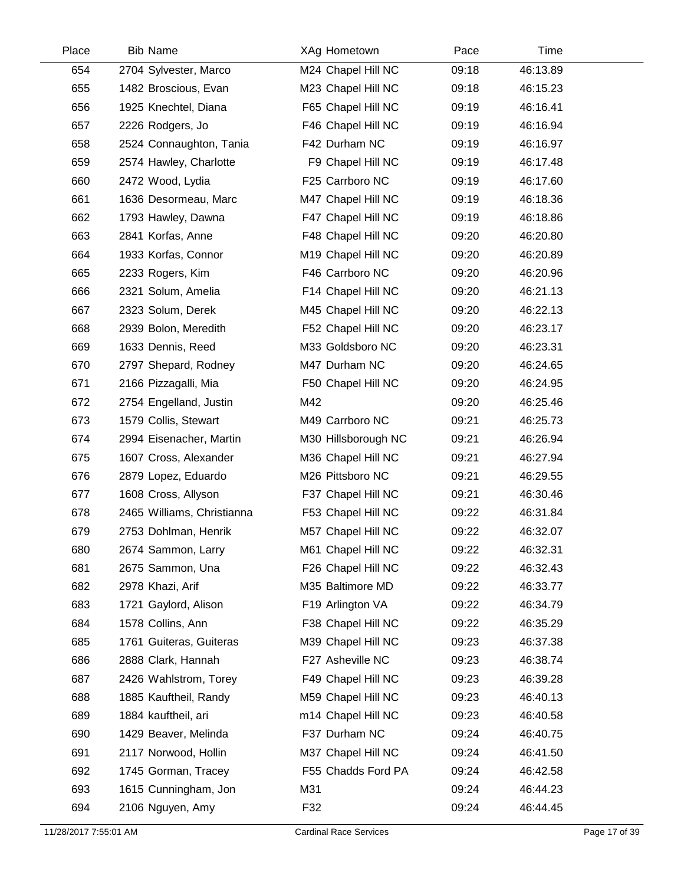| Place | Bib | Name | XAg | Hometown | Pace | Time |
|---|---|---|---|---|---|---|
| 654 | 2704 | Sylvester, Marco | M24 | Chapel Hill NC | 09:18 | 46:13.89 |
| 655 | 1482 | Broscious, Evan | M23 | Chapel Hill NC | 09:18 | 46:15.23 |
| 656 | 1925 | Knechtel, Diana | F65 | Chapel Hill NC | 09:19 | 46:16.41 |
| 657 | 2226 | Rodgers, Jo | F46 | Chapel Hill NC | 09:19 | 46:16.94 |
| 658 | 2524 | Connaughton, Tania | F42 | Durham NC | 09:19 | 46:16.97 |
| 659 | 2574 | Hawley, Charlotte | F9 | Chapel Hill NC | 09:19 | 46:17.48 |
| 660 | 2472 | Wood, Lydia | F25 | Carrboro NC | 09:19 | 46:17.60 |
| 661 | 1636 | Desormeau, Marc | M47 | Chapel Hill NC | 09:19 | 46:18.36 |
| 662 | 1793 | Hawley, Dawna | F47 | Chapel Hill NC | 09:19 | 46:18.86 |
| 663 | 2841 | Korfas, Anne | F48 | Chapel Hill NC | 09:20 | 46:20.80 |
| 664 | 1933 | Korfas, Connor | M19 | Chapel Hill NC | 09:20 | 46:20.89 |
| 665 | 2233 | Rogers, Kim | F46 | Carrboro NC | 09:20 | 46:20.96 |
| 666 | 2321 | Solum, Amelia | F14 | Chapel Hill NC | 09:20 | 46:21.13 |
| 667 | 2323 | Solum, Derek | M45 | Chapel Hill NC | 09:20 | 46:22.13 |
| 668 | 2939 | Bolon, Meredith | F52 | Chapel Hill NC | 09:20 | 46:23.17 |
| 669 | 1633 | Dennis, Reed | M33 | Goldsboro NC | 09:20 | 46:23.31 |
| 670 | 2797 | Shepard, Rodney | M47 | Durham NC | 09:20 | 46:24.65 |
| 671 | 2166 | Pizzagalli, Mia | F50 | Chapel Hill NC | 09:20 | 46:24.95 |
| 672 | 2754 | Engelland, Justin | M42 | | 09:20 | 46:25.46 |
| 673 | 1579 | Collis, Stewart | M49 | Carrboro NC | 09:21 | 46:25.73 |
| 674 | 2994 | Eisenacher, Martin | M30 | Hillsborough NC | 09:21 | 46:26.94 |
| 675 | 1607 | Cross, Alexander | M36 | Chapel Hill NC | 09:21 | 46:27.94 |
| 676 | 2879 | Lopez, Eduardo | M26 | Pittsboro NC | 09:21 | 46:29.55 |
| 677 | 1608 | Cross, Allyson | F37 | Chapel Hill NC | 09:21 | 46:30.46 |
| 678 | 2465 | Williams, Christianna | F53 | Chapel Hill NC | 09:22 | 46:31.84 |
| 679 | 2753 | Dohlman, Henrik | M57 | Chapel Hill NC | 09:22 | 46:32.07 |
| 680 | 2674 | Sammon, Larry | M61 | Chapel Hill NC | 09:22 | 46:32.31 |
| 681 | 2675 | Sammon, Una | F26 | Chapel Hill NC | 09:22 | 46:32.43 |
| 682 | 2978 | Khazi, Arif | M35 | Baltimore MD | 09:22 | 46:33.77 |
| 683 | 1721 | Gaylord, Alison | F19 | Arlington VA | 09:22 | 46:34.79 |
| 684 | 1578 | Collins, Ann | F38 | Chapel Hill NC | 09:22 | 46:35.29 |
| 685 | 1761 | Guiteras, Guiteras | M39 | Chapel Hill NC | 09:23 | 46:37.38 |
| 686 | 2888 | Clark, Hannah | F27 | Asheville NC | 09:23 | 46:38.74 |
| 687 | 2426 | Wahlstrom, Torey | F49 | Chapel Hill NC | 09:23 | 46:39.28 |
| 688 | 1885 | Kauftheil, Randy | M59 | Chapel Hill NC | 09:23 | 46:40.13 |
| 689 | 1884 | kauftheil, ari | m14 | Chapel Hill NC | 09:23 | 46:40.58 |
| 690 | 1429 | Beaver, Melinda | F37 | Durham NC | 09:24 | 46:40.75 |
| 691 | 2117 | Norwood, Hollin | M37 | Chapel Hill NC | 09:24 | 46:41.50 |
| 692 | 1745 | Gorman, Tracey | F55 | Chadds Ford PA | 09:24 | 46:42.58 |
| 693 | 1615 | Cunningham, Jon | M31 | | 09:24 | 46:44.23 |
| 694 | 2106 | Nguyen, Amy | F32 | | 09:24 | 46:44.45 |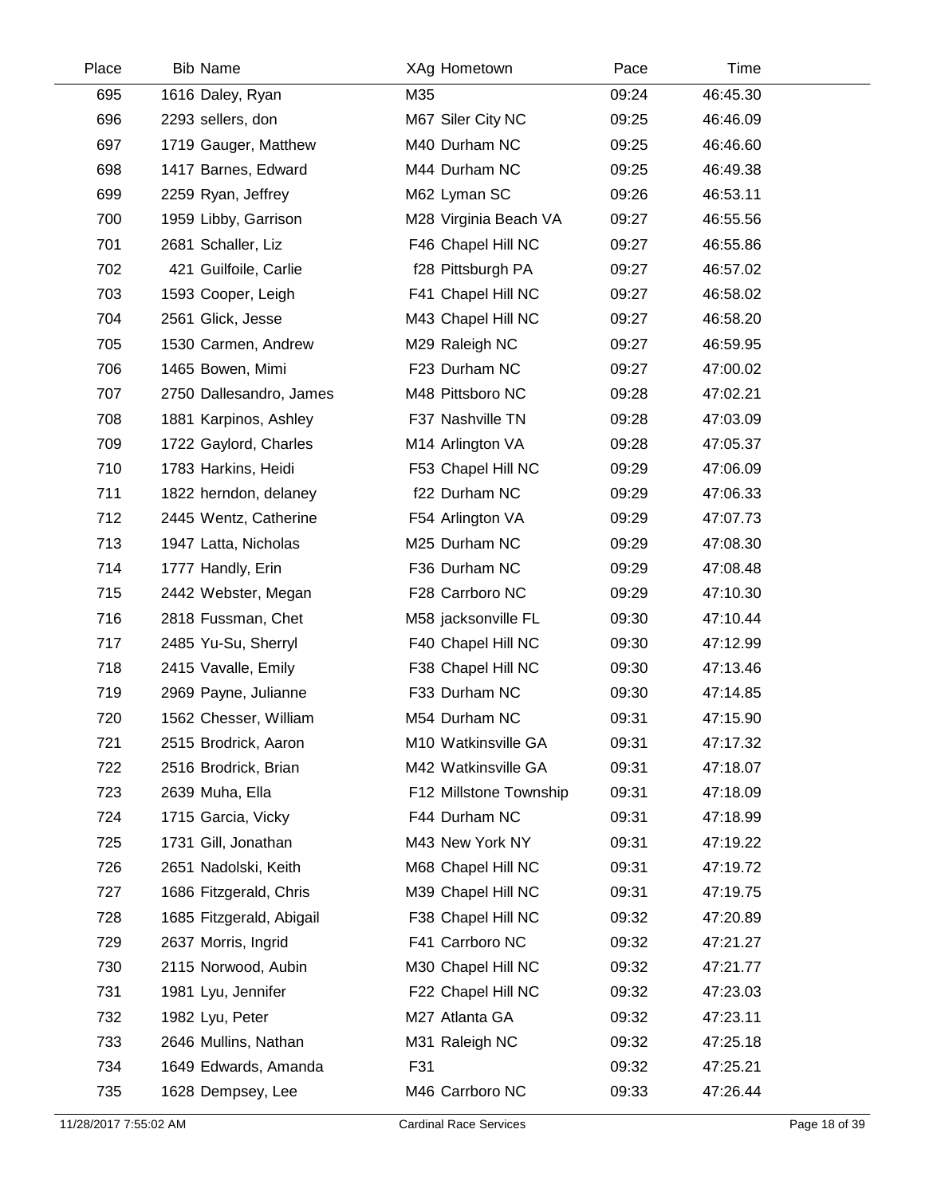| Place | Bib | Name | XAg | Hometown | Pace | Time |
|---|---|---|---|---|---|---|
| 695 | 1616 | Daley, Ryan | M35 | | 09:24 | 46:45.30 |
| 696 | 2293 | sellers, don | M67 | Siler City NC | 09:25 | 46:46.09 |
| 697 | 1719 | Gauger, Matthew | M40 | Durham NC | 09:25 | 46:46.60 |
| 698 | 1417 | Barnes, Edward | M44 | Durham NC | 09:25 | 46:49.38 |
| 699 | 2259 | Ryan, Jeffrey | M62 | Lyman SC | 09:26 | 46:53.11 |
| 700 | 1959 | Libby, Garrison | M28 | Virginia Beach VA | 09:27 | 46:55.56 |
| 701 | 2681 | Schaller, Liz | F46 | Chapel Hill NC | 09:27 | 46:55.86 |
| 702 | 421 | Guilfoile, Carlie | f28 | Pittsburgh PA | 09:27 | 46:57.02 |
| 703 | 1593 | Cooper, Leigh | F41 | Chapel Hill NC | 09:27 | 46:58.02 |
| 704 | 2561 | Glick, Jesse | M43 | Chapel Hill NC | 09:27 | 46:58.20 |
| 705 | 1530 | Carmen, Andrew | M29 | Raleigh NC | 09:27 | 46:59.95 |
| 706 | 1465 | Bowen, Mimi | F23 | Durham NC | 09:27 | 47:00.02 |
| 707 | 2750 | Dallesandro, James | M48 | Pittsboro NC | 09:28 | 47:02.21 |
| 708 | 1881 | Karpinos, Ashley | F37 | Nashville TN | 09:28 | 47:03.09 |
| 709 | 1722 | Gaylord, Charles | M14 | Arlington VA | 09:28 | 47:05.37 |
| 710 | 1783 | Harkins, Heidi | F53 | Chapel Hill NC | 09:29 | 47:06.09 |
| 711 | 1822 | herndon, delaney | f22 | Durham NC | 09:29 | 47:06.33 |
| 712 | 2445 | Wentz, Catherine | F54 | Arlington VA | 09:29 | 47:07.73 |
| 713 | 1947 | Latta, Nicholas | M25 | Durham NC | 09:29 | 47:08.30 |
| 714 | 1777 | Handly, Erin | F36 | Durham NC | 09:29 | 47:08.48 |
| 715 | 2442 | Webster, Megan | F28 | Carrboro NC | 09:29 | 47:10.30 |
| 716 | 2818 | Fussman, Chet | M58 | jacksonville FL | 09:30 | 47:10.44 |
| 717 | 2485 | Yu-Su, Sherryl | F40 | Chapel Hill NC | 09:30 | 47:12.99 |
| 718 | 2415 | Vavalle, Emily | F38 | Chapel Hill NC | 09:30 | 47:13.46 |
| 719 | 2969 | Payne, Julianne | F33 | Durham NC | 09:30 | 47:14.85 |
| 720 | 1562 | Chesser, William | M54 | Durham NC | 09:31 | 47:15.90 |
| 721 | 2515 | Brodrick, Aaron | M10 | Watkinsville GA | 09:31 | 47:17.32 |
| 722 | 2516 | Brodrick, Brian | M42 | Watkinsville GA | 09:31 | 47:18.07 |
| 723 | 2639 | Muha, Ella | F12 | Millstone Township | 09:31 | 47:18.09 |
| 724 | 1715 | Garcia, Vicky | F44 | Durham NC | 09:31 | 47:18.99 |
| 725 | 1731 | Gill, Jonathan | M43 | New York NY | 09:31 | 47:19.22 |
| 726 | 2651 | Nadolski, Keith | M68 | Chapel Hill NC | 09:31 | 47:19.72 |
| 727 | 1686 | Fitzgerald, Chris | M39 | Chapel Hill NC | 09:31 | 47:19.75 |
| 728 | 1685 | Fitzgerald, Abigail | F38 | Chapel Hill NC | 09:32 | 47:20.89 |
| 729 | 2637 | Morris, Ingrid | F41 | Carrboro NC | 09:32 | 47:21.27 |
| 730 | 2115 | Norwood, Aubin | M30 | Chapel Hill NC | 09:32 | 47:21.77 |
| 731 | 1981 | Lyu, Jennifer | F22 | Chapel Hill NC | 09:32 | 47:23.03 |
| 732 | 1982 | Lyu, Peter | M27 | Atlanta GA | 09:32 | 47:23.11 |
| 733 | 2646 | Mullins, Nathan | M31 | Raleigh NC | 09:32 | 47:25.18 |
| 734 | 1649 | Edwards, Amanda | F31 | | 09:32 | 47:25.21 |
| 735 | 1628 | Dempsey, Lee | M46 | Carrboro NC | 09:33 | 47:26.44 |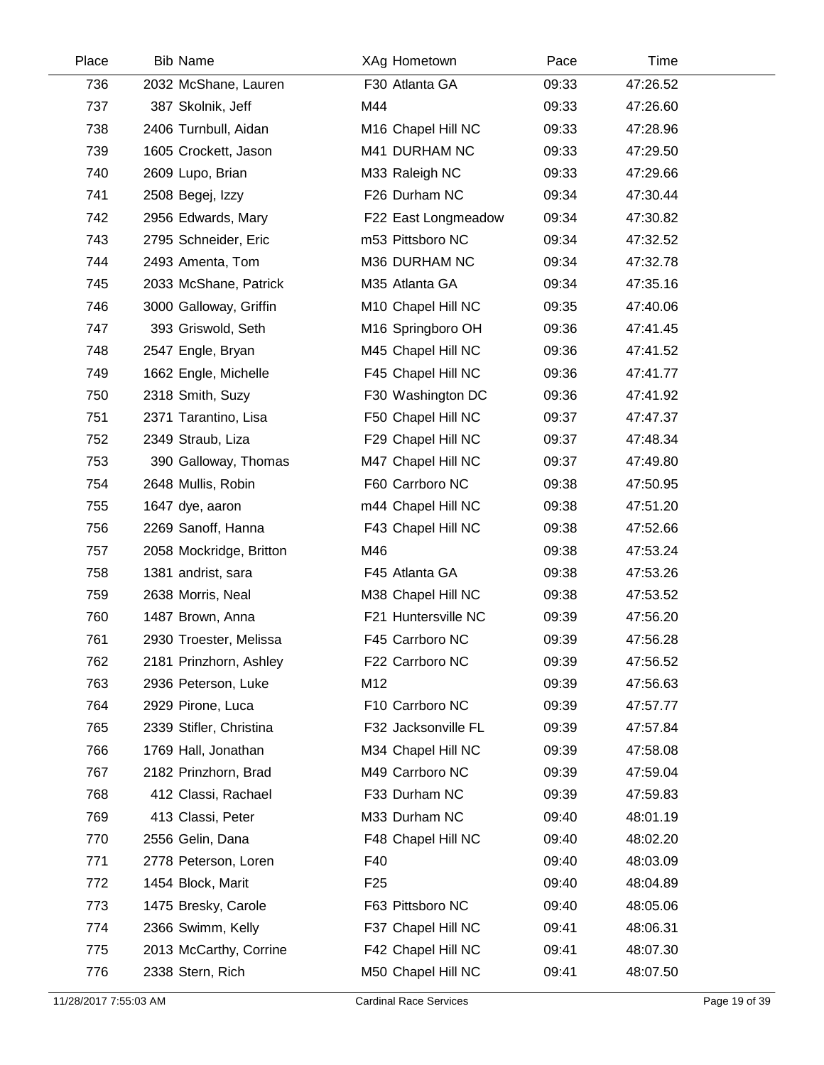| Place | Bib | Name | XAg | Hometown | Pace | Time |
|---|---|---|---|---|---|---|
| 736 | 2032 | McShane, Lauren | F30 | Atlanta GA | 09:33 | 47:26.52 |
| 737 | 387 | Skolnik, Jeff | M44 | | 09:33 | 47:26.60 |
| 738 | 2406 | Turnbull, Aidan | M16 | Chapel Hill NC | 09:33 | 47:28.96 |
| 739 | 1605 | Crockett, Jason | M41 | DURHAM NC | 09:33 | 47:29.50 |
| 740 | 2609 | Lupo, Brian | M33 | Raleigh NC | 09:33 | 47:29.66 |
| 741 | 2508 | Begej, Izzy | F26 | Durham NC | 09:34 | 47:30.44 |
| 742 | 2956 | Edwards, Mary | F22 | East Longmeadow | 09:34 | 47:30.82 |
| 743 | 2795 | Schneider, Eric | m53 | Pittsboro NC | 09:34 | 47:32.52 |
| 744 | 2493 | Amenta, Tom | M36 | DURHAM NC | 09:34 | 47:32.78 |
| 745 | 2033 | McShane, Patrick | M35 | Atlanta GA | 09:34 | 47:35.16 |
| 746 | 3000 | Galloway, Griffin | M10 | Chapel Hill NC | 09:35 | 47:40.06 |
| 747 | 393 | Griswold, Seth | M16 | Springboro OH | 09:36 | 47:41.45 |
| 748 | 2547 | Engle, Bryan | M45 | Chapel Hill NC | 09:36 | 47:41.52 |
| 749 | 1662 | Engle, Michelle | F45 | Chapel Hill NC | 09:36 | 47:41.77 |
| 750 | 2318 | Smith, Suzy | F30 | Washington DC | 09:36 | 47:41.92 |
| 751 | 2371 | Tarantino, Lisa | F50 | Chapel Hill NC | 09:37 | 47:47.37 |
| 752 | 2349 | Straub, Liza | F29 | Chapel Hill NC | 09:37 | 47:48.34 |
| 753 | 390 | Galloway, Thomas | M47 | Chapel Hill NC | 09:37 | 47:49.80 |
| 754 | 2648 | Mullis, Robin | F60 | Carrboro NC | 09:38 | 47:50.95 |
| 755 | 1647 | dye, aaron | m44 | Chapel Hill NC | 09:38 | 47:51.20 |
| 756 | 2269 | Sanoff, Hanna | F43 | Chapel Hill NC | 09:38 | 47:52.66 |
| 757 | 2058 | Mockridge, Britton | M46 | | 09:38 | 47:53.24 |
| 758 | 1381 | andrist, sara | F45 | Atlanta GA | 09:38 | 47:53.26 |
| 759 | 2638 | Morris, Neal | M38 | Chapel Hill NC | 09:38 | 47:53.52 |
| 760 | 1487 | Brown, Anna | F21 | Huntersville NC | 09:39 | 47:56.20 |
| 761 | 2930 | Troester, Melissa | F45 | Carrboro NC | 09:39 | 47:56.28 |
| 762 | 2181 | Prinzhorn, Ashley | F22 | Carrboro NC | 09:39 | 47:56.52 |
| 763 | 2936 | Peterson, Luke | M12 | | 09:39 | 47:56.63 |
| 764 | 2929 | Pirone, Luca | F10 | Carrboro NC | 09:39 | 47:57.77 |
| 765 | 2339 | Stifler, Christina | F32 | Jacksonville FL | 09:39 | 47:57.84 |
| 766 | 1769 | Hall, Jonathan | M34 | Chapel Hill NC | 09:39 | 47:58.08 |
| 767 | 2182 | Prinzhorn, Brad | M49 | Carrboro NC | 09:39 | 47:59.04 |
| 768 | 412 | Classi, Rachael | F33 | Durham NC | 09:39 | 47:59.83 |
| 769 | 413 | Classi, Peter | M33 | Durham NC | 09:40 | 48:01.19 |
| 770 | 2556 | Gelin, Dana | F48 | Chapel Hill NC | 09:40 | 48:02.20 |
| 771 | 2778 | Peterson, Loren | F40 | | 09:40 | 48:03.09 |
| 772 | 1454 | Block, Marit | F25 | | 09:40 | 48:04.89 |
| 773 | 1475 | Bresky, Carole | F63 | Pittsboro NC | 09:40 | 48:05.06 |
| 774 | 2366 | Swimm, Kelly | F37 | Chapel Hill NC | 09:41 | 48:06.31 |
| 775 | 2013 | McCarthy, Corrine | F42 | Chapel Hill NC | 09:41 | 48:07.30 |
| 776 | 2338 | Stern, Rich | M50 | Chapel Hill NC | 09:41 | 48:07.50 |

11/28/2017 7:55:03 AM Cardinal Race Services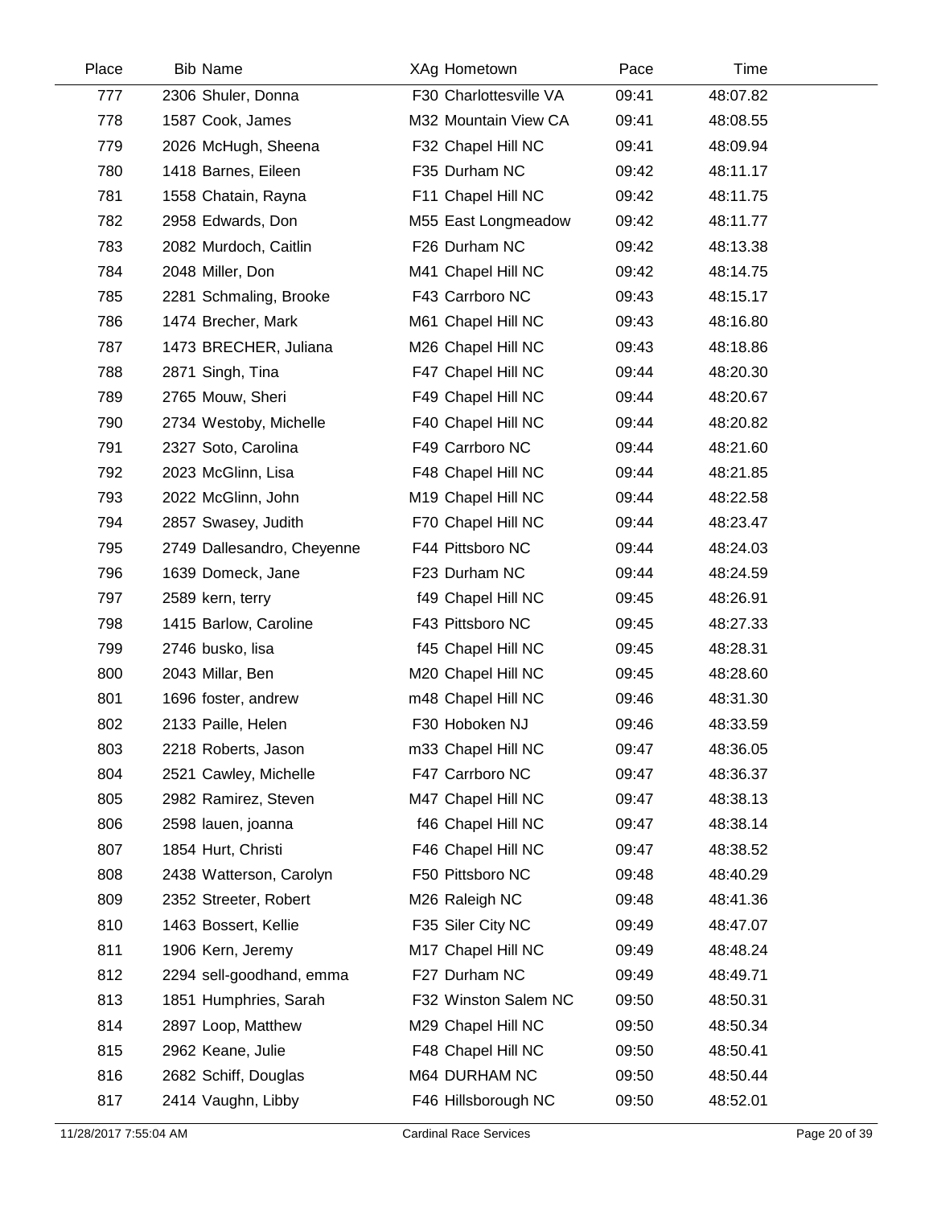| Place | Bib | Name | XAg | Hometown | Pace | Time |
|---|---|---|---|---|---|---|
| 777 | 2306 | Shuler, Donna | F30 | Charlottesville VA | 09:41 | 48:07.82 |
| 778 | 1587 | Cook, James | M32 | Mountain View CA | 09:41 | 48:08.55 |
| 779 | 2026 | McHugh, Sheena | F32 | Chapel Hill NC | 09:41 | 48:09.94 |
| 780 | 1418 | Barnes, Eileen | F35 | Durham NC | 09:42 | 48:11.17 |
| 781 | 1558 | Chatain, Rayna | F11 | Chapel Hill NC | 09:42 | 48:11.75 |
| 782 | 2958 | Edwards, Don | M55 | East Longmeadow | 09:42 | 48:11.77 |
| 783 | 2082 | Murdoch, Caitlin | F26 | Durham NC | 09:42 | 48:13.38 |
| 784 | 2048 | Miller, Don | M41 | Chapel Hill NC | 09:42 | 48:14.75 |
| 785 | 2281 | Schmaling, Brooke | F43 | Carrboro NC | 09:43 | 48:15.17 |
| 786 | 1474 | Brecher, Mark | M61 | Chapel Hill NC | 09:43 | 48:16.80 |
| 787 | 1473 | BRECHER, Juliana | M26 | Chapel Hill NC | 09:43 | 48:18.86 |
| 788 | 2871 | Singh, Tina | F47 | Chapel Hill NC | 09:44 | 48:20.30 |
| 789 | 2765 | Mouw, Sheri | F49 | Chapel Hill NC | 09:44 | 48:20.67 |
| 790 | 2734 | Westoby, Michelle | F40 | Chapel Hill NC | 09:44 | 48:20.82 |
| 791 | 2327 | Soto, Carolina | F49 | Carrboro NC | 09:44 | 48:21.60 |
| 792 | 2023 | McGlinn, Lisa | F48 | Chapel Hill NC | 09:44 | 48:21.85 |
| 793 | 2022 | McGlinn, John | M19 | Chapel Hill NC | 09:44 | 48:22.58 |
| 794 | 2857 | Swasey, Judith | F70 | Chapel Hill NC | 09:44 | 48:23.47 |
| 795 | 2749 | Dallesandro, Cheyenne | F44 | Pittsboro NC | 09:44 | 48:24.03 |
| 796 | 1639 | Domeck, Jane | F23 | Durham NC | 09:44 | 48:24.59 |
| 797 | 2589 | kern, terry | f49 | Chapel Hill NC | 09:45 | 48:26.91 |
| 798 | 1415 | Barlow, Caroline | F43 | Pittsboro NC | 09:45 | 48:27.33 |
| 799 | 2746 | busko, lisa | f45 | Chapel Hill NC | 09:45 | 48:28.31 |
| 800 | 2043 | Millar, Ben | M20 | Chapel Hill NC | 09:45 | 48:28.60 |
| 801 | 1696 | foster, andrew | m48 | Chapel Hill NC | 09:46 | 48:31.30 |
| 802 | 2133 | Paille, Helen | F30 | Hoboken NJ | 09:46 | 48:33.59 |
| 803 | 2218 | Roberts, Jason | m33 | Chapel Hill NC | 09:47 | 48:36.05 |
| 804 | 2521 | Cawley, Michelle | F47 | Carrboro NC | 09:47 | 48:36.37 |
| 805 | 2982 | Ramirez, Steven | M47 | Chapel Hill NC | 09:47 | 48:38.13 |
| 806 | 2598 | lauen, joanna | f46 | Chapel Hill NC | 09:47 | 48:38.14 |
| 807 | 1854 | Hurt, Christi | F46 | Chapel Hill NC | 09:47 | 48:38.52 |
| 808 | 2438 | Watterson, Carolyn | F50 | Pittsboro NC | 09:48 | 48:40.29 |
| 809 | 2352 | Streeter, Robert | M26 | Raleigh NC | 09:48 | 48:41.36 |
| 810 | 1463 | Bossert, Kellie | F35 | Siler City NC | 09:49 | 48:47.07 |
| 811 | 1906 | Kern, Jeremy | M17 | Chapel Hill NC | 09:49 | 48:48.24 |
| 812 | 2294 | sell-goodhand, emma | F27 | Durham NC | 09:49 | 48:49.71 |
| 813 | 1851 | Humphries, Sarah | F32 | Winston Salem NC | 09:50 | 48:50.31 |
| 814 | 2897 | Loop, Matthew | M29 | Chapel Hill NC | 09:50 | 48:50.34 |
| 815 | 2962 | Keane, Julie | F48 | Chapel Hill NC | 09:50 | 48:50.41 |
| 816 | 2682 | Schiff, Douglas | M64 | DURHAM NC | 09:50 | 48:50.44 |
| 817 | 2414 | Vaughn, Libby | F46 | Hillsborough NC | 09:50 | 48:52.01 |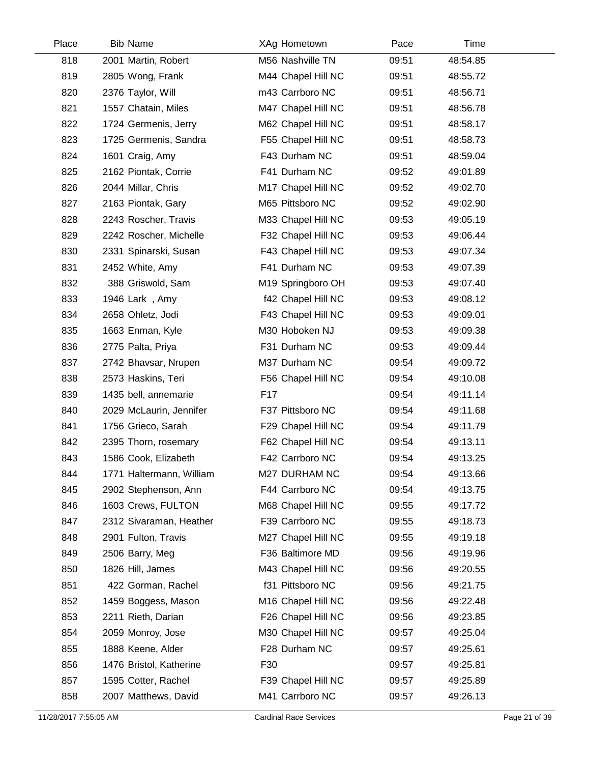| Place | Bib | Name | XAg | Hometown | Pace | Time |
|---|---|---|---|---|---|---|
| 818 | 2001 | Martin, Robert | M56 | Nashville TN | 09:51 | 48:54.85 |
| 819 | 2805 | Wong, Frank | M44 | Chapel Hill NC | 09:51 | 48:55.72 |
| 820 | 2376 | Taylor, Will | m43 | Carrboro NC | 09:51 | 48:56.71 |
| 821 | 1557 | Chatain, Miles | M47 | Chapel Hill NC | 09:51 | 48:56.78 |
| 822 | 1724 | Germenis, Jerry | M62 | Chapel Hill NC | 09:51 | 48:58.17 |
| 823 | 1725 | Germenis, Sandra | F55 | Chapel Hill NC | 09:51 | 48:58.73 |
| 824 | 1601 | Craig, Amy | F43 | Durham NC | 09:51 | 48:59.04 |
| 825 | 2162 | Piontak, Corrie | F41 | Durham NC | 09:52 | 49:01.89 |
| 826 | 2044 | Millar, Chris | M17 | Chapel Hill NC | 09:52 | 49:02.70 |
| 827 | 2163 | Piontak, Gary | M65 | Pittsboro NC | 09:52 | 49:02.90 |
| 828 | 2243 | Roscher, Travis | M33 | Chapel Hill NC | 09:53 | 49:05.19 |
| 829 | 2242 | Roscher, Michelle | F32 | Chapel Hill NC | 09:53 | 49:06.44 |
| 830 | 2331 | Spinarski, Susan | F43 | Chapel Hill NC | 09:53 | 49:07.34 |
| 831 | 2452 | White, Amy | F41 | Durham NC | 09:53 | 49:07.39 |
| 832 | 388 | Griswold, Sam | M19 | Springboro OH | 09:53 | 49:07.40 |
| 833 | 1946 | Lark , Amy | f42 | Chapel Hill NC | 09:53 | 49:08.12 |
| 834 | 2658 | Ohletz, Jodi | F43 | Chapel Hill NC | 09:53 | 49:09.01 |
| 835 | 1663 | Enman, Kyle | M30 | Hoboken NJ | 09:53 | 49:09.38 |
| 836 | 2775 | Palta, Priya | F31 | Durham NC | 09:53 | 49:09.44 |
| 837 | 2742 | Bhavsar, Nrupen | M37 | Durham NC | 09:54 | 49:09.72 |
| 838 | 2573 | Haskins, Teri | F56 | Chapel Hill NC | 09:54 | 49:10.08 |
| 839 | 1435 | bell, annemarie | F17 | | 09:54 | 49:11.14 |
| 840 | 2029 | McLaurin, Jennifer | F37 | Pittsboro NC | 09:54 | 49:11.68 |
| 841 | 1756 | Grieco, Sarah | F29 | Chapel Hill NC | 09:54 | 49:11.79 |
| 842 | 2395 | Thorn, rosemary | F62 | Chapel Hill NC | 09:54 | 49:13.11 |
| 843 | 1586 | Cook, Elizabeth | F42 | Carrboro NC | 09:54 | 49:13.25 |
| 844 | 1771 | Haltermann, William | M27 | DURHAM NC | 09:54 | 49:13.66 |
| 845 | 2902 | Stephenson, Ann | F44 | Carrboro NC | 09:54 | 49:13.75 |
| 846 | 1603 | Crews, FULTON | M68 | Chapel Hill NC | 09:55 | 49:17.72 |
| 847 | 2312 | Sivaraman, Heather | F39 | Carrboro NC | 09:55 | 49:18.73 |
| 848 | 2901 | Fulton, Travis | M27 | Chapel Hill NC | 09:55 | 49:19.18 |
| 849 | 2506 | Barry, Meg | F36 | Baltimore MD | 09:56 | 49:19.96 |
| 850 | 1826 | Hill, James | M43 | Chapel Hill NC | 09:56 | 49:20.55 |
| 851 | 422 | Gorman, Rachel | f31 | Pittsboro NC | 09:56 | 49:21.75 |
| 852 | 1459 | Boggess, Mason | M16 | Chapel Hill NC | 09:56 | 49:22.48 |
| 853 | 2211 | Rieth, Darian | F26 | Chapel Hill NC | 09:56 | 49:23.85 |
| 854 | 2059 | Monroy, Jose | M30 | Chapel Hill NC | 09:57 | 49:25.04 |
| 855 | 1888 | Keene, Alder | F28 | Durham NC | 09:57 | 49:25.61 |
| 856 | 1476 | Bristol, Katherine | F30 | | 09:57 | 49:25.81 |
| 857 | 1595 | Cotter, Rachel | F39 | Chapel Hill NC | 09:57 | 49:25.89 |
| 858 | 2007 | Matthews, David | M41 | Carrboro NC | 09:57 | 49:26.13 |

11/28/2017 7:55:05 AM    Cardinal Race Services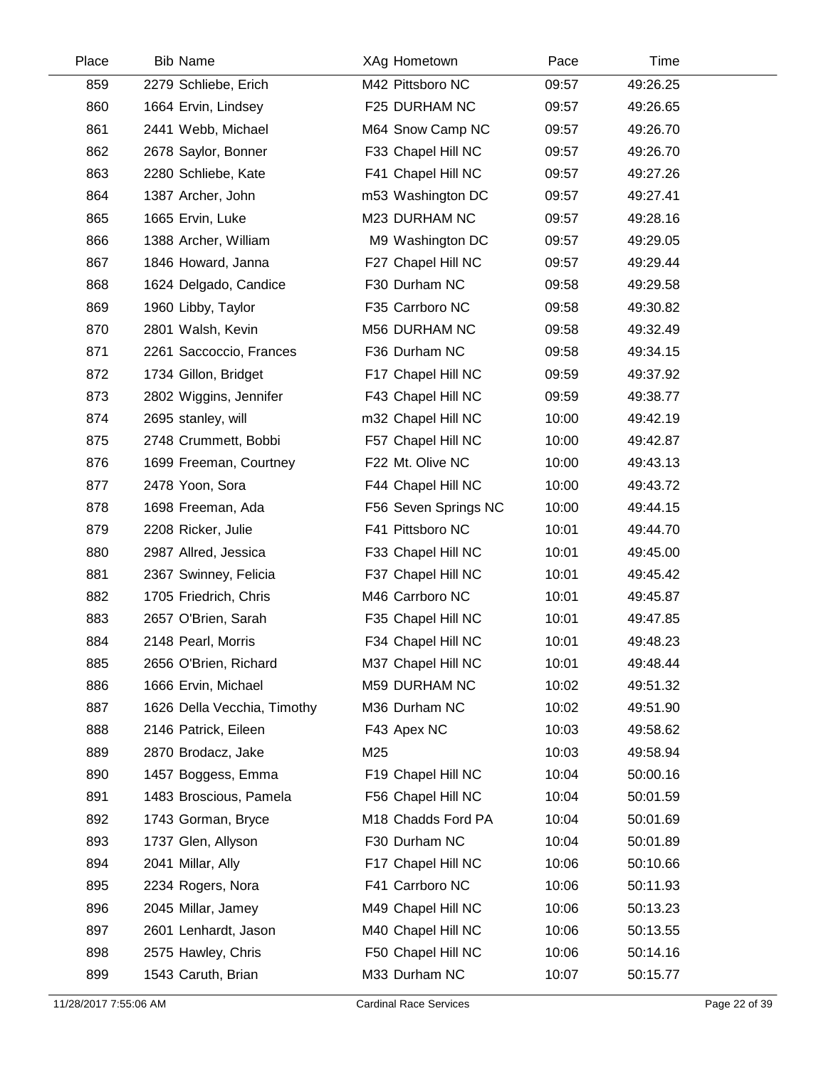| Place | Bib | Name | XAg | Hometown | Pace | Time |
|---|---|---|---|---|---|---|
| 859 | 2279 | Schliebe, Erich | M42 | Pittsboro NC | 09:57 | 49:26.25 |
| 860 | 1664 | Ervin, Lindsey | F25 | DURHAM NC | 09:57 | 49:26.65 |
| 861 | 2441 | Webb, Michael | M64 | Snow Camp NC | 09:57 | 49:26.70 |
| 862 | 2678 | Saylor, Bonner | F33 | Chapel Hill NC | 09:57 | 49:26.70 |
| 863 | 2280 | Schliebe, Kate | F41 | Chapel Hill NC | 09:57 | 49:27.26 |
| 864 | 1387 | Archer, John | m53 | Washington DC | 09:57 | 49:27.41 |
| 865 | 1665 | Ervin, Luke | M23 | DURHAM NC | 09:57 | 49:28.16 |
| 866 | 1388 | Archer, William | M9 | Washington DC | 09:57 | 49:29.05 |
| 867 | 1846 | Howard, Janna | F27 | Chapel Hill NC | 09:57 | 49:29.44 |
| 868 | 1624 | Delgado, Candice | F30 | Durham NC | 09:58 | 49:29.58 |
| 869 | 1960 | Libby, Taylor | F35 | Carrboro NC | 09:58 | 49:30.82 |
| 870 | 2801 | Walsh, Kevin | M56 | DURHAM NC | 09:58 | 49:32.49 |
| 871 | 2261 | Saccoccio, Frances | F36 | Durham NC | 09:58 | 49:34.15 |
| 872 | 1734 | Gillon, Bridget | F17 | Chapel Hill NC | 09:59 | 49:37.92 |
| 873 | 2802 | Wiggins, Jennifer | F43 | Chapel Hill NC | 09:59 | 49:38.77 |
| 874 | 2695 | stanley, will | m32 | Chapel Hill NC | 10:00 | 49:42.19 |
| 875 | 2748 | Crummett, Bobbi | F57 | Chapel Hill NC | 10:00 | 49:42.87 |
| 876 | 1699 | Freeman, Courtney | F22 | Mt. Olive NC | 10:00 | 49:43.13 |
| 877 | 2478 | Yoon, Sora | F44 | Chapel Hill NC | 10:00 | 49:43.72 |
| 878 | 1698 | Freeman, Ada | F56 | Seven Springs NC | 10:00 | 49:44.15 |
| 879 | 2208 | Ricker, Julie | F41 | Pittsboro NC | 10:01 | 49:44.70 |
| 880 | 2987 | Allred, Jessica | F33 | Chapel Hill NC | 10:01 | 49:45.00 |
| 881 | 2367 | Swinney, Felicia | F37 | Chapel Hill NC | 10:01 | 49:45.42 |
| 882 | 1705 | Friedrich, Chris | M46 | Carrboro NC | 10:01 | 49:45.87 |
| 883 | 2657 | O'Brien, Sarah | F35 | Chapel Hill NC | 10:01 | 49:47.85 |
| 884 | 2148 | Pearl, Morris | F34 | Chapel Hill NC | 10:01 | 49:48.23 |
| 885 | 2656 | O'Brien, Richard | M37 | Chapel Hill NC | 10:01 | 49:48.44 |
| 886 | 1666 | Ervin, Michael | M59 | DURHAM NC | 10:02 | 49:51.32 |
| 887 | 1626 | Della Vecchia, Timothy | M36 | Durham NC | 10:02 | 49:51.90 |
| 888 | 2146 | Patrick, Eileen | F43 | Apex NC | 10:03 | 49:58.62 |
| 889 | 2870 | Brodacz, Jake | M25 | | 10:03 | 49:58.94 |
| 890 | 1457 | Boggess, Emma | F19 | Chapel Hill NC | 10:04 | 50:00.16 |
| 891 | 1483 | Broscious, Pamela | F56 | Chapel Hill NC | 10:04 | 50:01.59 |
| 892 | 1743 | Gorman, Bryce | M18 | Chadds Ford PA | 10:04 | 50:01.69 |
| 893 | 1737 | Glen, Allyson | F30 | Durham NC | 10:04 | 50:01.89 |
| 894 | 2041 | Millar, Ally | F17 | Chapel Hill NC | 10:06 | 50:10.66 |
| 895 | 2234 | Rogers, Nora | F41 | Carrboro NC | 10:06 | 50:11.93 |
| 896 | 2045 | Millar, Jamey | M49 | Chapel Hill NC | 10:06 | 50:13.23 |
| 897 | 2601 | Lenhardt, Jason | M40 | Chapel Hill NC | 10:06 | 50:13.55 |
| 898 | 2575 | Hawley, Chris | F50 | Chapel Hill NC | 10:06 | 50:14.16 |
| 899 | 1543 | Caruth, Brian | M33 | Durham NC | 10:07 | 50:15.77 |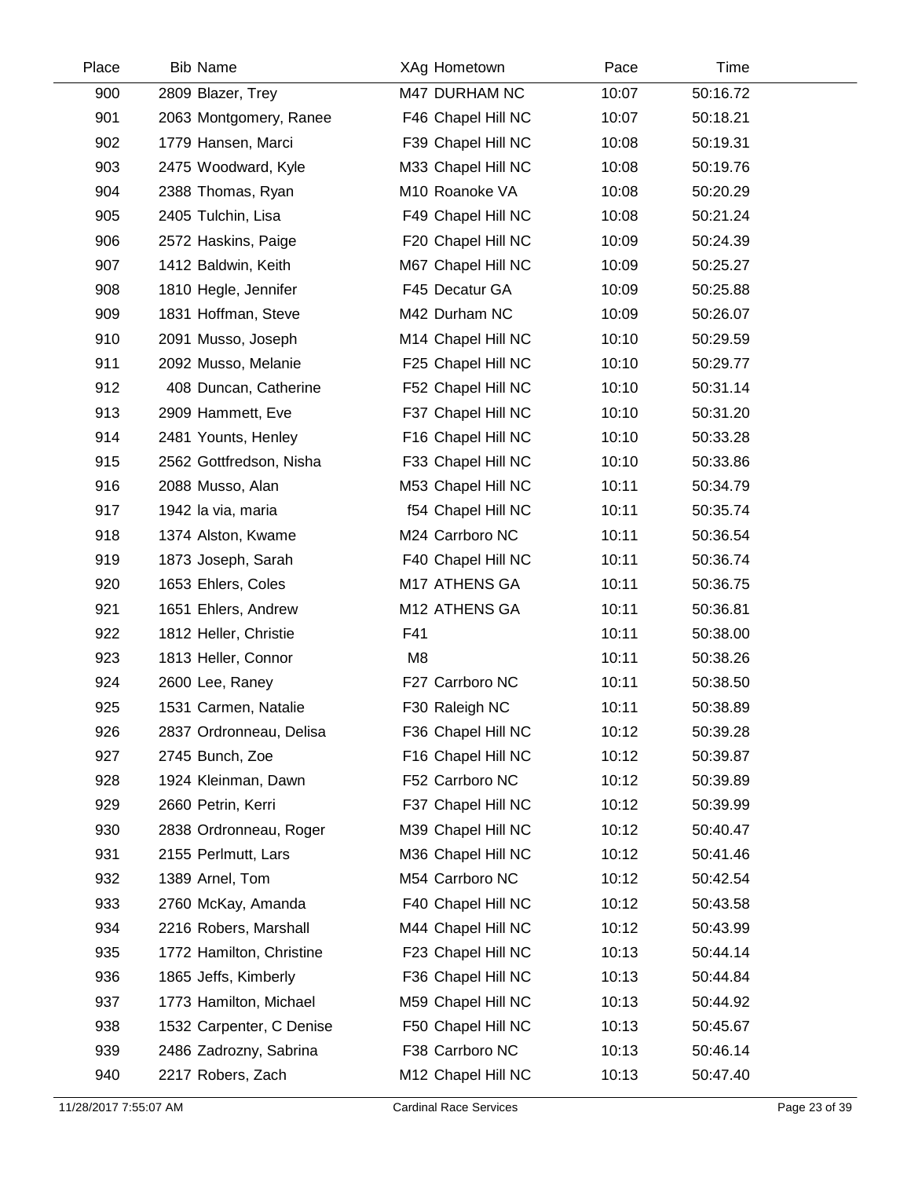| Place | Bib | Name | XAg | Hometown | Pace | Time |
|---|---|---|---|---|---|---|
| 900 | 2809 | Blazer, Trey | M47 | DURHAM NC | 10:07 | 50:16.72 |
| 901 | 2063 | Montgomery, Ranee | F46 | Chapel Hill NC | 10:07 | 50:18.21 |
| 902 | 1779 | Hansen, Marci | F39 | Chapel Hill NC | 10:08 | 50:19.31 |
| 903 | 2475 | Woodward, Kyle | M33 | Chapel Hill NC | 10:08 | 50:19.76 |
| 904 | 2388 | Thomas, Ryan | M10 | Roanoke VA | 10:08 | 50:20.29 |
| 905 | 2405 | Tulchin, Lisa | F49 | Chapel Hill NC | 10:08 | 50:21.24 |
| 906 | 2572 | Haskins, Paige | F20 | Chapel Hill NC | 10:09 | 50:24.39 |
| 907 | 1412 | Baldwin, Keith | M67 | Chapel Hill NC | 10:09 | 50:25.27 |
| 908 | 1810 | Hegle, Jennifer | F45 | Decatur GA | 10:09 | 50:25.88 |
| 909 | 1831 | Hoffman, Steve | M42 | Durham NC | 10:09 | 50:26.07 |
| 910 | 2091 | Musso, Joseph | M14 | Chapel Hill NC | 10:10 | 50:29.59 |
| 911 | 2092 | Musso, Melanie | F25 | Chapel Hill NC | 10:10 | 50:29.77 |
| 912 | 408 | Duncan, Catherine | F52 | Chapel Hill NC | 10:10 | 50:31.14 |
| 913 | 2909 | Hammett, Eve | F37 | Chapel Hill NC | 10:10 | 50:31.20 |
| 914 | 2481 | Younts, Henley | F16 | Chapel Hill NC | 10:10 | 50:33.28 |
| 915 | 2562 | Gottfredson, Nisha | F33 | Chapel Hill NC | 10:10 | 50:33.86 |
| 916 | 2088 | Musso, Alan | M53 | Chapel Hill NC | 10:11 | 50:34.79 |
| 917 | 1942 | la via, maria | f54 | Chapel Hill NC | 10:11 | 50:35.74 |
| 918 | 1374 | Alston, Kwame | M24 | Carrboro NC | 10:11 | 50:36.54 |
| 919 | 1873 | Joseph, Sarah | F40 | Chapel Hill NC | 10:11 | 50:36.74 |
| 920 | 1653 | Ehlers, Coles | M17 | ATHENS GA | 10:11 | 50:36.75 |
| 921 | 1651 | Ehlers, Andrew | M12 | ATHENS GA | 10:11 | 50:36.81 |
| 922 | 1812 | Heller, Christie | F41 | | 10:11 | 50:38.00 |
| 923 | 1813 | Heller, Connor | M8 | | 10:11 | 50:38.26 |
| 924 | 2600 | Lee, Raney | F27 | Carrboro NC | 10:11 | 50:38.50 |
| 925 | 1531 | Carmen, Natalie | F30 | Raleigh NC | 10:11 | 50:38.89 |
| 926 | 2837 | Ordronneau, Delisa | F36 | Chapel Hill NC | 10:12 | 50:39.28 |
| 927 | 2745 | Bunch, Zoe | F16 | Chapel Hill NC | 10:12 | 50:39.87 |
| 928 | 1924 | Kleinman, Dawn | F52 | Carrboro NC | 10:12 | 50:39.89 |
| 929 | 2660 | Petrin, Kerri | F37 | Chapel Hill NC | 10:12 | 50:39.99 |
| 930 | 2838 | Ordronneau, Roger | M39 | Chapel Hill NC | 10:12 | 50:40.47 |
| 931 | 2155 | Perlmutt, Lars | M36 | Chapel Hill NC | 10:12 | 50:41.46 |
| 932 | 1389 | Arnel, Tom | M54 | Carrboro NC | 10:12 | 50:42.54 |
| 933 | 2760 | McKay, Amanda | F40 | Chapel Hill NC | 10:12 | 50:43.58 |
| 934 | 2216 | Robers, Marshall | M44 | Chapel Hill NC | 10:12 | 50:43.99 |
| 935 | 1772 | Hamilton, Christine | F23 | Chapel Hill NC | 10:13 | 50:44.14 |
| 936 | 1865 | Jeffs, Kimberly | F36 | Chapel Hill NC | 10:13 | 50:44.84 |
| 937 | 1773 | Hamilton, Michael | M59 | Chapel Hill NC | 10:13 | 50:44.92 |
| 938 | 1532 | Carpenter, C Denise | F50 | Chapel Hill NC | 10:13 | 50:45.67 |
| 939 | 2486 | Zadrozny, Sabrina | F38 | Carrboro NC | 10:13 | 50:46.14 |
| 940 | 2217 | Robers, Zach | M12 | Chapel Hill NC | 10:13 | 50:47.40 |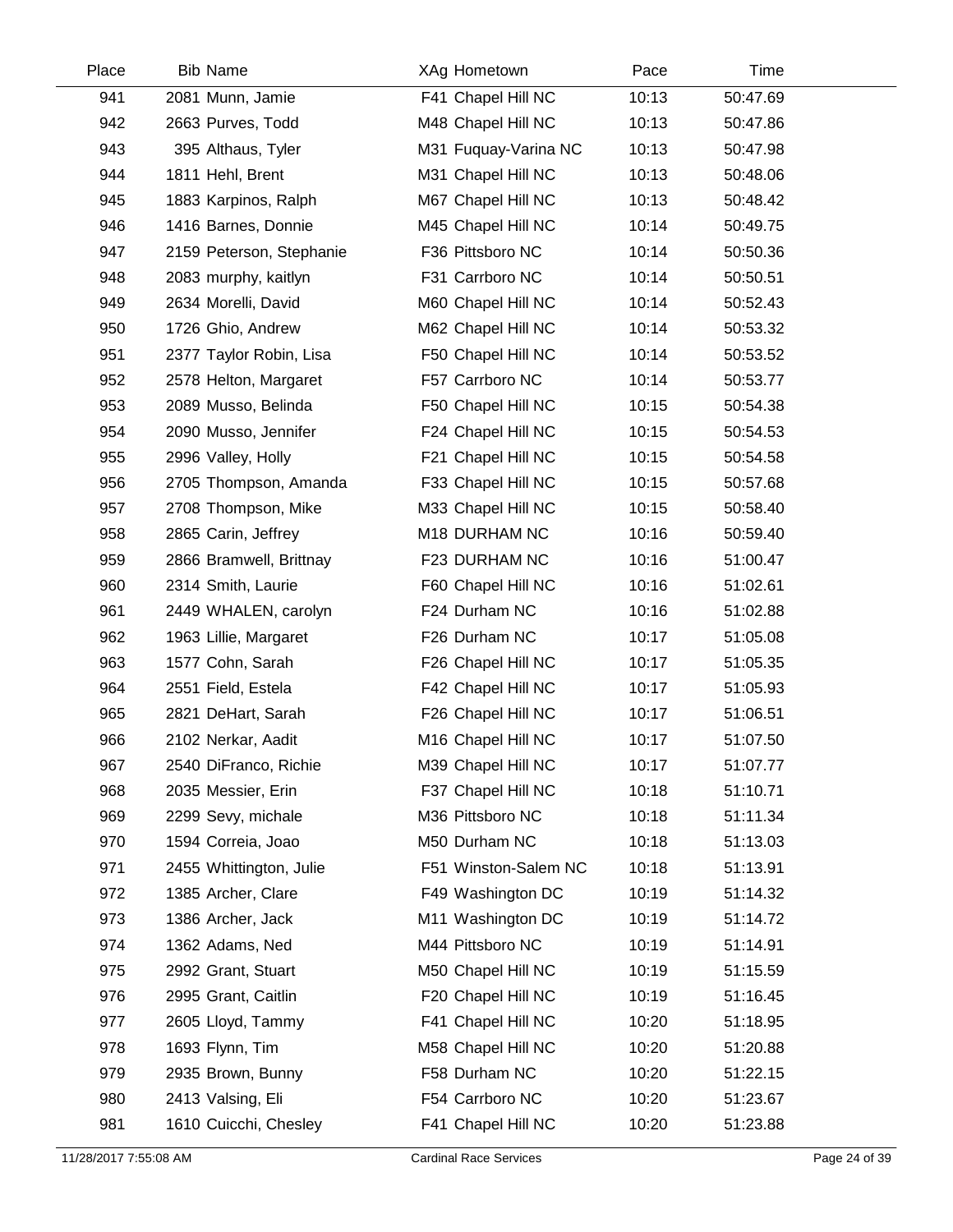| Place | Bib | Name | XAg | Hometown | Pace | Time |
|---|---|---|---|---|---|---|
| 941 | 2081 | Munn, Jamie | F41 | Chapel Hill NC | 10:13 | 50:47.69 |
| 942 | 2663 | Purves, Todd | M48 | Chapel Hill NC | 10:13 | 50:47.86 |
| 943 | 395 | Althaus, Tyler | M31 | Fuquay-Varina NC | 10:13 | 50:47.98 |
| 944 | 1811 | Hehl, Brent | M31 | Chapel Hill NC | 10:13 | 50:48.06 |
| 945 | 1883 | Karpinos, Ralph | M67 | Chapel Hill NC | 10:13 | 50:48.42 |
| 946 | 1416 | Barnes, Donnie | M45 | Chapel Hill NC | 10:14 | 50:49.75 |
| 947 | 2159 | Peterson, Stephanie | F36 | Pittsboro NC | 10:14 | 50:50.36 |
| 948 | 2083 | murphy, kaitlyn | F31 | Carrboro NC | 10:14 | 50:50.51 |
| 949 | 2634 | Morelli, David | M60 | Chapel Hill NC | 10:14 | 50:52.43 |
| 950 | 1726 | Ghio, Andrew | M62 | Chapel Hill NC | 10:14 | 50:53.32 |
| 951 | 2377 | Taylor Robin, Lisa | F50 | Chapel Hill NC | 10:14 | 50:53.52 |
| 952 | 2578 | Helton, Margaret | F57 | Carrboro NC | 10:14 | 50:53.77 |
| 953 | 2089 | Musso, Belinda | F50 | Chapel Hill NC | 10:15 | 50:54.38 |
| 954 | 2090 | Musso, Jennifer | F24 | Chapel Hill NC | 10:15 | 50:54.53 |
| 955 | 2996 | Valley, Holly | F21 | Chapel Hill NC | 10:15 | 50:54.58 |
| 956 | 2705 | Thompson, Amanda | F33 | Chapel Hill NC | 10:15 | 50:57.68 |
| 957 | 2708 | Thompson, Mike | M33 | Chapel Hill NC | 10:15 | 50:58.40 |
| 958 | 2865 | Carin, Jeffrey | M18 | DURHAM NC | 10:16 | 50:59.40 |
| 959 | 2866 | Bramwell, Brittnay | F23 | DURHAM NC | 10:16 | 51:00.47 |
| 960 | 2314 | Smith, Laurie | F60 | Chapel Hill NC | 10:16 | 51:02.61 |
| 961 | 2449 | WHALEN, carolyn | F24 | Durham NC | 10:16 | 51:02.88 |
| 962 | 1963 | Lillie, Margaret | F26 | Durham NC | 10:17 | 51:05.08 |
| 963 | 1577 | Cohn, Sarah | F26 | Chapel Hill NC | 10:17 | 51:05.35 |
| 964 | 2551 | Field, Estela | F42 | Chapel Hill NC | 10:17 | 51:05.93 |
| 965 | 2821 | DeHart, Sarah | F26 | Chapel Hill NC | 10:17 | 51:06.51 |
| 966 | 2102 | Nerkar, Aadit | M16 | Chapel Hill NC | 10:17 | 51:07.50 |
| 967 | 2540 | DiFranco, Richie | M39 | Chapel Hill NC | 10:17 | 51:07.77 |
| 968 | 2035 | Messier, Erin | F37 | Chapel Hill NC | 10:18 | 51:10.71 |
| 969 | 2299 | Sevy, michale | M36 | Pittsboro NC | 10:18 | 51:11.34 |
| 970 | 1594 | Correia, Joao | M50 | Durham NC | 10:18 | 51:13.03 |
| 971 | 2455 | Whittington, Julie | F51 | Winston-Salem NC | 10:18 | 51:13.91 |
| 972 | 1385 | Archer, Clare | F49 | Washington DC | 10:19 | 51:14.32 |
| 973 | 1386 | Archer, Jack | M11 | Washington DC | 10:19 | 51:14.72 |
| 974 | 1362 | Adams, Ned | M44 | Pittsboro NC | 10:19 | 51:14.91 |
| 975 | 2992 | Grant, Stuart | M50 | Chapel Hill NC | 10:19 | 51:15.59 |
| 976 | 2995 | Grant, Caitlin | F20 | Chapel Hill NC | 10:19 | 51:16.45 |
| 977 | 2605 | Lloyd, Tammy | F41 | Chapel Hill NC | 10:20 | 51:18.95 |
| 978 | 1693 | Flynn, Tim | M58 | Chapel Hill NC | 10:20 | 51:20.88 |
| 979 | 2935 | Brown, Bunny | F58 | Durham NC | 10:20 | 51:22.15 |
| 980 | 2413 | Valsing, Eli | F54 | Carrboro NC | 10:20 | 51:23.67 |
| 981 | 1610 | Cuicchi, Chesley | F41 | Chapel Hill NC | 10:20 | 51:23.88 |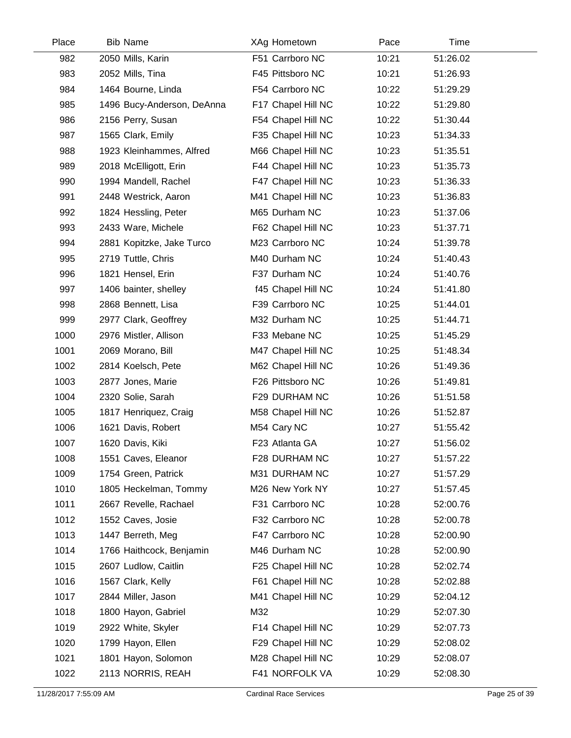| Place | Bib | Name | XAg | Hometown | Pace | Time |
|---|---|---|---|---|---|---|
| 982 | 2050 | Mills, Karin | F51 | Carrboro NC | 10:21 | 51:26.02 |
| 983 | 2052 | Mills, Tina | F45 | Pittsboro NC | 10:21 | 51:26.93 |
| 984 | 1464 | Bourne, Linda | F54 | Carrboro NC | 10:22 | 51:29.29 |
| 985 | 1496 | Bucy-Anderson, DeAnna | F17 | Chapel Hill NC | 10:22 | 51:29.80 |
| 986 | 2156 | Perry, Susan | F54 | Chapel Hill NC | 10:22 | 51:30.44 |
| 987 | 1565 | Clark, Emily | F35 | Chapel Hill NC | 10:23 | 51:34.33 |
| 988 | 1923 | Kleinhammes, Alfred | M66 | Chapel Hill NC | 10:23 | 51:35.51 |
| 989 | 2018 | McElligott, Erin | F44 | Chapel Hill NC | 10:23 | 51:35.73 |
| 990 | 1994 | Mandell, Rachel | F47 | Chapel Hill NC | 10:23 | 51:36.33 |
| 991 | 2448 | Westrick, Aaron | M41 | Chapel Hill NC | 10:23 | 51:36.83 |
| 992 | 1824 | Hessling, Peter | M65 | Durham NC | 10:23 | 51:37.06 |
| 993 | 2433 | Ware, Michele | F62 | Chapel Hill NC | 10:23 | 51:37.71 |
| 994 | 2881 | Kopitzke, Jake Turco | M23 | Carrboro NC | 10:24 | 51:39.78 |
| 995 | 2719 | Tuttle, Chris | M40 | Durham NC | 10:24 | 51:40.43 |
| 996 | 1821 | Hensel, Erin | F37 | Durham NC | 10:24 | 51:40.76 |
| 997 | 1406 | bainter, shelley | f45 | Chapel Hill NC | 10:24 | 51:41.80 |
| 998 | 2868 | Bennett, Lisa | F39 | Carrboro NC | 10:25 | 51:44.01 |
| 999 | 2977 | Clark, Geoffrey | M32 | Durham NC | 10:25 | 51:44.71 |
| 1000 | 2976 | Mistler, Allison | F33 | Mebane NC | 10:25 | 51:45.29 |
| 1001 | 2069 | Morano, Bill | M47 | Chapel Hill NC | 10:25 | 51:48.34 |
| 1002 | 2814 | Koelsch, Pete | M62 | Chapel Hill NC | 10:26 | 51:49.36 |
| 1003 | 2877 | Jones, Marie | F26 | Pittsboro NC | 10:26 | 51:49.81 |
| 1004 | 2320 | Solie, Sarah | F29 | DURHAM NC | 10:26 | 51:51.58 |
| 1005 | 1817 | Henriquez, Craig | M58 | Chapel Hill NC | 10:26 | 51:52.87 |
| 1006 | 1621 | Davis, Robert | M54 | Cary NC | 10:27 | 51:55.42 |
| 1007 | 1620 | Davis, Kiki | F23 | Atlanta GA | 10:27 | 51:56.02 |
| 1008 | 1551 | Caves, Eleanor | F28 | DURHAM NC | 10:27 | 51:57.22 |
| 1009 | 1754 | Green, Patrick | M31 | DURHAM NC | 10:27 | 51:57.29 |
| 1010 | 1805 | Heckelman, Tommy | M26 | New York NY | 10:27 | 51:57.45 |
| 1011 | 2667 | Revelle, Rachael | F31 | Carrboro NC | 10:28 | 52:00.76 |
| 1012 | 1552 | Caves, Josie | F32 | Carrboro NC | 10:28 | 52:00.78 |
| 1013 | 1447 | Berreth, Meg | F47 | Carrboro NC | 10:28 | 52:00.90 |
| 1014 | 1766 | Haithcock, Benjamin | M46 | Durham NC | 10:28 | 52:00.90 |
| 1015 | 2607 | Ludlow, Caitlin | F25 | Chapel Hill NC | 10:28 | 52:02.74 |
| 1016 | 1567 | Clark, Kelly | F61 | Chapel Hill NC | 10:28 | 52:02.88 |
| 1017 | 2844 | Miller, Jason | M41 | Chapel Hill NC | 10:29 | 52:04.12 |
| 1018 | 1800 | Hayon, Gabriel | M32 | | 10:29 | 52:07.30 |
| 1019 | 2922 | White, Skyler | F14 | Chapel Hill NC | 10:29 | 52:07.73 |
| 1020 | 1799 | Hayon, Ellen | F29 | Chapel Hill NC | 10:29 | 52:08.02 |
| 1021 | 1801 | Hayon, Solomon | M28 | Chapel Hill NC | 10:29 | 52:08.07 |
| 1022 | 2113 | NORRIS, REAH | F41 | NORFOLK VA | 10:29 | 52:08.30 |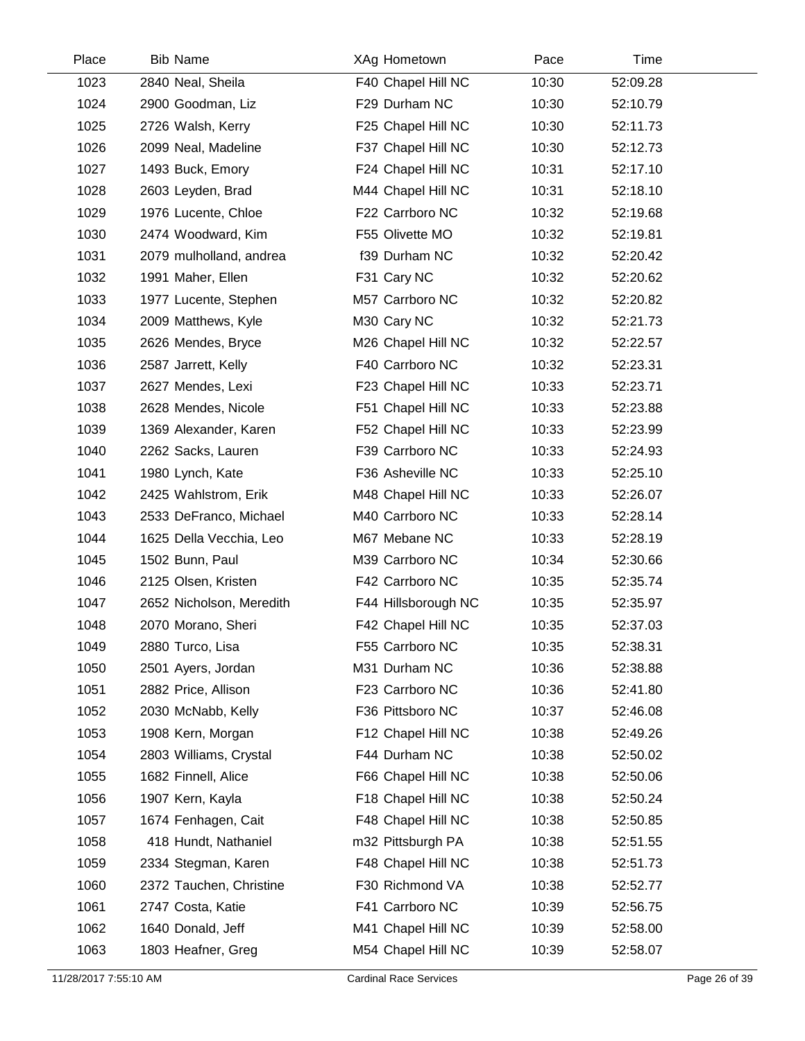| Place | Bib | Name | XAg | Hometown | Pace | Time |
|---|---|---|---|---|---|---|
| 1023 | 2840 | Neal, Sheila | F40 | Chapel Hill NC | 10:30 | 52:09.28 |
| 1024 | 2900 | Goodman, Liz | F29 | Durham NC | 10:30 | 52:10.79 |
| 1025 | 2726 | Walsh, Kerry | F25 | Chapel Hill NC | 10:30 | 52:11.73 |
| 1026 | 2099 | Neal, Madeline | F37 | Chapel Hill NC | 10:30 | 52:12.73 |
| 1027 | 1493 | Buck, Emory | F24 | Chapel Hill NC | 10:31 | 52:17.10 |
| 1028 | 2603 | Leyden, Brad | M44 | Chapel Hill NC | 10:31 | 52:18.10 |
| 1029 | 1976 | Lucente, Chloe | F22 | Carrboro NC | 10:32 | 52:19.68 |
| 1030 | 2474 | Woodward, Kim | F55 | Olivette MO | 10:32 | 52:19.81 |
| 1031 | 2079 | mulholland, andrea | f39 | Durham NC | 10:32 | 52:20.42 |
| 1032 | 1991 | Maher, Ellen | F31 | Cary NC | 10:32 | 52:20.62 |
| 1033 | 1977 | Lucente, Stephen | M57 | Carrboro NC | 10:32 | 52:20.82 |
| 1034 | 2009 | Matthews, Kyle | M30 | Cary NC | 10:32 | 52:21.73 |
| 1035 | 2626 | Mendes, Bryce | M26 | Chapel Hill NC | 10:32 | 52:22.57 |
| 1036 | 2587 | Jarrett, Kelly | F40 | Carrboro NC | 10:32 | 52:23.31 |
| 1037 | 2627 | Mendes, Lexi | F23 | Chapel Hill NC | 10:33 | 52:23.71 |
| 1038 | 2628 | Mendes, Nicole | F51 | Chapel Hill NC | 10:33 | 52:23.88 |
| 1039 | 1369 | Alexander, Karen | F52 | Chapel Hill NC | 10:33 | 52:23.99 |
| 1040 | 2262 | Sacks, Lauren | F39 | Carrboro NC | 10:33 | 52:24.93 |
| 1041 | 1980 | Lynch, Kate | F36 | Asheville NC | 10:33 | 52:25.10 |
| 1042 | 2425 | Wahlstrom, Erik | M48 | Chapel Hill NC | 10:33 | 52:26.07 |
| 1043 | 2533 | DeFranco, Michael | M40 | Carrboro NC | 10:33 | 52:28.14 |
| 1044 | 1625 | Della Vecchia, Leo | M67 | Mebane NC | 10:33 | 52:28.19 |
| 1045 | 1502 | Bunn, Paul | M39 | Carrboro NC | 10:34 | 52:30.66 |
| 1046 | 2125 | Olsen, Kristen | F42 | Carrboro NC | 10:35 | 52:35.74 |
| 1047 | 2652 | Nicholson, Meredith | F44 | Hillsborough NC | 10:35 | 52:35.97 |
| 1048 | 2070 | Morano, Sheri | F42 | Chapel Hill NC | 10:35 | 52:37.03 |
| 1049 | 2880 | Turco, Lisa | F55 | Carrboro NC | 10:35 | 52:38.31 |
| 1050 | 2501 | Ayers, Jordan | M31 | Durham NC | 10:36 | 52:38.88 |
| 1051 | 2882 | Price, Allison | F23 | Carrboro NC | 10:36 | 52:41.80 |
| 1052 | 2030 | McNabb, Kelly | F36 | Pittsboro NC | 10:37 | 52:46.08 |
| 1053 | 1908 | Kern, Morgan | F12 | Chapel Hill NC | 10:38 | 52:49.26 |
| 1054 | 2803 | Williams, Crystal | F44 | Durham NC | 10:38 | 52:50.02 |
| 1055 | 1682 | Finnell, Alice | F66 | Chapel Hill NC | 10:38 | 52:50.06 |
| 1056 | 1907 | Kern, Kayla | F18 | Chapel Hill NC | 10:38 | 52:50.24 |
| 1057 | 1674 | Fenhagen, Cait | F48 | Chapel Hill NC | 10:38 | 52:50.85 |
| 1058 | 418 | Hundt, Nathaniel | m32 | Pittsburgh PA | 10:38 | 52:51.55 |
| 1059 | 2334 | Stegman, Karen | F48 | Chapel Hill NC | 10:38 | 52:51.73 |
| 1060 | 2372 | Tauchen, Christine | F30 | Richmond VA | 10:38 | 52:52.77 |
| 1061 | 2747 | Costa, Katie | F41 | Carrboro NC | 10:39 | 52:56.75 |
| 1062 | 1640 | Donald, Jeff | M41 | Chapel Hill NC | 10:39 | 52:58.00 |
| 1063 | 1803 | Heafner, Greg | M54 | Chapel Hill NC | 10:39 | 52:58.07 |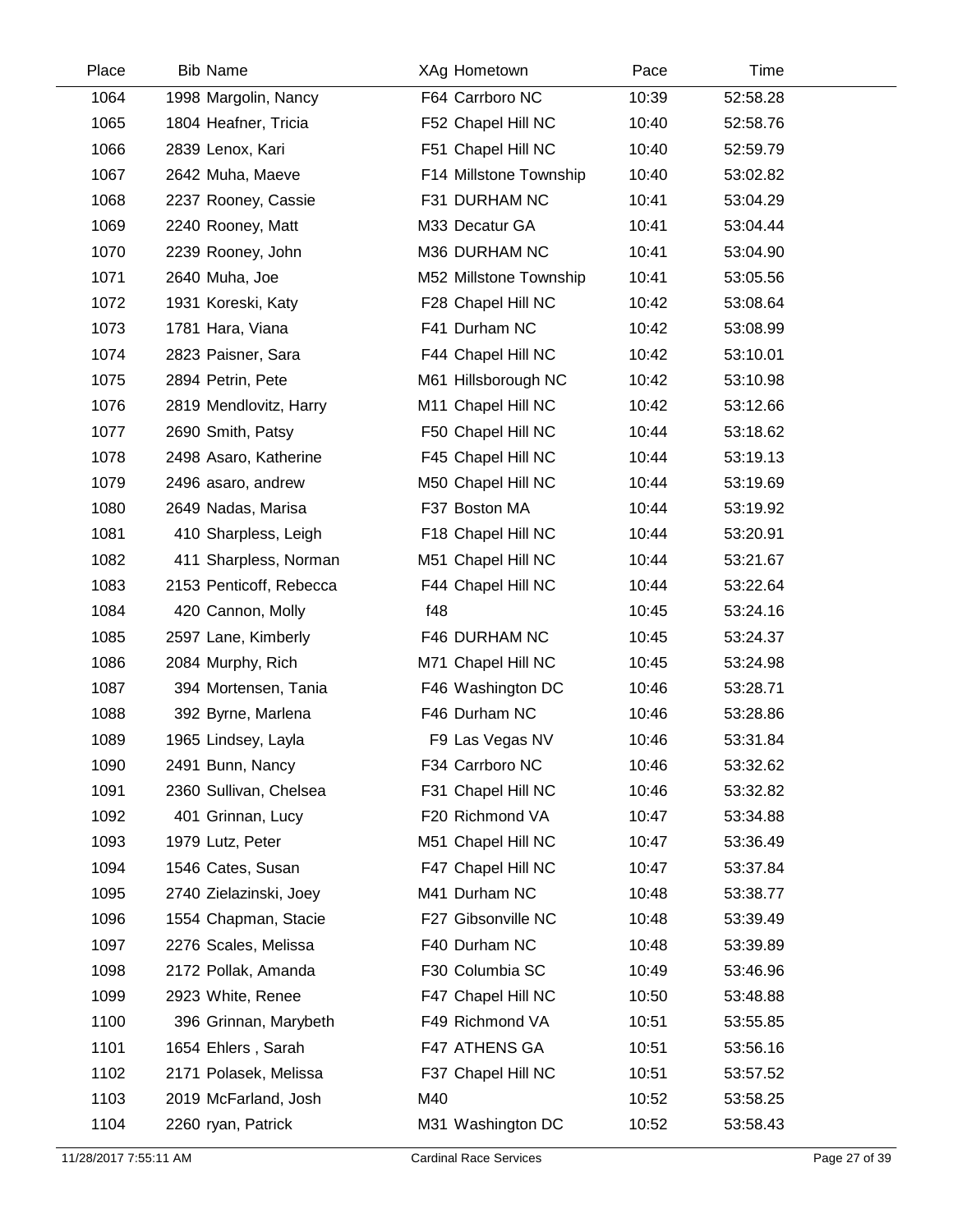| Place | Bib | Name | XAg | Hometown | Pace | Time |
|---|---|---|---|---|---|---|
| 1064 | 1998 | Margolin, Nancy | F64 | Carrboro NC | 10:39 | 52:58.28 |
| 1065 | 1804 | Heafner, Tricia | F52 | Chapel Hill NC | 10:40 | 52:58.76 |
| 1066 | 2839 | Lenox, Kari | F51 | Chapel Hill NC | 10:40 | 52:59.79 |
| 1067 | 2642 | Muha, Maeve | F14 | Millstone Township | 10:40 | 53:02.82 |
| 1068 | 2237 | Rooney, Cassie | F31 | DURHAM NC | 10:41 | 53:04.29 |
| 1069 | 2240 | Rooney, Matt | M33 | Decatur GA | 10:41 | 53:04.44 |
| 1070 | 2239 | Rooney, John | M36 | DURHAM NC | 10:41 | 53:04.90 |
| 1071 | 2640 | Muha, Joe | M52 | Millstone Township | 10:41 | 53:05.56 |
| 1072 | 1931 | Koreski, Katy | F28 | Chapel Hill NC | 10:42 | 53:08.64 |
| 1073 | 1781 | Hara, Viana | F41 | Durham NC | 10:42 | 53:08.99 |
| 1074 | 2823 | Paisner, Sara | F44 | Chapel Hill NC | 10:42 | 53:10.01 |
| 1075 | 2894 | Petrin, Pete | M61 | Hillsborough NC | 10:42 | 53:10.98 |
| 1076 | 2819 | Mendlovitz, Harry | M11 | Chapel Hill NC | 10:42 | 53:12.66 |
| 1077 | 2690 | Smith, Patsy | F50 | Chapel Hill NC | 10:44 | 53:18.62 |
| 1078 | 2498 | Asaro, Katherine | F45 | Chapel Hill NC | 10:44 | 53:19.13 |
| 1079 | 2496 | asaro, andrew | M50 | Chapel Hill NC | 10:44 | 53:19.69 |
| 1080 | 2649 | Nadas, Marisa | F37 | Boston MA | 10:44 | 53:19.92 |
| 1081 | 410 | Sharpless, Leigh | F18 | Chapel Hill NC | 10:44 | 53:20.91 |
| 1082 | 411 | Sharpless, Norman | M51 | Chapel Hill NC | 10:44 | 53:21.67 |
| 1083 | 2153 | Penticoff, Rebecca | F44 | Chapel Hill NC | 10:44 | 53:22.64 |
| 1084 | 420 | Cannon, Molly | f48 | | 10:45 | 53:24.16 |
| 1085 | 2597 | Lane, Kimberly | F46 | DURHAM NC | 10:45 | 53:24.37 |
| 1086 | 2084 | Murphy, Rich | M71 | Chapel Hill NC | 10:45 | 53:24.98 |
| 1087 | 394 | Mortensen, Tania | F46 | Washington DC | 10:46 | 53:28.71 |
| 1088 | 392 | Byrne, Marlena | F46 | Durham NC | 10:46 | 53:28.86 |
| 1089 | 1965 | Lindsey, Layla | F9 | Las Vegas NV | 10:46 | 53:31.84 |
| 1090 | 2491 | Bunn, Nancy | F34 | Carrboro NC | 10:46 | 53:32.62 |
| 1091 | 2360 | Sullivan, Chelsea | F31 | Chapel Hill NC | 10:46 | 53:32.82 |
| 1092 | 401 | Grinnan, Lucy | F20 | Richmond VA | 10:47 | 53:34.88 |
| 1093 | 1979 | Lutz, Peter | M51 | Chapel Hill NC | 10:47 | 53:36.49 |
| 1094 | 1546 | Cates, Susan | F47 | Chapel Hill NC | 10:47 | 53:37.84 |
| 1095 | 2740 | Zielazinski, Joey | M41 | Durham NC | 10:48 | 53:38.77 |
| 1096 | 1554 | Chapman, Stacie | F27 | Gibsonville NC | 10:48 | 53:39.49 |
| 1097 | 2276 | Scales, Melissa | F40 | Durham NC | 10:48 | 53:39.89 |
| 1098 | 2172 | Pollak, Amanda | F30 | Columbia SC | 10:49 | 53:46.96 |
| 1099 | 2923 | White, Renee | F47 | Chapel Hill NC | 10:50 | 53:48.88 |
| 1100 | 396 | Grinnan, Marybeth | F49 | Richmond VA | 10:51 | 53:55.85 |
| 1101 | 1654 | Ehlers , Sarah | F47 | ATHENS GA | 10:51 | 53:56.16 |
| 1102 | 2171 | Polasek, Melissa | F37 | Chapel Hill NC | 10:51 | 53:57.52 |
| 1103 | 2019 | McFarland, Josh | M40 | | 10:52 | 53:58.25 |
| 1104 | 2260 | ryan, Patrick | M31 | Washington DC | 10:52 | 53:58.43 |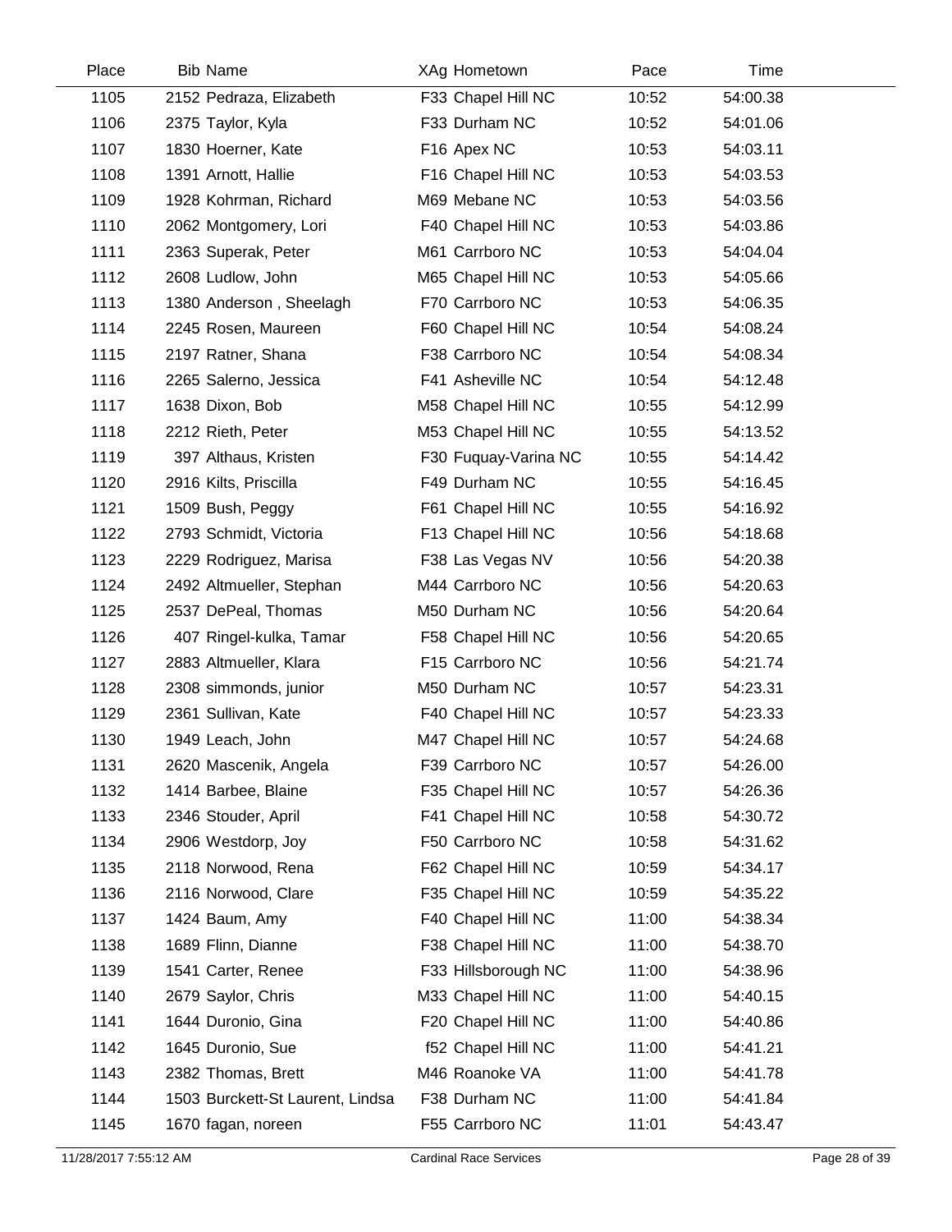| Place | Bib | Name | XAg | Hometown | Pace | Time |
|---|---|---|---|---|---|---|
| 1105 | 2152 | Pedraza, Elizabeth | F33 | Chapel Hill NC | 10:52 | 54:00.38 |
| 1106 | 2375 | Taylor, Kyla | F33 | Durham NC | 10:52 | 54:01.06 |
| 1107 | 1830 | Hoerner, Kate | F16 | Apex NC | 10:53 | 54:03.11 |
| 1108 | 1391 | Arnott, Hallie | F16 | Chapel Hill NC | 10:53 | 54:03.53 |
| 1109 | 1928 | Kohrman, Richard | M69 | Mebane NC | 10:53 | 54:03.56 |
| 1110 | 2062 | Montgomery, Lori | F40 | Chapel Hill NC | 10:53 | 54:03.86 |
| 1111 | 2363 | Superak, Peter | M61 | Carrboro NC | 10:53 | 54:04.04 |
| 1112 | 2608 | Ludlow, John | M65 | Chapel Hill NC | 10:53 | 54:05.66 |
| 1113 | 1380 | Anderson , Sheelagh | F70 | Carrboro NC | 10:53 | 54:06.35 |
| 1114 | 2245 | Rosen, Maureen | F60 | Chapel Hill NC | 10:54 | 54:08.24 |
| 1115 | 2197 | Ratner, Shana | F38 | Carrboro NC | 10:54 | 54:08.34 |
| 1116 | 2265 | Salerno, Jessica | F41 | Asheville NC | 10:54 | 54:12.48 |
| 1117 | 1638 | Dixon, Bob | M58 | Chapel Hill NC | 10:55 | 54:12.99 |
| 1118 | 2212 | Rieth, Peter | M53 | Chapel Hill NC | 10:55 | 54:13.52 |
| 1119 | 397 | Althaus, Kristen | F30 | Fuquay-Varina NC | 10:55 | 54:14.42 |
| 1120 | 2916 | Kilts, Priscilla | F49 | Durham NC | 10:55 | 54:16.45 |
| 1121 | 1509 | Bush, Peggy | F61 | Chapel Hill NC | 10:55 | 54:16.92 |
| 1122 | 2793 | Schmidt, Victoria | F13 | Chapel Hill NC | 10:56 | 54:18.68 |
| 1123 | 2229 | Rodriguez, Marisa | F38 | Las Vegas NV | 10:56 | 54:20.38 |
| 1124 | 2492 | Altmueller, Stephan | M44 | Carrboro NC | 10:56 | 54:20.63 |
| 1125 | 2537 | DePeal, Thomas | M50 | Durham NC | 10:56 | 54:20.64 |
| 1126 | 407 | Ringel-kulka, Tamar | F58 | Chapel Hill NC | 10:56 | 54:20.65 |
| 1127 | 2883 | Altmueller, Klara | F15 | Carrboro NC | 10:56 | 54:21.74 |
| 1128 | 2308 | simmonds, junior | M50 | Durham NC | 10:57 | 54:23.31 |
| 1129 | 2361 | Sullivan, Kate | F40 | Chapel Hill NC | 10:57 | 54:23.33 |
| 1130 | 1949 | Leach, John | M47 | Chapel Hill NC | 10:57 | 54:24.68 |
| 1131 | 2620 | Mascenik, Angela | F39 | Carrboro NC | 10:57 | 54:26.00 |
| 1132 | 1414 | Barbee, Blaine | F35 | Chapel Hill NC | 10:57 | 54:26.36 |
| 1133 | 2346 | Stouder, April | F41 | Chapel Hill NC | 10:58 | 54:30.72 |
| 1134 | 2906 | Westdorp, Joy | F50 | Carrboro NC | 10:58 | 54:31.62 |
| 1135 | 2118 | Norwood, Rena | F62 | Chapel Hill NC | 10:59 | 54:34.17 |
| 1136 | 2116 | Norwood, Clare | F35 | Chapel Hill NC | 10:59 | 54:35.22 |
| 1137 | 1424 | Baum, Amy | F40 | Chapel Hill NC | 11:00 | 54:38.34 |
| 1138 | 1689 | Flinn, Dianne | F38 | Chapel Hill NC | 11:00 | 54:38.70 |
| 1139 | 1541 | Carter, Renee | F33 | Hillsborough NC | 11:00 | 54:38.96 |
| 1140 | 2679 | Saylor, Chris | M33 | Chapel Hill NC | 11:00 | 54:40.15 |
| 1141 | 1644 | Duronio, Gina | F20 | Chapel Hill NC | 11:00 | 54:40.86 |
| 1142 | 1645 | Duronio, Sue | f52 | Chapel Hill NC | 11:00 | 54:41.21 |
| 1143 | 2382 | Thomas, Brett | M46 | Roanoke VA | 11:00 | 54:41.78 |
| 1144 | 1503 | Burckett-St Laurent, Lindsa | F38 | Durham NC | 11:00 | 54:41.84 |
| 1145 | 1670 | fagan, noreen | F55 | Carrboro NC | 11:01 | 54:43.47 |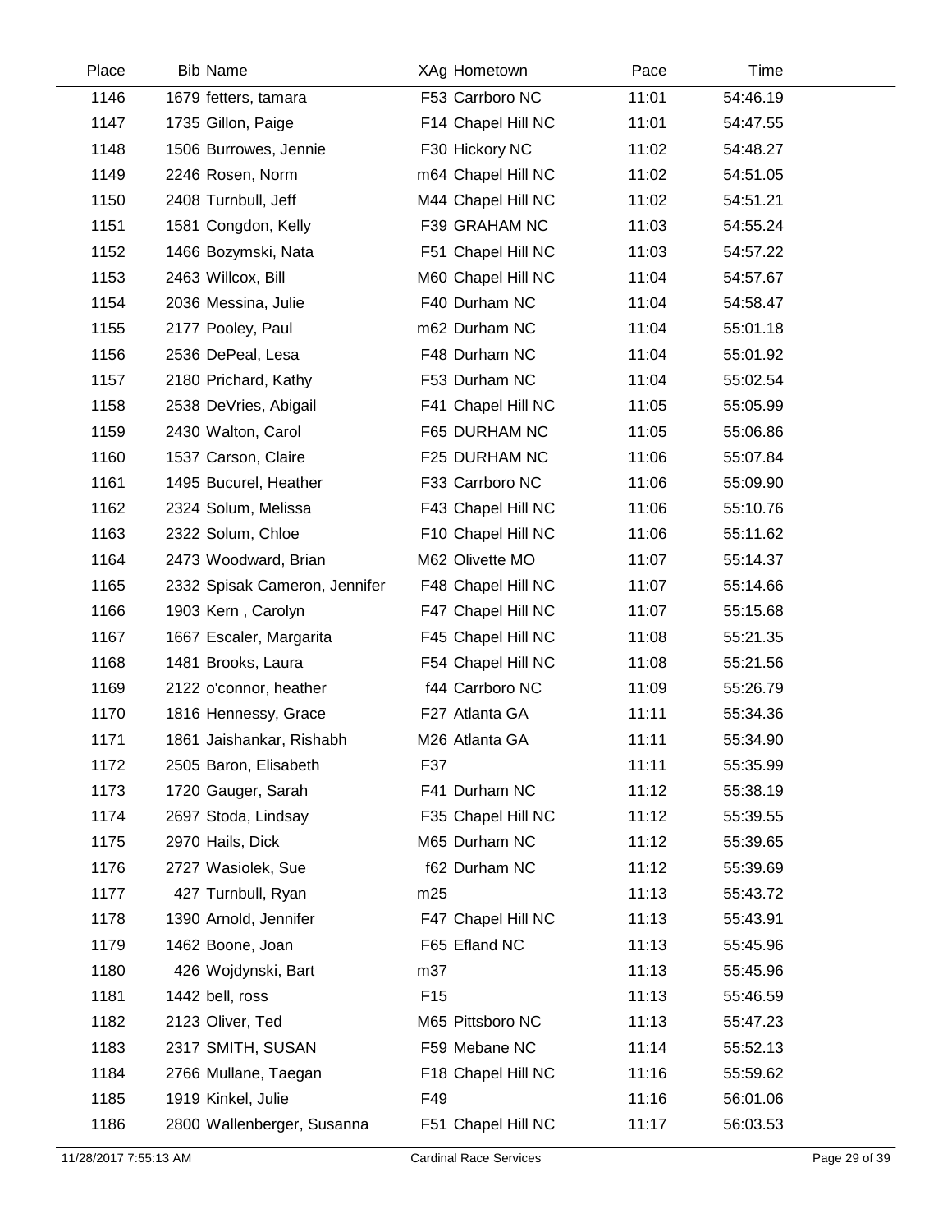| Place | Bib | Name | XAg | Hometown | Pace | Time |
|---|---|---|---|---|---|---|
| 1146 | 1679 | fetters, tamara | F53 | Carrboro NC | 11:01 | 54:46.19 |
| 1147 | 1735 | Gillon, Paige | F14 | Chapel Hill NC | 11:01 | 54:47.55 |
| 1148 | 1506 | Burrowes, Jennie | F30 | Hickory NC | 11:02 | 54:48.27 |
| 1149 | 2246 | Rosen, Norm | m64 | Chapel Hill NC | 11:02 | 54:51.05 |
| 1150 | 2408 | Turnbull, Jeff | M44 | Chapel Hill NC | 11:02 | 54:51.21 |
| 1151 | 1581 | Congdon, Kelly | F39 | GRAHAM NC | 11:03 | 54:55.24 |
| 1152 | 1466 | Bozymski, Nata | F51 | Chapel Hill NC | 11:03 | 54:57.22 |
| 1153 | 2463 | Willcox, Bill | M60 | Chapel Hill NC | 11:04 | 54:57.67 |
| 1154 | 2036 | Messina, Julie | F40 | Durham NC | 11:04 | 54:58.47 |
| 1155 | 2177 | Pooley, Paul | m62 | Durham NC | 11:04 | 55:01.18 |
| 1156 | 2536 | DePeal, Lesa | F48 | Durham NC | 11:04 | 55:01.92 |
| 1157 | 2180 | Prichard, Kathy | F53 | Durham NC | 11:04 | 55:02.54 |
| 1158 | 2538 | DeVries, Abigail | F41 | Chapel Hill NC | 11:05 | 55:05.99 |
| 1159 | 2430 | Walton, Carol | F65 | DURHAM NC | 11:05 | 55:06.86 |
| 1160 | 1537 | Carson, Claire | F25 | DURHAM NC | 11:06 | 55:07.84 |
| 1161 | 1495 | Bucurel, Heather | F33 | Carrboro NC | 11:06 | 55:09.90 |
| 1162 | 2324 | Solum, Melissa | F43 | Chapel Hill NC | 11:06 | 55:10.76 |
| 1163 | 2322 | Solum, Chloe | F10 | Chapel Hill NC | 11:06 | 55:11.62 |
| 1164 | 2473 | Woodward, Brian | M62 | Olivette MO | 11:07 | 55:14.37 |
| 1165 | 2332 | Spisak Cameron, Jennifer | F48 | Chapel Hill NC | 11:07 | 55:14.66 |
| 1166 | 1903 | Kern , Carolyn | F47 | Chapel Hill NC | 11:07 | 55:15.68 |
| 1167 | 1667 | Escaler, Margarita | F45 | Chapel Hill NC | 11:08 | 55:21.35 |
| 1168 | 1481 | Brooks, Laura | F54 | Chapel Hill NC | 11:08 | 55:21.56 |
| 1169 | 2122 | o'connor, heather | f44 | Carrboro NC | 11:09 | 55:26.79 |
| 1170 | 1816 | Hennessy, Grace | F27 | Atlanta GA | 11:11 | 55:34.36 |
| 1171 | 1861 | Jaishankar, Rishabh | M26 | Atlanta GA | 11:11 | 55:34.90 |
| 1172 | 2505 | Baron, Elisabeth | F37 | | 11:11 | 55:35.99 |
| 1173 | 1720 | Gauger, Sarah | F41 | Durham NC | 11:12 | 55:38.19 |
| 1174 | 2697 | Stoda, Lindsay | F35 | Chapel Hill NC | 11:12 | 55:39.55 |
| 1175 | 2970 | Hails, Dick | M65 | Durham NC | 11:12 | 55:39.65 |
| 1176 | 2727 | Wasiolek, Sue | f62 | Durham NC | 11:12 | 55:39.69 |
| 1177 | 427 | Turnbull, Ryan | m25 | | 11:13 | 55:43.72 |
| 1178 | 1390 | Arnold, Jennifer | F47 | Chapel Hill NC | 11:13 | 55:43.91 |
| 1179 | 1462 | Boone, Joan | F65 | Efland NC | 11:13 | 55:45.96 |
| 1180 | 426 | Wojdynski, Bart | m37 | | 11:13 | 55:45.96 |
| 1181 | 1442 | bell, ross | F15 | | 11:13 | 55:46.59 |
| 1182 | 2123 | Oliver, Ted | M65 | Pittsboro NC | 11:13 | 55:47.23 |
| 1183 | 2317 | SMITH, SUSAN | F59 | Mebane NC | 11:14 | 55:52.13 |
| 1184 | 2766 | Mullane, Taegan | F18 | Chapel Hill NC | 11:16 | 55:59.62 |
| 1185 | 1919 | Kinkel, Julie | F49 | | 11:16 | 56:01.06 |
| 1186 | 2800 | Wallenberger, Susanna | F51 | Chapel Hill NC | 11:17 | 56:03.53 |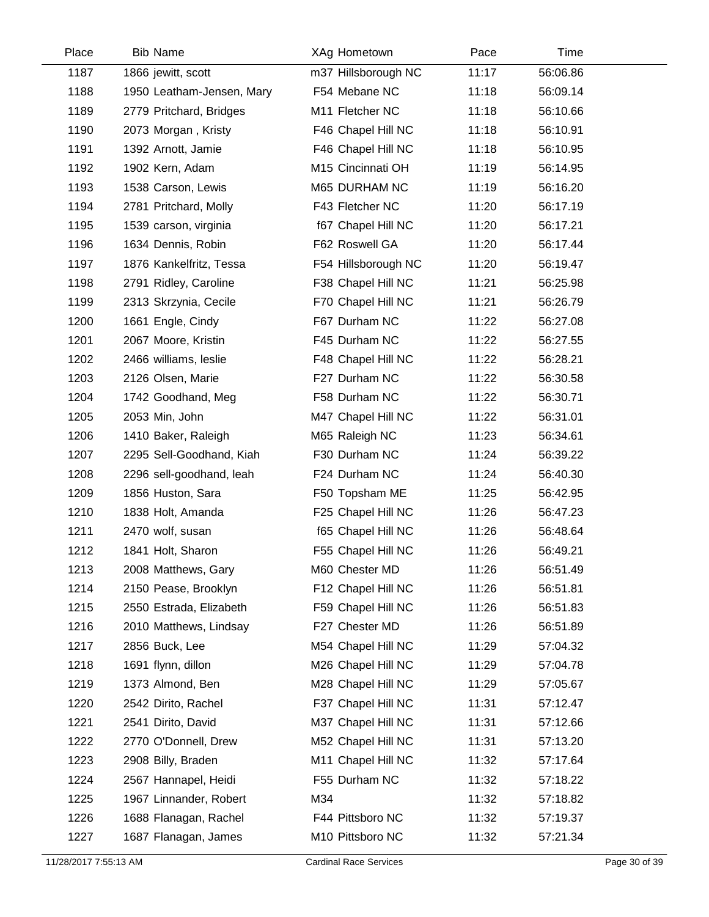| Place | Bib | Name | XAg | Hometown | Pace | Time |
|---|---|---|---|---|---|---|
| 1187 | 1866 | jewitt, scott | m37 | Hillsborough NC | 11:17 | 56:06.86 |
| 1188 | 1950 | Leatham-Jensen, Mary | F54 | Mebane NC | 11:18 | 56:09.14 |
| 1189 | 2779 | Pritchard, Bridges | M11 | Fletcher NC | 11:18 | 56:10.66 |
| 1190 | 2073 | Morgan , Kristy | F46 | Chapel Hill NC | 11:18 | 56:10.91 |
| 1191 | 1392 | Arnott, Jamie | F46 | Chapel Hill NC | 11:18 | 56:10.95 |
| 1192 | 1902 | Kern, Adam | M15 | Cincinnati OH | 11:19 | 56:14.95 |
| 1193 | 1538 | Carson, Lewis | M65 | DURHAM NC | 11:19 | 56:16.20 |
| 1194 | 2781 | Pritchard, Molly | F43 | Fletcher NC | 11:20 | 56:17.19 |
| 1195 | 1539 | carson, virginia | f67 | Chapel Hill NC | 11:20 | 56:17.21 |
| 1196 | 1634 | Dennis, Robin | F62 | Roswell GA | 11:20 | 56:17.44 |
| 1197 | 1876 | Kankelfritz, Tessa | F54 | Hillsborough NC | 11:20 | 56:19.47 |
| 1198 | 2791 | Ridley, Caroline | F38 | Chapel Hill NC | 11:21 | 56:25.98 |
| 1199 | 2313 | Skrzynia, Cecile | F70 | Chapel Hill NC | 11:21 | 56:26.79 |
| 1200 | 1661 | Engle, Cindy | F67 | Durham NC | 11:22 | 56:27.08 |
| 1201 | 2067 | Moore, Kristin | F45 | Durham NC | 11:22 | 56:27.55 |
| 1202 | 2466 | williams, leslie | F48 | Chapel Hill NC | 11:22 | 56:28.21 |
| 1203 | 2126 | Olsen, Marie | F27 | Durham NC | 11:22 | 56:30.58 |
| 1204 | 1742 | Goodhand, Meg | F58 | Durham NC | 11:22 | 56:30.71 |
| 1205 | 2053 | Min, John | M47 | Chapel Hill NC | 11:22 | 56:31.01 |
| 1206 | 1410 | Baker, Raleigh | M65 | Raleigh NC | 11:23 | 56:34.61 |
| 1207 | 2295 | Sell-Goodhand, Kiah | F30 | Durham NC | 11:24 | 56:39.22 |
| 1208 | 2296 | sell-goodhand, leah | F24 | Durham NC | 11:24 | 56:40.30 |
| 1209 | 1856 | Huston, Sara | F50 | Topsham ME | 11:25 | 56:42.95 |
| 1210 | 1838 | Holt, Amanda | F25 | Chapel Hill NC | 11:26 | 56:47.23 |
| 1211 | 2470 | wolf, susan | f65 | Chapel Hill NC | 11:26 | 56:48.64 |
| 1212 | 1841 | Holt, Sharon | F55 | Chapel Hill NC | 11:26 | 56:49.21 |
| 1213 | 2008 | Matthews, Gary | M60 | Chester MD | 11:26 | 56:51.49 |
| 1214 | 2150 | Pease, Brooklyn | F12 | Chapel Hill NC | 11:26 | 56:51.81 |
| 1215 | 2550 | Estrada, Elizabeth | F59 | Chapel Hill NC | 11:26 | 56:51.83 |
| 1216 | 2010 | Matthews, Lindsay | F27 | Chester MD | 11:26 | 56:51.89 |
| 1217 | 2856 | Buck, Lee | M54 | Chapel Hill NC | 11:29 | 57:04.32 |
| 1218 | 1691 | flynn, dillon | M26 | Chapel Hill NC | 11:29 | 57:04.78 |
| 1219 | 1373 | Almond, Ben | M28 | Chapel Hill NC | 11:29 | 57:05.67 |
| 1220 | 2542 | Dirito, Rachel | F37 | Chapel Hill NC | 11:31 | 57:12.47 |
| 1221 | 2541 | Dirito, David | M37 | Chapel Hill NC | 11:31 | 57:12.66 |
| 1222 | 2770 | O'Donnell, Drew | M52 | Chapel Hill NC | 11:31 | 57:13.20 |
| 1223 | 2908 | Billy, Braden | M11 | Chapel Hill NC | 11:32 | 57:17.64 |
| 1224 | 2567 | Hannapel, Heidi | F55 | Durham NC | 11:32 | 57:18.22 |
| 1225 | 1967 | Linnander, Robert | M34 | | 11:32 | 57:18.82 |
| 1226 | 1688 | Flanagan, Rachel | F44 | Pittsboro NC | 11:32 | 57:19.37 |
| 1227 | 1687 | Flanagan, James | M10 | Pittsboro NC | 11:32 | 57:21.34 |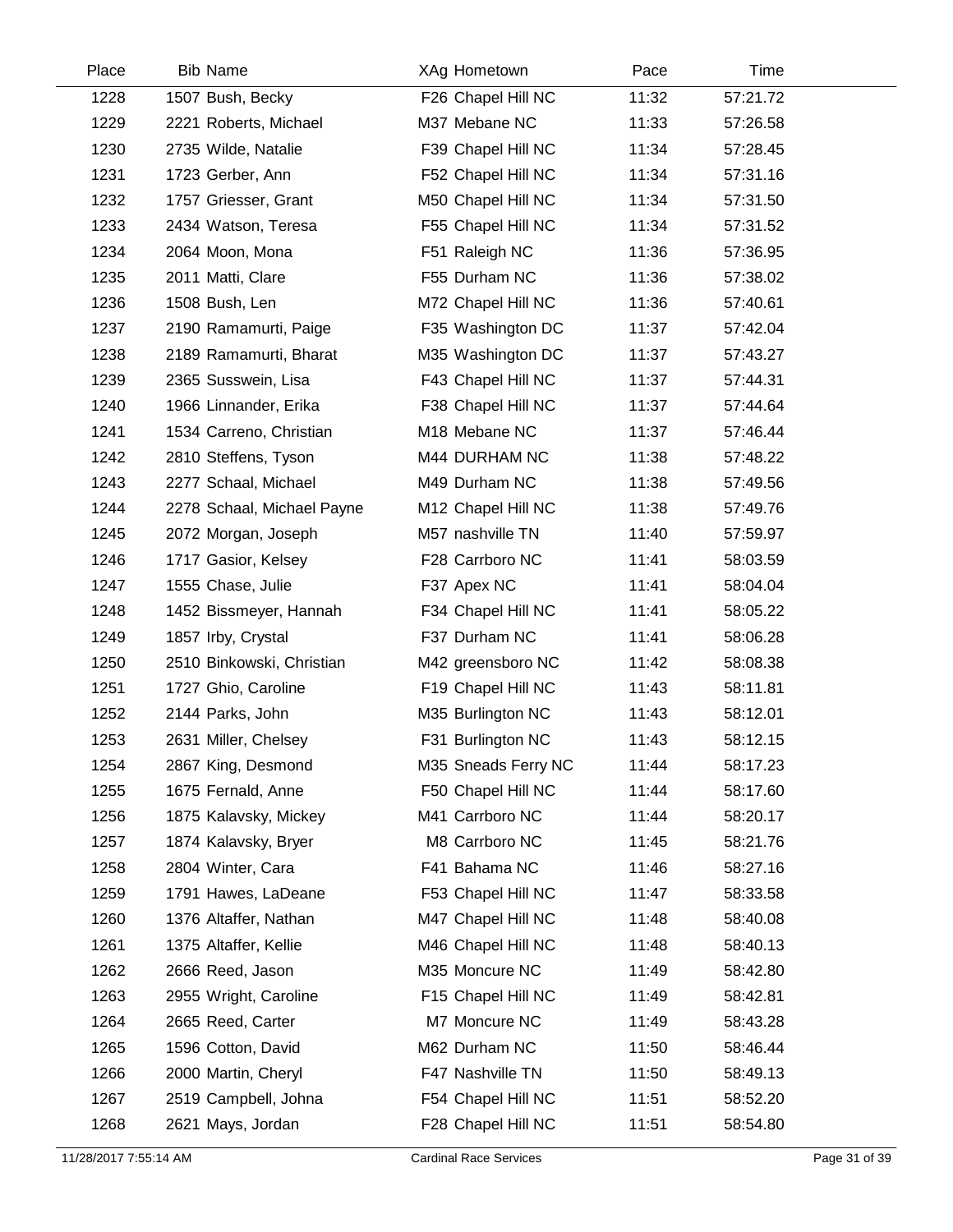| Place | Bib | Name | XAg | Hometown | Pace | Time |
|---|---|---|---|---|---|---|
| 1228 | 1507 | Bush, Becky | F26 | Chapel Hill NC | 11:32 | 57:21.72 |
| 1229 | 2221 | Roberts, Michael | M37 | Mebane NC | 11:33 | 57:26.58 |
| 1230 | 2735 | Wilde, Natalie | F39 | Chapel Hill NC | 11:34 | 57:28.45 |
| 1231 | 1723 | Gerber, Ann | F52 | Chapel Hill NC | 11:34 | 57:31.16 |
| 1232 | 1757 | Griesser, Grant | M50 | Chapel Hill NC | 11:34 | 57:31.50 |
| 1233 | 2434 | Watson, Teresa | F55 | Chapel Hill NC | 11:34 | 57:31.52 |
| 1234 | 2064 | Moon, Mona | F51 | Raleigh NC | 11:36 | 57:36.95 |
| 1235 | 2011 | Matti, Clare | F55 | Durham NC | 11:36 | 57:38.02 |
| 1236 | 1508 | Bush, Len | M72 | Chapel Hill NC | 11:36 | 57:40.61 |
| 1237 | 2190 | Ramamurti, Paige | F35 | Washington DC | 11:37 | 57:42.04 |
| 1238 | 2189 | Ramamurti, Bharat | M35 | Washington DC | 11:37 | 57:43.27 |
| 1239 | 2365 | Susswein, Lisa | F43 | Chapel Hill NC | 11:37 | 57:44.31 |
| 1240 | 1966 | Linnander, Erika | F38 | Chapel Hill NC | 11:37 | 57:44.64 |
| 1241 | 1534 | Carreno, Christian | M18 | Mebane NC | 11:37 | 57:46.44 |
| 1242 | 2810 | Steffens, Tyson | M44 | DURHAM NC | 11:38 | 57:48.22 |
| 1243 | 2277 | Schaal, Michael | M49 | Durham NC | 11:38 | 57:49.56 |
| 1244 | 2278 | Schaal, Michael Payne | M12 | Chapel Hill NC | 11:38 | 57:49.76 |
| 1245 | 2072 | Morgan, Joseph | M57 | nashville TN | 11:40 | 57:59.97 |
| 1246 | 1717 | Gasior, Kelsey | F28 | Carrboro NC | 11:41 | 58:03.59 |
| 1247 | 1555 | Chase, Julie | F37 | Apex NC | 11:41 | 58:04.04 |
| 1248 | 1452 | Bissmeyer, Hannah | F34 | Chapel Hill NC | 11:41 | 58:05.22 |
| 1249 | 1857 | Irby, Crystal | F37 | Durham NC | 11:41 | 58:06.28 |
| 1250 | 2510 | Binkowski, Christian | M42 | greensboro NC | 11:42 | 58:08.38 |
| 1251 | 1727 | Ghio, Caroline | F19 | Chapel Hill NC | 11:43 | 58:11.81 |
| 1252 | 2144 | Parks, John | M35 | Burlington NC | 11:43 | 58:12.01 |
| 1253 | 2631 | Miller, Chelsey | F31 | Burlington NC | 11:43 | 58:12.15 |
| 1254 | 2867 | King, Desmond | M35 | Sneads Ferry NC | 11:44 | 58:17.23 |
| 1255 | 1675 | Fernald, Anne | F50 | Chapel Hill NC | 11:44 | 58:17.60 |
| 1256 | 1875 | Kalavsky, Mickey | M41 | Carrboro NC | 11:44 | 58:20.17 |
| 1257 | 1874 | Kalavsky, Bryer | M8 | Carrboro NC | 11:45 | 58:21.76 |
| 1258 | 2804 | Winter, Cara | F41 | Bahama NC | 11:46 | 58:27.16 |
| 1259 | 1791 | Hawes, LaDeane | F53 | Chapel Hill NC | 11:47 | 58:33.58 |
| 1260 | 1376 | Altaffer, Nathan | M47 | Chapel Hill NC | 11:48 | 58:40.08 |
| 1261 | 1375 | Altaffer, Kellie | M46 | Chapel Hill NC | 11:48 | 58:40.13 |
| 1262 | 2666 | Reed, Jason | M35 | Moncure NC | 11:49 | 58:42.80 |
| 1263 | 2955 | Wright, Caroline | F15 | Chapel Hill NC | 11:49 | 58:42.81 |
| 1264 | 2665 | Reed, Carter | M7 | Moncure NC | 11:49 | 58:43.28 |
| 1265 | 1596 | Cotton, David | M62 | Durham NC | 11:50 | 58:46.44 |
| 1266 | 2000 | Martin, Cheryl | F47 | Nashville TN | 11:50 | 58:49.13 |
| 1267 | 2519 | Campbell, Johna | F54 | Chapel Hill NC | 11:51 | 58:52.20 |
| 1268 | 2621 | Mays, Jordan | F28 | Chapel Hill NC | 11:51 | 58:54.80 |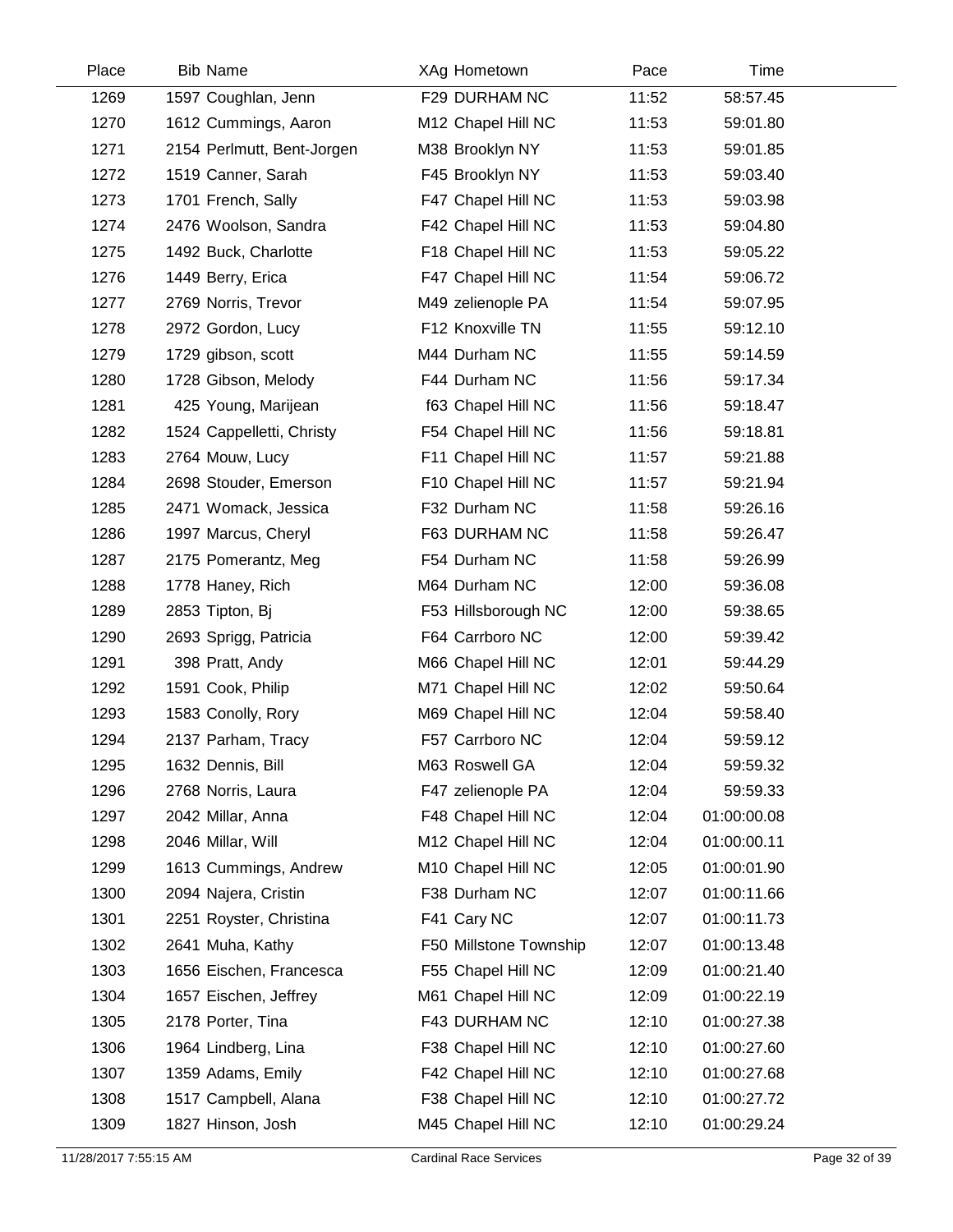| Place | Bib | Name | XAg | Hometown | Pace | Time |
|---|---|---|---|---|---|---|
| 1269 | 1597 | Coughlan, Jenn | F29 | DURHAM NC | 11:52 | 58:57.45 |
| 1270 | 1612 | Cummings, Aaron | M12 | Chapel Hill NC | 11:53 | 59:01.80 |
| 1271 | 2154 | Perlmutt, Bent-Jorgen | M38 | Brooklyn NY | 11:53 | 59:01.85 |
| 1272 | 1519 | Canner, Sarah | F45 | Brooklyn NY | 11:53 | 59:03.40 |
| 1273 | 1701 | French, Sally | F47 | Chapel Hill NC | 11:53 | 59:03.98 |
| 1274 | 2476 | Woolson, Sandra | F42 | Chapel Hill NC | 11:53 | 59:04.80 |
| 1275 | 1492 | Buck, Charlotte | F18 | Chapel Hill NC | 11:53 | 59:05.22 |
| 1276 | 1449 | Berry, Erica | F47 | Chapel Hill NC | 11:54 | 59:06.72 |
| 1277 | 2769 | Norris, Trevor | M49 | zelienople PA | 11:54 | 59:07.95 |
| 1278 | 2972 | Gordon, Lucy | F12 | Knoxville TN | 11:55 | 59:12.10 |
| 1279 | 1729 | gibson, scott | M44 | Durham NC | 11:55 | 59:14.59 |
| 1280 | 1728 | Gibson, Melody | F44 | Durham NC | 11:56 | 59:17.34 |
| 1281 | 425 | Young, Marijean | f63 | Chapel Hill NC | 11:56 | 59:18.47 |
| 1282 | 1524 | Cappelletti, Christy | F54 | Chapel Hill NC | 11:56 | 59:18.81 |
| 1283 | 2764 | Mouw, Lucy | F11 | Chapel Hill NC | 11:57 | 59:21.88 |
| 1284 | 2698 | Stouder, Emerson | F10 | Chapel Hill NC | 11:57 | 59:21.94 |
| 1285 | 2471 | Womack, Jessica | F32 | Durham NC | 11:58 | 59:26.16 |
| 1286 | 1997 | Marcus, Cheryl | F63 | DURHAM NC | 11:58 | 59:26.47 |
| 1287 | 2175 | Pomerantz, Meg | F54 | Durham NC | 11:58 | 59:26.99 |
| 1288 | 1778 | Haney, Rich | M64 | Durham NC | 12:00 | 59:36.08 |
| 1289 | 2853 | Tipton, Bj | F53 | Hillsborough NC | 12:00 | 59:38.65 |
| 1290 | 2693 | Sprigg, Patricia | F64 | Carrboro NC | 12:00 | 59:39.42 |
| 1291 | 398 | Pratt, Andy | M66 | Chapel Hill NC | 12:01 | 59:44.29 |
| 1292 | 1591 | Cook, Philip | M71 | Chapel Hill NC | 12:02 | 59:50.64 |
| 1293 | 1583 | Conolly, Rory | M69 | Chapel Hill NC | 12:04 | 59:58.40 |
| 1294 | 2137 | Parham, Tracy | F57 | Carrboro NC | 12:04 | 59:59.12 |
| 1295 | 1632 | Dennis, Bill | M63 | Roswell GA | 12:04 | 59:59.32 |
| 1296 | 2768 | Norris, Laura | F47 | zelienople PA | 12:04 | 59:59.33 |
| 1297 | 2042 | Millar, Anna | F48 | Chapel Hill NC | 12:04 | 01:00:00.08 |
| 1298 | 2046 | Millar, Will | M12 | Chapel Hill NC | 12:04 | 01:00:00.11 |
| 1299 | 1613 | Cummings, Andrew | M10 | Chapel Hill NC | 12:05 | 01:00:01.90 |
| 1300 | 2094 | Najera, Cristin | F38 | Durham NC | 12:07 | 01:00:11.66 |
| 1301 | 2251 | Royster, Christina | F41 | Cary NC | 12:07 | 01:00:11.73 |
| 1302 | 2641 | Muha, Kathy | F50 | Millstone Township | 12:07 | 01:00:13.48 |
| 1303 | 1656 | Eischen, Francesca | F55 | Chapel Hill NC | 12:09 | 01:00:21.40 |
| 1304 | 1657 | Eischen, Jeffrey | M61 | Chapel Hill NC | 12:09 | 01:00:22.19 |
| 1305 | 2178 | Porter, Tina | F43 | DURHAM NC | 12:10 | 01:00:27.38 |
| 1306 | 1964 | Lindberg, Lina | F38 | Chapel Hill NC | 12:10 | 01:00:27.60 |
| 1307 | 1359 | Adams, Emily | F42 | Chapel Hill NC | 12:10 | 01:00:27.68 |
| 1308 | 1517 | Campbell, Alana | F38 | Chapel Hill NC | 12:10 | 01:00:27.72 |
| 1309 | 1827 | Hinson, Josh | M45 | Chapel Hill NC | 12:10 | 01:00:29.24 |

11/28/2017 7:55:15 AM Cardinal Race Services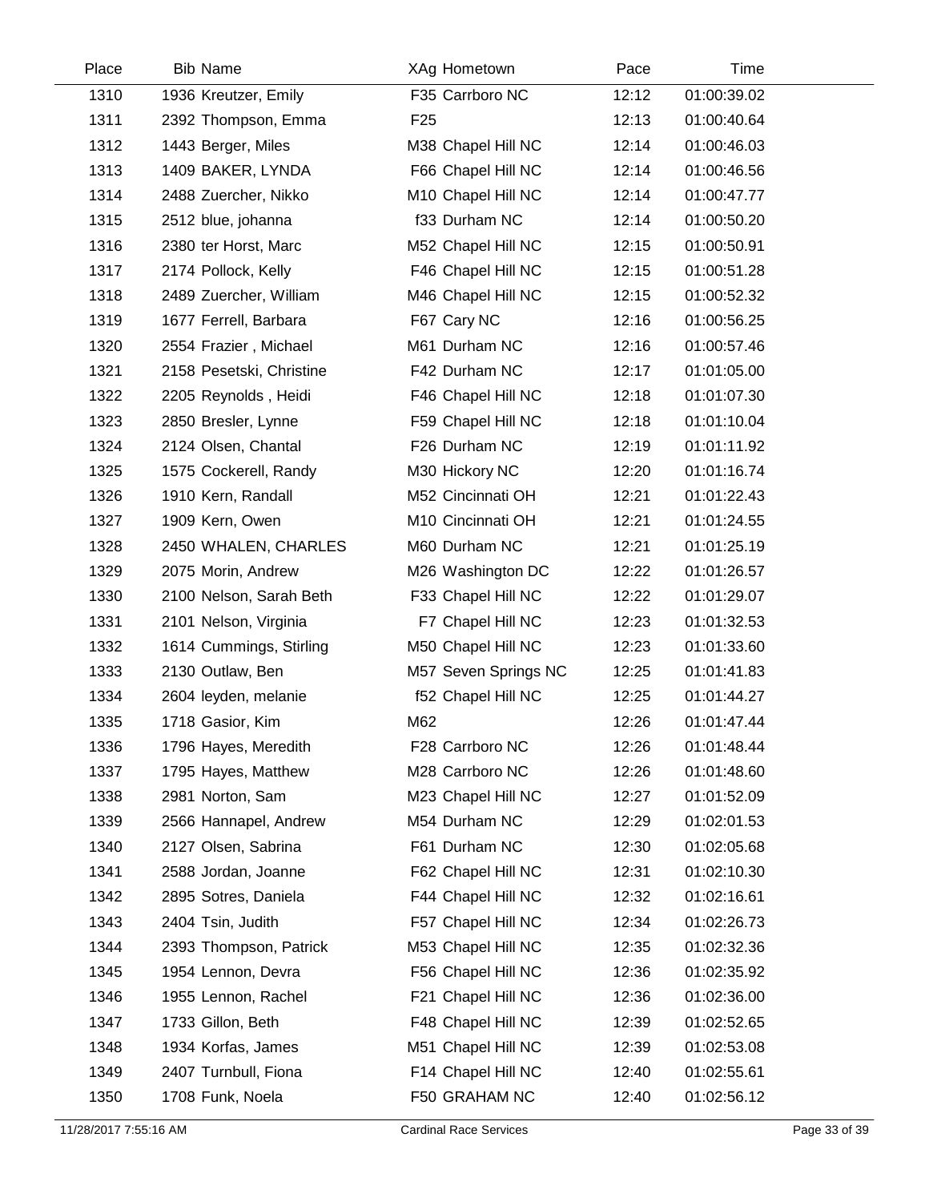| Place | Bib | Name | XAg | Hometown | Pace | Time |
|---|---|---|---|---|---|---|
| 1310 | 1936 | Kreutzer, Emily | F35 | Carrboro NC | 12:12 | 01:00:39.02 |
| 1311 | 2392 | Thompson, Emma | F25 | | 12:13 | 01:00:40.64 |
| 1312 | 1443 | Berger, Miles | M38 | Chapel Hill NC | 12:14 | 01:00:46.03 |
| 1313 | 1409 | BAKER, LYNDA | F66 | Chapel Hill NC | 12:14 | 01:00:46.56 |
| 1314 | 2488 | Zuercher, Nikko | M10 | Chapel Hill NC | 12:14 | 01:00:47.77 |
| 1315 | 2512 | blue, johanna | f33 | Durham NC | 12:14 | 01:00:50.20 |
| 1316 | 2380 | ter Horst, Marc | M52 | Chapel Hill NC | 12:15 | 01:00:50.91 |
| 1317 | 2174 | Pollock, Kelly | F46 | Chapel Hill NC | 12:15 | 01:00:51.28 |
| 1318 | 2489 | Zuercher, William | M46 | Chapel Hill NC | 12:15 | 01:00:52.32 |
| 1319 | 1677 | Ferrell, Barbara | F67 | Cary NC | 12:16 | 01:00:56.25 |
| 1320 | 2554 | Frazier , Michael | M61 | Durham NC | 12:16 | 01:00:57.46 |
| 1321 | 2158 | Pesetski, Christine | F42 | Durham NC | 12:17 | 01:01:05.00 |
| 1322 | 2205 | Reynolds , Heidi | F46 | Chapel Hill NC | 12:18 | 01:01:07.30 |
| 1323 | 2850 | Bresler, Lynne | F59 | Chapel Hill NC | 12:18 | 01:01:10.04 |
| 1324 | 2124 | Olsen, Chantal | F26 | Durham NC | 12:19 | 01:01:11.92 |
| 1325 | 1575 | Cockerell, Randy | M30 | Hickory NC | 12:20 | 01:01:16.74 |
| 1326 | 1910 | Kern, Randall | M52 | Cincinnati OH | 12:21 | 01:01:22.43 |
| 1327 | 1909 | Kern, Owen | M10 | Cincinnati OH | 12:21 | 01:01:24.55 |
| 1328 | 2450 | WHALEN, CHARLES | M60 | Durham NC | 12:21 | 01:01:25.19 |
| 1329 | 2075 | Morin, Andrew | M26 | Washington DC | 12:22 | 01:01:26.57 |
| 1330 | 2100 | Nelson, Sarah Beth | F33 | Chapel Hill NC | 12:22 | 01:01:29.07 |
| 1331 | 2101 | Nelson, Virginia | F7 | Chapel Hill NC | 12:23 | 01:01:32.53 |
| 1332 | 1614 | Cummings, Stirling | M50 | Chapel Hill NC | 12:23 | 01:01:33.60 |
| 1333 | 2130 | Outlaw, Ben | M57 | Seven Springs NC | 12:25 | 01:01:41.83 |
| 1334 | 2604 | leyden, melanie | f52 | Chapel Hill NC | 12:25 | 01:01:44.27 |
| 1335 | 1718 | Gasior, Kim | M62 | | 12:26 | 01:01:47.44 |
| 1336 | 1796 | Hayes, Meredith | F28 | Carrboro NC | 12:26 | 01:01:48.44 |
| 1337 | 1795 | Hayes, Matthew | M28 | Carrboro NC | 12:26 | 01:01:48.60 |
| 1338 | 2981 | Norton, Sam | M23 | Chapel Hill NC | 12:27 | 01:01:52.09 |
| 1339 | 2566 | Hannapel, Andrew | M54 | Durham NC | 12:29 | 01:02:01.53 |
| 1340 | 2127 | Olsen, Sabrina | F61 | Durham NC | 12:30 | 01:02:05.68 |
| 1341 | 2588 | Jordan, Joanne | F62 | Chapel Hill NC | 12:31 | 01:02:10.30 |
| 1342 | 2895 | Sotres, Daniela | F44 | Chapel Hill NC | 12:32 | 01:02:16.61 |
| 1343 | 2404 | Tsin, Judith | F57 | Chapel Hill NC | 12:34 | 01:02:26.73 |
| 1344 | 2393 | Thompson, Patrick | M53 | Chapel Hill NC | 12:35 | 01:02:32.36 |
| 1345 | 1954 | Lennon, Devra | F56 | Chapel Hill NC | 12:36 | 01:02:35.92 |
| 1346 | 1955 | Lennon, Rachel | F21 | Chapel Hill NC | 12:36 | 01:02:36.00 |
| 1347 | 1733 | Gillon, Beth | F48 | Chapel Hill NC | 12:39 | 01:02:52.65 |
| 1348 | 1934 | Korfas, James | M51 | Chapel Hill NC | 12:39 | 01:02:53.08 |
| 1349 | 2407 | Turnbull, Fiona | F14 | Chapel Hill NC | 12:40 | 01:02:55.61 |
| 1350 | 1708 | Funk, Noela | F50 | GRAHAM NC | 12:40 | 01:02:56.12 |

11/28/2017 7:55:16 AM Cardinal Race Services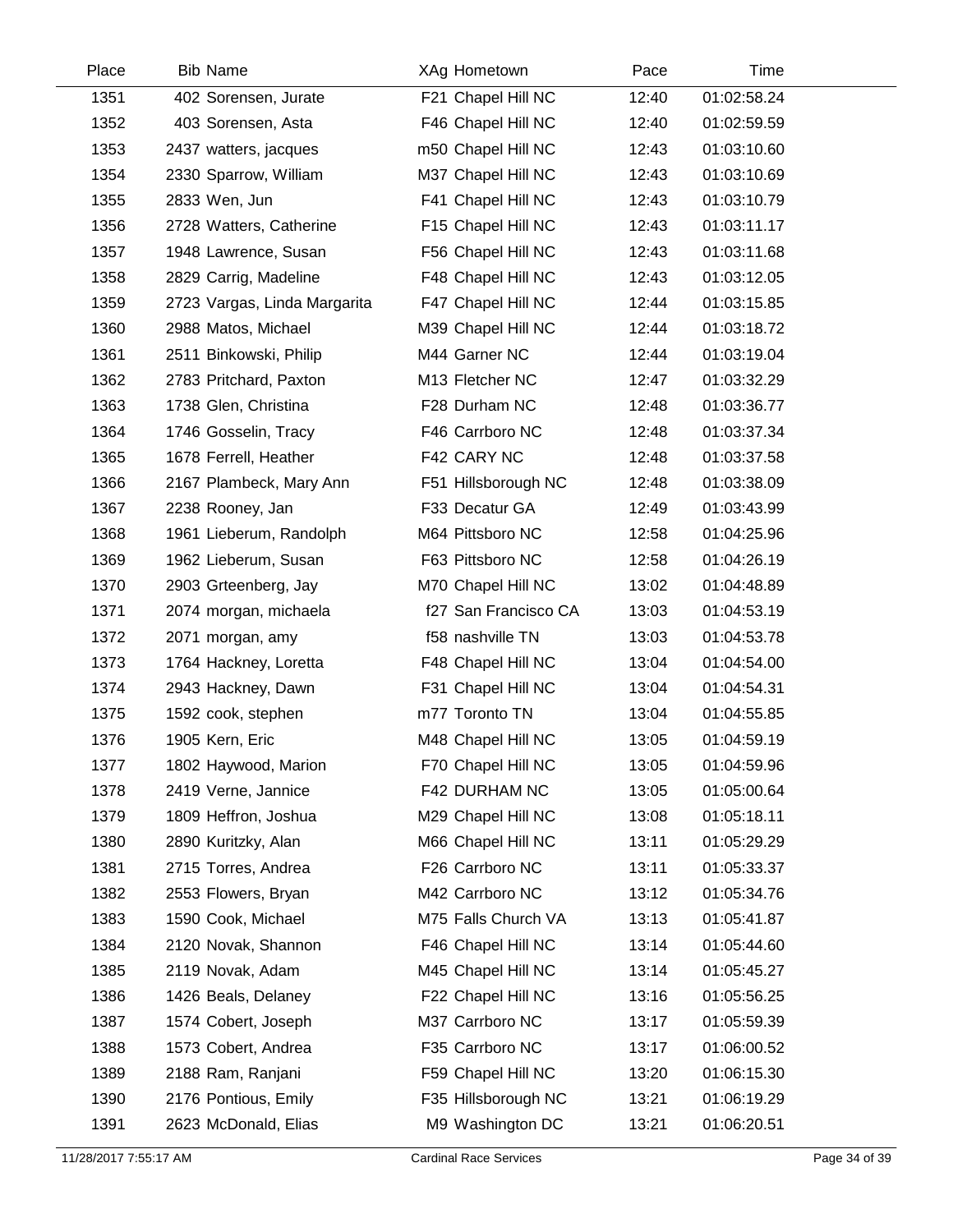| Place | Bib | Name | XAg | Hometown | Pace | Time |
|---|---|---|---|---|---|---|
| 1351 | 402 | Sorensen, Jurate | F21 | Chapel Hill NC | 12:40 | 01:02:58.24 |
| 1352 | 403 | Sorensen, Asta | F46 | Chapel Hill NC | 12:40 | 01:02:59.59 |
| 1353 | 2437 | watters, jacques | m50 | Chapel Hill NC | 12:43 | 01:03:10.60 |
| 1354 | 2330 | Sparrow, William | M37 | Chapel Hill NC | 12:43 | 01:03:10.69 |
| 1355 | 2833 | Wen, Jun | F41 | Chapel Hill NC | 12:43 | 01:03:10.79 |
| 1356 | 2728 | Watters, Catherine | F15 | Chapel Hill NC | 12:43 | 01:03:11.17 |
| 1357 | 1948 | Lawrence, Susan | F56 | Chapel Hill NC | 12:43 | 01:03:11.68 |
| 1358 | 2829 | Carrig, Madeline | F48 | Chapel Hill NC | 12:43 | 01:03:12.05 |
| 1359 | 2723 | Vargas, Linda Margarita | F47 | Chapel Hill NC | 12:44 | 01:03:15.85 |
| 1360 | 2988 | Matos, Michael | M39 | Chapel Hill NC | 12:44 | 01:03:18.72 |
| 1361 | 2511 | Binkowski, Philip | M44 | Garner NC | 12:44 | 01:03:19.04 |
| 1362 | 2783 | Pritchard, Paxton | M13 | Fletcher NC | 12:47 | 01:03:32.29 |
| 1363 | 1738 | Glen, Christina | F28 | Durham NC | 12:48 | 01:03:36.77 |
| 1364 | 1746 | Gosselin, Tracy | F46 | Carrboro NC | 12:48 | 01:03:37.34 |
| 1365 | 1678 | Ferrell, Heather | F42 | CARY NC | 12:48 | 01:03:37.58 |
| 1366 | 2167 | Plambeck, Mary Ann | F51 | Hillsborough NC | 12:48 | 01:03:38.09 |
| 1367 | 2238 | Rooney, Jan | F33 | Decatur GA | 12:49 | 01:03:43.99 |
| 1368 | 1961 | Lieberum, Randolph | M64 | Pittsboro NC | 12:58 | 01:04:25.96 |
| 1369 | 1962 | Lieberum, Susan | F63 | Pittsboro NC | 12:58 | 01:04:26.19 |
| 1370 | 2903 | Grteenberg, Jay | M70 | Chapel Hill NC | 13:02 | 01:04:48.89 |
| 1371 | 2074 | morgan, michaela | f27 | San Francisco CA | 13:03 | 01:04:53.19 |
| 1372 | 2071 | morgan, amy | f58 | nashville TN | 13:03 | 01:04:53.78 |
| 1373 | 1764 | Hackney, Loretta | F48 | Chapel Hill NC | 13:04 | 01:04:54.00 |
| 1374 | 2943 | Hackney, Dawn | F31 | Chapel Hill NC | 13:04 | 01:04:54.31 |
| 1375 | 1592 | cook, stephen | m77 | Toronto TN | 13:04 | 01:04:55.85 |
| 1376 | 1905 | Kern, Eric | M48 | Chapel Hill NC | 13:05 | 01:04:59.19 |
| 1377 | 1802 | Haywood, Marion | F70 | Chapel Hill NC | 13:05 | 01:04:59.96 |
| 1378 | 2419 | Verne, Jannice | F42 | DURHAM NC | 13:05 | 01:05:00.64 |
| 1379 | 1809 | Heffron, Joshua | M29 | Chapel Hill NC | 13:08 | 01:05:18.11 |
| 1380 | 2890 | Kuritzky, Alan | M66 | Chapel Hill NC | 13:11 | 01:05:29.29 |
| 1381 | 2715 | Torres, Andrea | F26 | Carrboro NC | 13:11 | 01:05:33.37 |
| 1382 | 2553 | Flowers, Bryan | M42 | Carrboro NC | 13:12 | 01:05:34.76 |
| 1383 | 1590 | Cook, Michael | M75 | Falls Church VA | 13:13 | 01:05:41.87 |
| 1384 | 2120 | Novak, Shannon | F46 | Chapel Hill NC | 13:14 | 01:05:44.60 |
| 1385 | 2119 | Novak, Adam | M45 | Chapel Hill NC | 13:14 | 01:05:45.27 |
| 1386 | 1426 | Beals, Delaney | F22 | Chapel Hill NC | 13:16 | 01:05:56.25 |
| 1387 | 1574 | Cobert, Joseph | M37 | Carrboro NC | 13:17 | 01:05:59.39 |
| 1388 | 1573 | Cobert, Andrea | F35 | Carrboro NC | 13:17 | 01:06:00.52 |
| 1389 | 2188 | Ram, Ranjani | F59 | Chapel Hill NC | 13:20 | 01:06:15.30 |
| 1390 | 2176 | Pontious, Emily | F35 | Hillsborough NC | 13:21 | 01:06:19.29 |
| 1391 | 2623 | McDonald, Elias | M9 | Washington DC | 13:21 | 01:06:20.51 |

11/28/2017 7:55:17 AM Cardinal Race Services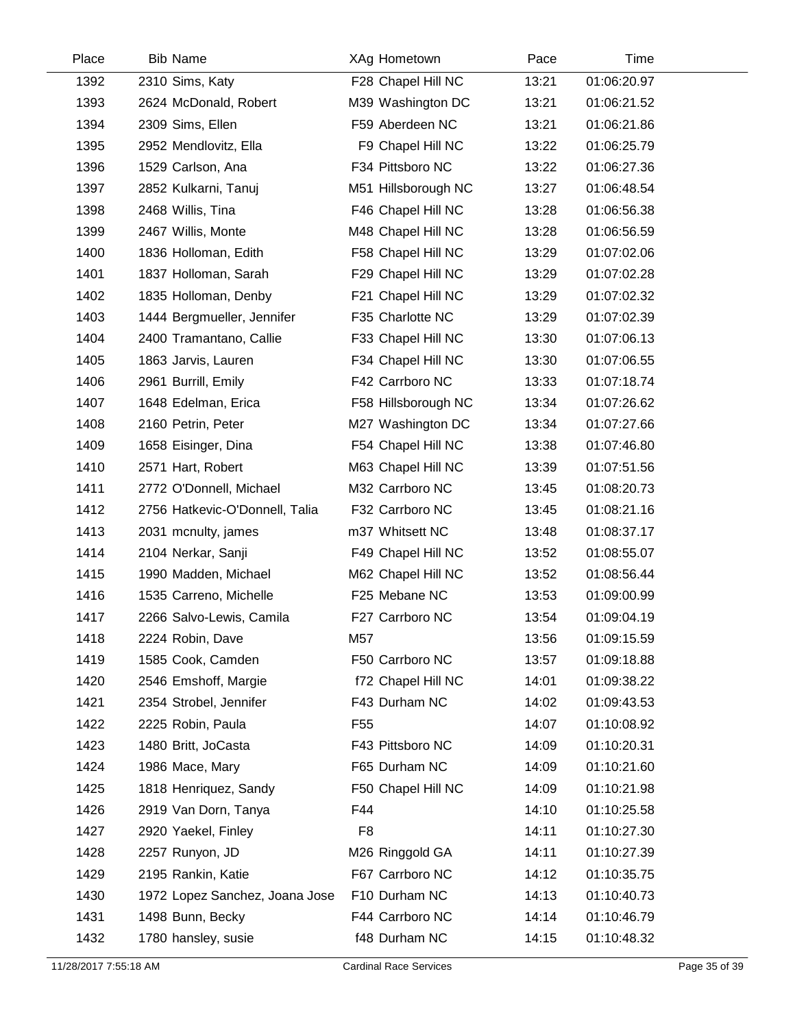| Place | Bib | Name | XAg | Hometown | Pace | Time |
|---|---|---|---|---|---|---|
| 1392 | 2310 | Sims, Katy | F28 | Chapel Hill NC | 13:21 | 01:06:20.97 |
| 1393 | 2624 | McDonald, Robert | M39 | Washington DC | 13:21 | 01:06:21.52 |
| 1394 | 2309 | Sims, Ellen | F59 | Aberdeen NC | 13:21 | 01:06:21.86 |
| 1395 | 2952 | Mendlovitz, Ella | F9 | Chapel Hill NC | 13:22 | 01:06:25.79 |
| 1396 | 1529 | Carlson, Ana | F34 | Pittsboro NC | 13:22 | 01:06:27.36 |
| 1397 | 2852 | Kulkarni, Tanuj | M51 | Hillsborough NC | 13:27 | 01:06:48.54 |
| 1398 | 2468 | Willis, Tina | F46 | Chapel Hill NC | 13:28 | 01:06:56.38 |
| 1399 | 2467 | Willis, Monte | M48 | Chapel Hill NC | 13:28 | 01:06:56.59 |
| 1400 | 1836 | Holloman, Edith | F58 | Chapel Hill NC | 13:29 | 01:07:02.06 |
| 1401 | 1837 | Holloman, Sarah | F29 | Chapel Hill NC | 13:29 | 01:07:02.28 |
| 1402 | 1835 | Holloman, Denby | F21 | Chapel Hill NC | 13:29 | 01:07:02.32 |
| 1403 | 1444 | Bergmueller, Jennifer | F35 | Charlotte NC | 13:29 | 01:07:02.39 |
| 1404 | 2400 | Tramantano, Callie | F33 | Chapel Hill NC | 13:30 | 01:07:06.13 |
| 1405 | 1863 | Jarvis, Lauren | F34 | Chapel Hill NC | 13:30 | 01:07:06.55 |
| 1406 | 2961 | Burrill, Emily | F42 | Carrboro NC | 13:33 | 01:07:18.74 |
| 1407 | 1648 | Edelman, Erica | F58 | Hillsborough NC | 13:34 | 01:07:26.62 |
| 1408 | 2160 | Petrin, Peter | M27 | Washington DC | 13:34 | 01:07:27.66 |
| 1409 | 1658 | Eisinger, Dina | F54 | Chapel Hill NC | 13:38 | 01:07:46.80 |
| 1410 | 2571 | Hart, Robert | M63 | Chapel Hill NC | 13:39 | 01:07:51.56 |
| 1411 | 2772 | O'Donnell, Michael | M32 | Carrboro NC | 13:45 | 01:08:20.73 |
| 1412 | 2756 | Hatkevic-O'Donnell, Talia | F32 | Carrboro NC | 13:45 | 01:08:21.16 |
| 1413 | 2031 | mcnulty, james | m37 | Whitsett NC | 13:48 | 01:08:37.17 |
| 1414 | 2104 | Nerkar, Sanji | F49 | Chapel Hill NC | 13:52 | 01:08:55.07 |
| 1415 | 1990 | Madden, Michael | M62 | Chapel Hill NC | 13:52 | 01:08:56.44 |
| 1416 | 1535 | Carreno, Michelle | F25 | Mebane NC | 13:53 | 01:09:00.99 |
| 1417 | 2266 | Salvo-Lewis, Camila | F27 | Carrboro NC | 13:54 | 01:09:04.19 |
| 1418 | 2224 | Robin, Dave | M57 | | 13:56 | 01:09:15.59 |
| 1419 | 1585 | Cook, Camden | F50 | Carrboro NC | 13:57 | 01:09:18.88 |
| 1420 | 2546 | Emshoff, Margie | f72 | Chapel Hill NC | 14:01 | 01:09:38.22 |
| 1421 | 2354 | Strobel, Jennifer | F43 | Durham NC | 14:02 | 01:09:43.53 |
| 1422 | 2225 | Robin, Paula | F55 | | 14:07 | 01:10:08.92 |
| 1423 | 1480 | Britt, JoCasta | F43 | Pittsboro NC | 14:09 | 01:10:20.31 |
| 1424 | 1986 | Mace, Mary | F65 | Durham NC | 14:09 | 01:10:21.60 |
| 1425 | 1818 | Henriquez, Sandy | F50 | Chapel Hill NC | 14:09 | 01:10:21.98 |
| 1426 | 2919 | Van Dorn, Tanya | F44 | | 14:10 | 01:10:25.58 |
| 1427 | 2920 | Yaekel, Finley | F8 | | 14:11 | 01:10:27.30 |
| 1428 | 2257 | Runyon, JD | M26 | Ringgold GA | 14:11 | 01:10:27.39 |
| 1429 | 2195 | Rankin, Katie | F67 | Carrboro NC | 14:12 | 01:10:35.75 |
| 1430 | 1972 | Lopez Sanchez, Joana Jose | F10 | Durham NC | 14:13 | 01:10:40.73 |
| 1431 | 1498 | Bunn, Becky | F44 | Carrboro NC | 14:14 | 01:10:46.79 |
| 1432 | 1780 | hansley, susie | f48 | Durham NC | 14:15 | 01:10:48.32 |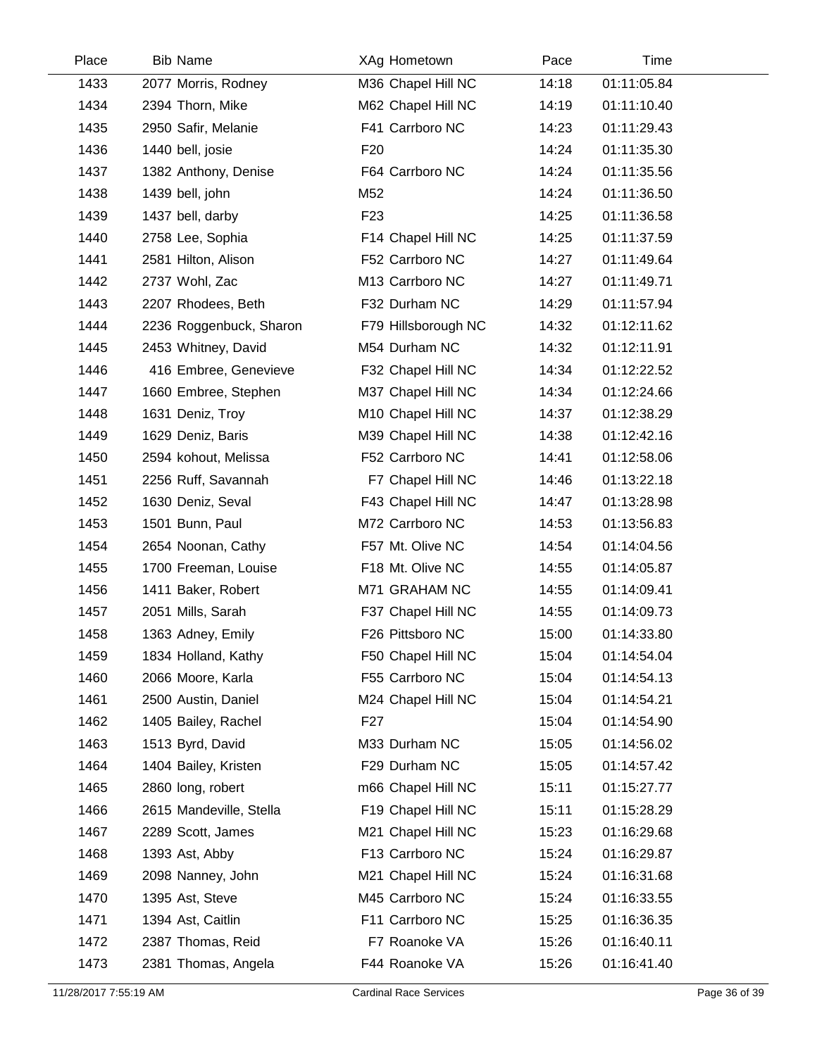| Place | Bib | Name | XAg | Hometown | Pace | Time |
|---|---|---|---|---|---|---|
| 1433 | 2077 | Morris, Rodney | M36 | Chapel Hill NC | 14:18 | 01:11:05.84 |
| 1434 | 2394 | Thorn, Mike | M62 | Chapel Hill NC | 14:19 | 01:11:10.40 |
| 1435 | 2950 | Safir, Melanie | F41 | Carrboro NC | 14:23 | 01:11:29.43 |
| 1436 | 1440 | bell, josie | F20 | | 14:24 | 01:11:35.30 |
| 1437 | 1382 | Anthony, Denise | F64 | Carrboro NC | 14:24 | 01:11:35.56 |
| 1438 | 1439 | bell, john | M52 | | 14:24 | 01:11:36.50 |
| 1439 | 1437 | bell, darby | F23 | | 14:25 | 01:11:36.58 |
| 1440 | 2758 | Lee, Sophia | F14 | Chapel Hill NC | 14:25 | 01:11:37.59 |
| 1441 | 2581 | Hilton, Alison | F52 | Carrboro NC | 14:27 | 01:11:49.64 |
| 1442 | 2737 | Wohl, Zac | M13 | Carrboro NC | 14:27 | 01:11:49.71 |
| 1443 | 2207 | Rhodees, Beth | F32 | Durham NC | 14:29 | 01:11:57.94 |
| 1444 | 2236 | Roggenbuck, Sharon | F79 | Hillsborough NC | 14:32 | 01:12:11.62 |
| 1445 | 2453 | Whitney, David | M54 | Durham NC | 14:32 | 01:12:11.91 |
| 1446 | 416 | Embree, Genevieve | F32 | Chapel Hill NC | 14:34 | 01:12:22.52 |
| 1447 | 1660 | Embree, Stephen | M37 | Chapel Hill NC | 14:34 | 01:12:24.66 |
| 1448 | 1631 | Deniz, Troy | M10 | Chapel Hill NC | 14:37 | 01:12:38.29 |
| 1449 | 1629 | Deniz, Baris | M39 | Chapel Hill NC | 14:38 | 01:12:42.16 |
| 1450 | 2594 | kohout, Melissa | F52 | Carrboro NC | 14:41 | 01:12:58.06 |
| 1451 | 2256 | Ruff, Savannah | F7 | Chapel Hill NC | 14:46 | 01:13:22.18 |
| 1452 | 1630 | Deniz, Seval | F43 | Chapel Hill NC | 14:47 | 01:13:28.98 |
| 1453 | 1501 | Bunn, Paul | M72 | Carrboro NC | 14:53 | 01:13:56.83 |
| 1454 | 2654 | Noonan, Cathy | F57 | Mt. Olive NC | 14:54 | 01:14:04.56 |
| 1455 | 1700 | Freeman, Louise | F18 | Mt. Olive NC | 14:55 | 01:14:05.87 |
| 1456 | 1411 | Baker, Robert | M71 | GRAHAM NC | 14:55 | 01:14:09.41 |
| 1457 | 2051 | Mills, Sarah | F37 | Chapel Hill NC | 14:55 | 01:14:09.73 |
| 1458 | 1363 | Adney, Emily | F26 | Pittsboro NC | 15:00 | 01:14:33.80 |
| 1459 | 1834 | Holland, Kathy | F50 | Chapel Hill NC | 15:04 | 01:14:54.04 |
| 1460 | 2066 | Moore, Karla | F55 | Carrboro NC | 15:04 | 01:14:54.13 |
| 1461 | 2500 | Austin, Daniel | M24 | Chapel Hill NC | 15:04 | 01:14:54.21 |
| 1462 | 1405 | Bailey, Rachel | F27 | | 15:04 | 01:14:54.90 |
| 1463 | 1513 | Byrd, David | M33 | Durham NC | 15:05 | 01:14:56.02 |
| 1464 | 1404 | Bailey, Kristen | F29 | Durham NC | 15:05 | 01:14:57.42 |
| 1465 | 2860 | long, robert | m66 | Chapel Hill NC | 15:11 | 01:15:27.77 |
| 1466 | 2615 | Mandeville, Stella | F19 | Chapel Hill NC | 15:11 | 01:15:28.29 |
| 1467 | 2289 | Scott, James | M21 | Chapel Hill NC | 15:23 | 01:16:29.68 |
| 1468 | 1393 | Ast, Abby | F13 | Carrboro NC | 15:24 | 01:16:29.87 |
| 1469 | 2098 | Nanney, John | M21 | Chapel Hill NC | 15:24 | 01:16:31.68 |
| 1470 | 1395 | Ast, Steve | M45 | Carrboro NC | 15:24 | 01:16:33.55 |
| 1471 | 1394 | Ast, Caitlin | F11 | Carrboro NC | 15:25 | 01:16:36.35 |
| 1472 | 2387 | Thomas, Reid | F7 | Roanoke VA | 15:26 | 01:16:40.11 |
| 1473 | 2381 | Thomas, Angela | F44 | Roanoke VA | 15:26 | 01:16:41.40 |

11/28/2017 7:55:19 AM Cardinal Race Services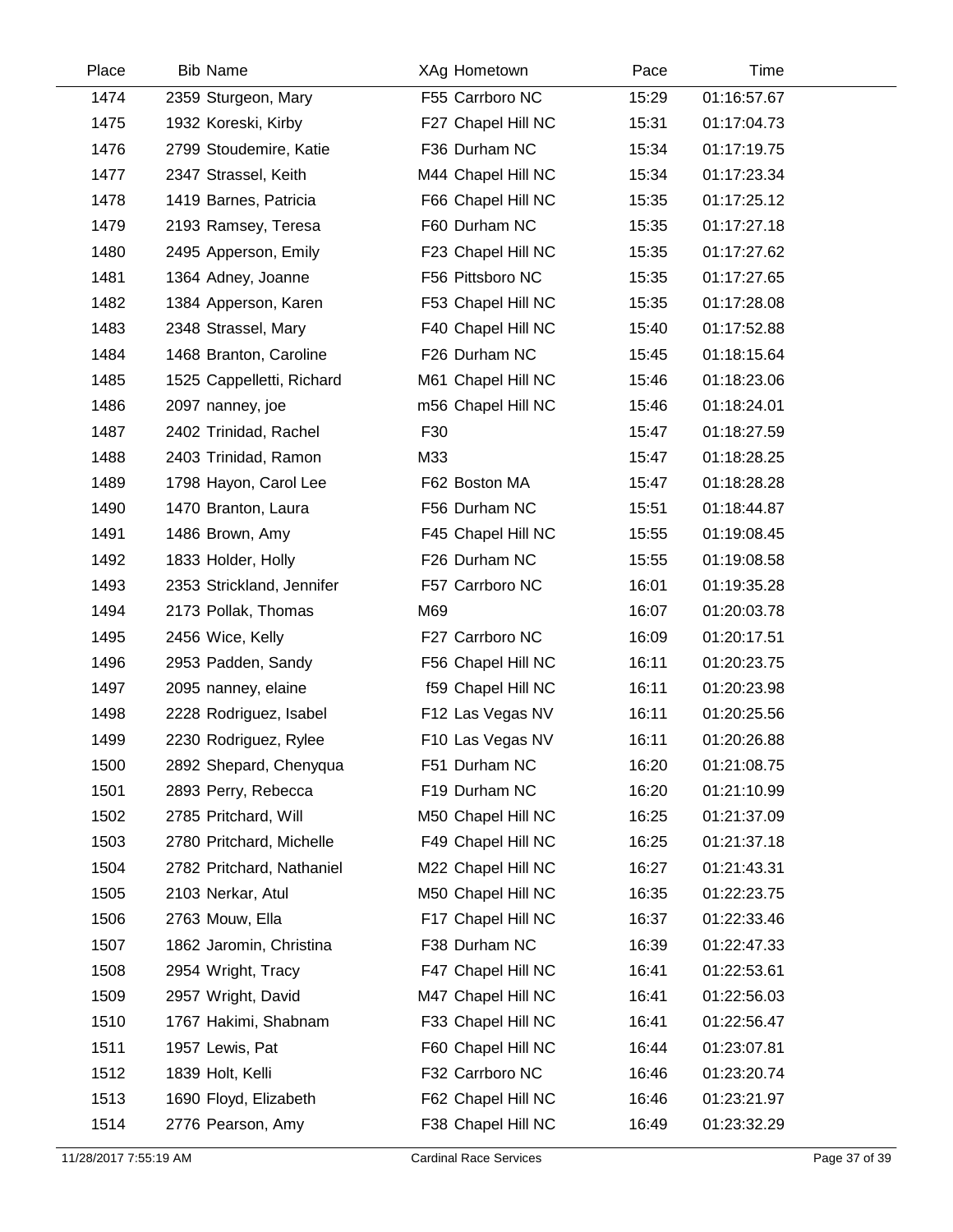| Place | Bib | Name | XAg | Hometown | Pace | Time |
|---|---|---|---|---|---|---|
| 1474 | 2359 | Sturgeon, Mary | F55 | Carrboro NC | 15:29 | 01:16:57.67 |
| 1475 | 1932 | Koreski, Kirby | F27 | Chapel Hill NC | 15:31 | 01:17:04.73 |
| 1476 | 2799 | Stoudemire, Katie | F36 | Durham NC | 15:34 | 01:17:19.75 |
| 1477 | 2347 | Strassel, Keith | M44 | Chapel Hill NC | 15:34 | 01:17:23.34 |
| 1478 | 1419 | Barnes, Patricia | F66 | Chapel Hill NC | 15:35 | 01:17:25.12 |
| 1479 | 2193 | Ramsey, Teresa | F60 | Durham NC | 15:35 | 01:17:27.18 |
| 1480 | 2495 | Apperson, Emily | F23 | Chapel Hill NC | 15:35 | 01:17:27.62 |
| 1481 | 1364 | Adney, Joanne | F56 | Pittsboro NC | 15:35 | 01:17:27.65 |
| 1482 | 1384 | Apperson, Karen | F53 | Chapel Hill NC | 15:35 | 01:17:28.08 |
| 1483 | 2348 | Strassel, Mary | F40 | Chapel Hill NC | 15:40 | 01:17:52.88 |
| 1484 | 1468 | Branton, Caroline | F26 | Durham NC | 15:45 | 01:18:15.64 |
| 1485 | 1525 | Cappelletti, Richard | M61 | Chapel Hill NC | 15:46 | 01:18:23.06 |
| 1486 | 2097 | nanney, joe | m56 | Chapel Hill NC | 15:46 | 01:18:24.01 |
| 1487 | 2402 | Trinidad, Rachel | F30 | | 15:47 | 01:18:27.59 |
| 1488 | 2403 | Trinidad, Ramon | M33 | | 15:47 | 01:18:28.25 |
| 1489 | 1798 | Hayon, Carol Lee | F62 | Boston MA | 15:47 | 01:18:28.28 |
| 1490 | 1470 | Branton, Laura | F56 | Durham NC | 15:51 | 01:18:44.87 |
| 1491 | 1486 | Brown, Amy | F45 | Chapel Hill NC | 15:55 | 01:19:08.45 |
| 1492 | 1833 | Holder, Holly | F26 | Durham NC | 15:55 | 01:19:08.58 |
| 1493 | 2353 | Strickland, Jennifer | F57 | Carrboro NC | 16:01 | 01:19:35.28 |
| 1494 | 2173 | Pollak, Thomas | M69 | | 16:07 | 01:20:03.78 |
| 1495 | 2456 | Wice, Kelly | F27 | Carrboro NC | 16:09 | 01:20:17.51 |
| 1496 | 2953 | Padden, Sandy | F56 | Chapel Hill NC | 16:11 | 01:20:23.75 |
| 1497 | 2095 | nanney, elaine | f59 | Chapel Hill NC | 16:11 | 01:20:23.98 |
| 1498 | 2228 | Rodriguez, Isabel | F12 | Las Vegas NV | 16:11 | 01:20:25.56 |
| 1499 | 2230 | Rodriguez, Rylee | F10 | Las Vegas NV | 16:11 | 01:20:26.88 |
| 1500 | 2892 | Shepard, Chenyqua | F51 | Durham NC | 16:20 | 01:21:08.75 |
| 1501 | 2893 | Perry, Rebecca | F19 | Durham NC | 16:20 | 01:21:10.99 |
| 1502 | 2785 | Pritchard, Will | M50 | Chapel Hill NC | 16:25 | 01:21:37.09 |
| 1503 | 2780 | Pritchard, Michelle | F49 | Chapel Hill NC | 16:25 | 01:21:37.18 |
| 1504 | 2782 | Pritchard, Nathaniel | M22 | Chapel Hill NC | 16:27 | 01:21:43.31 |
| 1505 | 2103 | Nerkar, Atul | M50 | Chapel Hill NC | 16:35 | 01:22:23.75 |
| 1506 | 2763 | Mouw, Ella | F17 | Chapel Hill NC | 16:37 | 01:22:33.46 |
| 1507 | 1862 | Jaromin, Christina | F38 | Durham NC | 16:39 | 01:22:47.33 |
| 1508 | 2954 | Wright, Tracy | F47 | Chapel Hill NC | 16:41 | 01:22:53.61 |
| 1509 | 2957 | Wright, David | M47 | Chapel Hill NC | 16:41 | 01:22:56.03 |
| 1510 | 1767 | Hakimi, Shabnam | F33 | Chapel Hill NC | 16:41 | 01:22:56.47 |
| 1511 | 1957 | Lewis, Pat | F60 | Chapel Hill NC | 16:44 | 01:23:07.81 |
| 1512 | 1839 | Holt, Kelli | F32 | Carrboro NC | 16:46 | 01:23:20.74 |
| 1513 | 1690 | Floyd, Elizabeth | F62 | Chapel Hill NC | 16:46 | 01:23:21.97 |
| 1514 | 2776 | Pearson, Amy | F38 | Chapel Hill NC | 16:49 | 01:23:32.29 |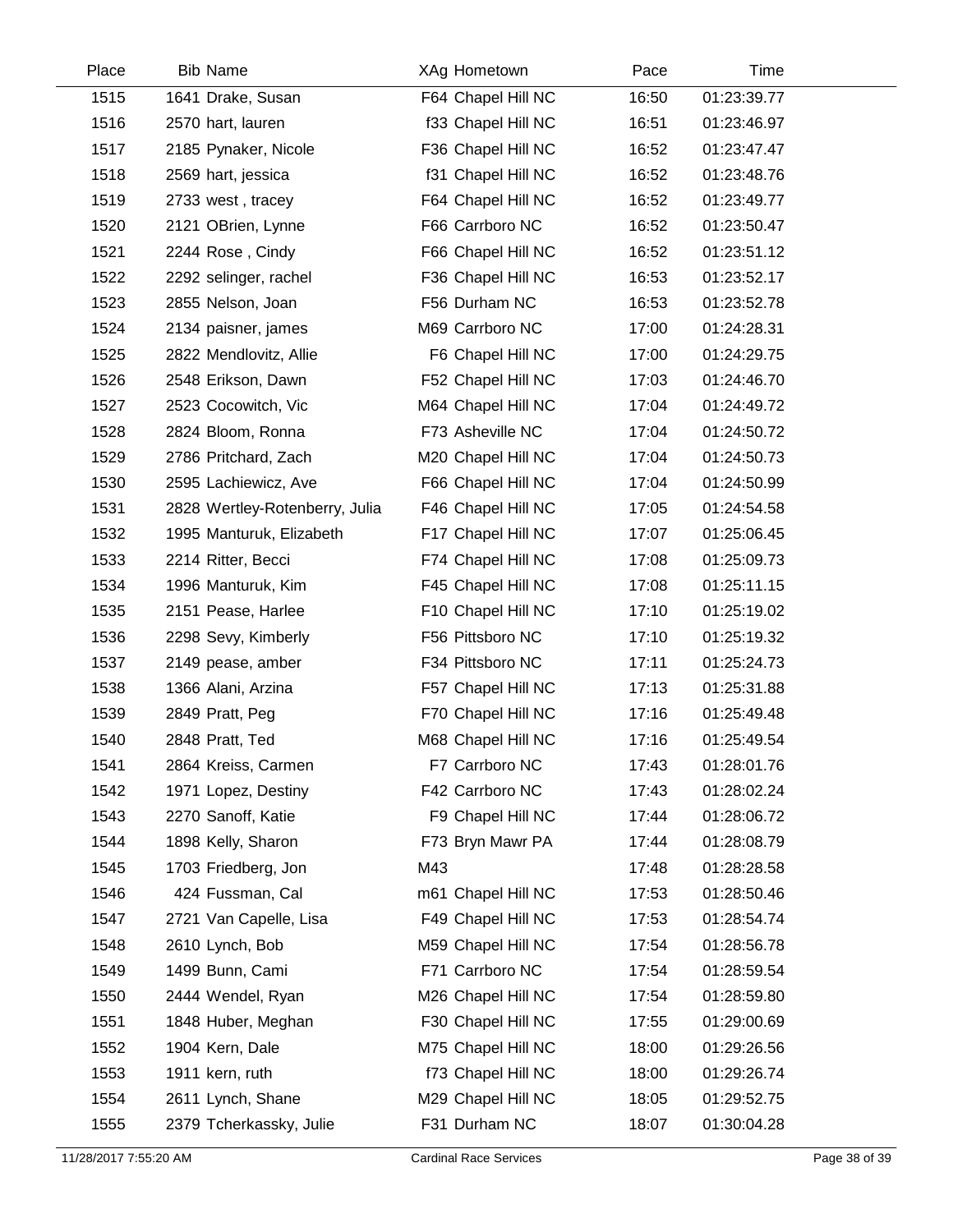| Place | Bib | Name | XAg | Hometown | Pace | Time |
|---|---|---|---|---|---|---|
| 1515 | 1641 | Drake, Susan | F64 | Chapel Hill NC | 16:50 | 01:23:39.77 |
| 1516 | 2570 | hart, lauren | f33 | Chapel Hill NC | 16:51 | 01:23:46.97 |
| 1517 | 2185 | Pynaker, Nicole | F36 | Chapel Hill NC | 16:52 | 01:23:47.47 |
| 1518 | 2569 | hart, jessica | f31 | Chapel Hill NC | 16:52 | 01:23:48.76 |
| 1519 | 2733 | west , tracey | F64 | Chapel Hill NC | 16:52 | 01:23:49.77 |
| 1520 | 2121 | OBrien, Lynne | F66 | Carrboro NC | 16:52 | 01:23:50.47 |
| 1521 | 2244 | Rose , Cindy | F66 | Chapel Hill NC | 16:52 | 01:23:51.12 |
| 1522 | 2292 | selinger, rachel | F36 | Chapel Hill NC | 16:53 | 01:23:52.17 |
| 1523 | 2855 | Nelson, Joan | F56 | Durham NC | 16:53 | 01:23:52.78 |
| 1524 | 2134 | paisner, james | M69 | Carrboro NC | 17:00 | 01:24:28.31 |
| 1525 | 2822 | Mendlovitz, Allie | F6 | Chapel Hill NC | 17:00 | 01:24:29.75 |
| 1526 | 2548 | Erikson, Dawn | F52 | Chapel Hill NC | 17:03 | 01:24:46.70 |
| 1527 | 2523 | Cocowitch, Vic | M64 | Chapel Hill NC | 17:04 | 01:24:49.72 |
| 1528 | 2824 | Bloom, Ronna | F73 | Asheville NC | 17:04 | 01:24:50.72 |
| 1529 | 2786 | Pritchard, Zach | M20 | Chapel Hill NC | 17:04 | 01:24:50.73 |
| 1530 | 2595 | Lachiewicz, Ave | F66 | Chapel Hill NC | 17:04 | 01:24:50.99 |
| 1531 | 2828 | Wertley-Rotenberry, Julia | F46 | Chapel Hill NC | 17:05 | 01:24:54.58 |
| 1532 | 1995 | Manturuk, Elizabeth | F17 | Chapel Hill NC | 17:07 | 01:25:06.45 |
| 1533 | 2214 | Ritter, Becci | F74 | Chapel Hill NC | 17:08 | 01:25:09.73 |
| 1534 | 1996 | Manturuk, Kim | F45 | Chapel Hill NC | 17:08 | 01:25:11.15 |
| 1535 | 2151 | Pease, Harlee | F10 | Chapel Hill NC | 17:10 | 01:25:19.02 |
| 1536 | 2298 | Sevy, Kimberly | F56 | Pittsboro NC | 17:10 | 01:25:19.32 |
| 1537 | 2149 | pease, amber | F34 | Pittsboro NC | 17:11 | 01:25:24.73 |
| 1538 | 1366 | Alani, Arzina | F57 | Chapel Hill NC | 17:13 | 01:25:31.88 |
| 1539 | 2849 | Pratt, Peg | F70 | Chapel Hill NC | 17:16 | 01:25:49.48 |
| 1540 | 2848 | Pratt, Ted | M68 | Chapel Hill NC | 17:16 | 01:25:49.54 |
| 1541 | 2864 | Kreiss, Carmen | F7 | Carrboro NC | 17:43 | 01:28:01.76 |
| 1542 | 1971 | Lopez, Destiny | F42 | Carrboro NC | 17:43 | 01:28:02.24 |
| 1543 | 2270 | Sanoff, Katie | F9 | Chapel Hill NC | 17:44 | 01:28:06.72 |
| 1544 | 1898 | Kelly, Sharon | F73 | Bryn Mawr PA | 17:44 | 01:28:08.79 |
| 1545 | 1703 | Friedberg, Jon | M43 | | 17:48 | 01:28:28.58 |
| 1546 | 424 | Fussman, Cal | m61 | Chapel Hill NC | 17:53 | 01:28:50.46 |
| 1547 | 2721 | Van Capelle, Lisa | F49 | Chapel Hill NC | 17:53 | 01:28:54.74 |
| 1548 | 2610 | Lynch, Bob | M59 | Chapel Hill NC | 17:54 | 01:28:56.78 |
| 1549 | 1499 | Bunn, Cami | F71 | Carrboro NC | 17:54 | 01:28:59.54 |
| 1550 | 2444 | Wendel, Ryan | M26 | Chapel Hill NC | 17:54 | 01:28:59.80 |
| 1551 | 1848 | Huber, Meghan | F30 | Chapel Hill NC | 17:55 | 01:29:00.69 |
| 1552 | 1904 | Kern, Dale | M75 | Chapel Hill NC | 18:00 | 01:29:26.56 |
| 1553 | 1911 | kern, ruth | f73 | Chapel Hill NC | 18:00 | 01:29:26.74 |
| 1554 | 2611 | Lynch, Shane | M29 | Chapel Hill NC | 18:05 | 01:29:52.75 |
| 1555 | 2379 | Tcherkassky, Julie | F31 | Durham NC | 18:07 | 01:30:04.28 |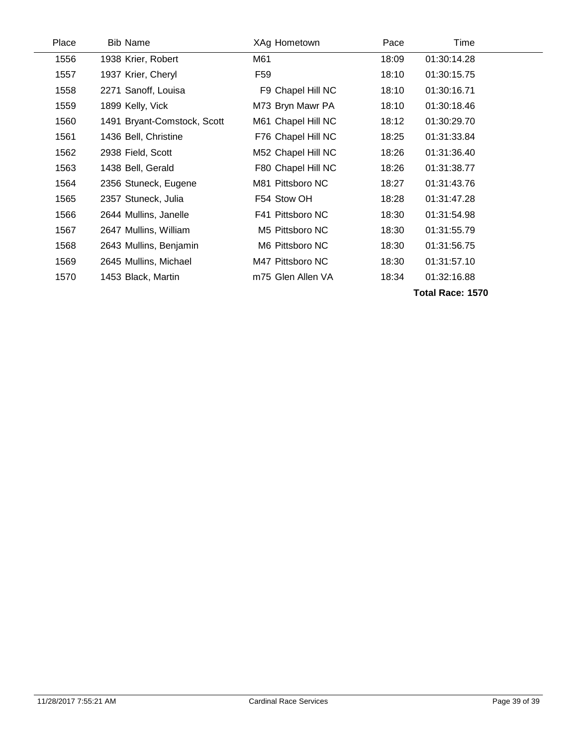| Place | Bib | Name | XAg | Hometown | Pace | Time |
|---|---|---|---|---|---|---|
| 1556 | 1938 | Krier, Robert | M61 | | 18:09 | 01:30:14.28 |
| 1557 | 1937 | Krier, Cheryl | F59 | | 18:10 | 01:30:15.75 |
| 1558 | 2271 | Sanoff, Louisa | F9 | Chapel Hill NC | 18:10 | 01:30:16.71 |
| 1559 | 1899 | Kelly, Vick | M73 | Bryn Mawr PA | 18:10 | 01:30:18.46 |
| 1560 | 1491 | Bryant-Comstock, Scott | M61 | Chapel Hill NC | 18:12 | 01:30:29.70 |
| 1561 | 1436 | Bell, Christine | F76 | Chapel Hill NC | 18:25 | 01:31:33.84 |
| 1562 | 2938 | Field, Scott | M52 | Chapel Hill NC | 18:26 | 01:31:36.40 |
| 1563 | 1438 | Bell, Gerald | F80 | Chapel Hill NC | 18:26 | 01:31:38.77 |
| 1564 | 2356 | Stuneck, Eugene | M81 | Pittsboro NC | 18:27 | 01:31:43.76 |
| 1565 | 2357 | Stuneck, Julia | F54 | Stow OH | 18:28 | 01:31:47.28 |
| 1566 | 2644 | Mullins, Janelle | F41 | Pittsboro NC | 18:30 | 01:31:54.98 |
| 1567 | 2647 | Mullins, William | M5 | Pittsboro NC | 18:30 | 01:31:55.79 |
| 1568 | 2643 | Mullins, Benjamin | M6 | Pittsboro NC | 18:30 | 01:31:56.75 |
| 1569 | 2645 | Mullins, Michael | M47 | Pittsboro NC | 18:30 | 01:31:57.10 |
| 1570 | 1453 | Black, Martin | m75 | Glen Allen VA | 18:34 | 01:32:16.88 |

**Total Race: 1570**

11/28/2017 7:55:21 AM Cardinal Race Services